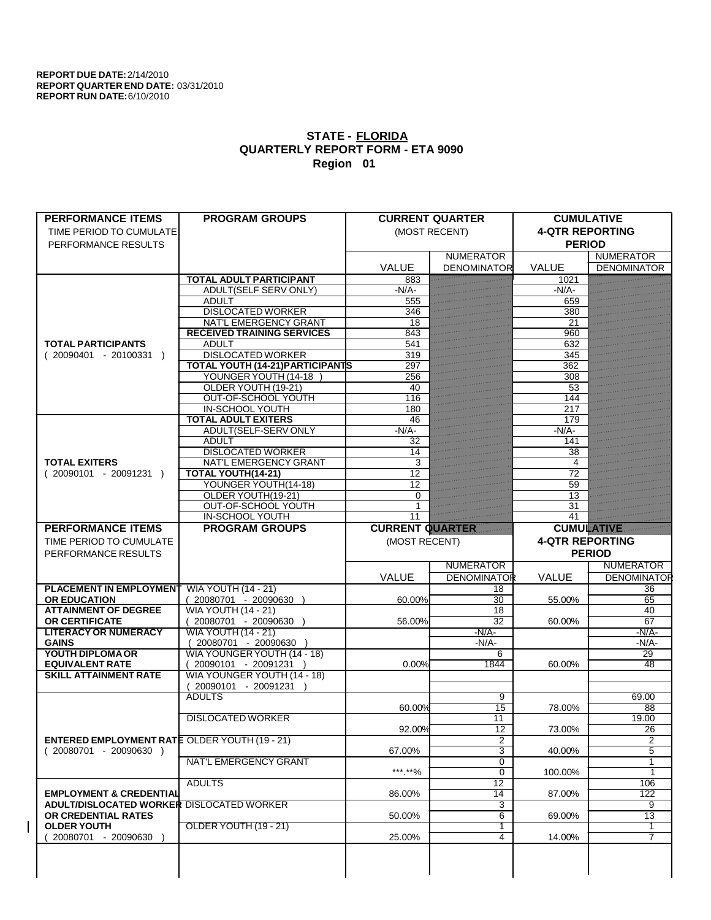**REPORT DUE DATE:** 2/14/2010
**REPORT QUARTER END DATE:** 03/31/2010
**REPORT RUN DATE:** 6/10/2010

## STATE - FLORIDA
## QUARTERLY REPORT FORM - ETA 9090
## Region 01

| PERFORMANCE ITEMS | PROGRAM GROUPS | CURRENT QUARTER | | CUMULATIVE | |
|---|---|---|---|---|---|
| TIME PERIOD TO CUMULATE | | (MOST RECENT) | | 4-QTR REPORTING | |
| PERFORMANCE RESULTS | | | | PERIOD | |
| | | VALUE | NUMERATOR DENOMINATOR | VALUE | NUMERATOR DENOMINATOR |
| **TOTAL PARTICIPANTS** ( 20090401 - 20100331 ) | **TOTAL ADULT PARTICIPANT** | 883 | | 1021 | |
| | ADULT(SELF SERV ONLY) | -N/A- | | -N/A- | |
| | ADULT | 555 | | 659 | |
| | DISLOCATED WORKER | 346 | | 380 | |
| | NAT'L EMERGENCY GRANT | 18 | | 21 | |
| | **RECEIVED TRAINING SERVICES** | 843 | | 960 | |
| | ADULT | 541 | | 632 | |
| | DISLOCATED WORKER | 319 | | 345 | |
| | **TOTAL YOUTH (14-21)PARTICIPANTS** | 297 | | 362 | |
| | YOUNGER YOUTH (14-18 ) | 256 | | 308 | |
| | OLDER YOUTH (19-21) | 40 | | 53 | |
| | OUT-OF-SCHOOL YOUTH | 116 | | 144 | |
| | IN-SCHOOL YOUTH | 180 | | 217 | |
| **TOTAL EXITERS** ( 20090101 - 20091231 ) | **TOTAL ADULT EXITERS** | 46 | | 179 | |
| | ADULT(SELF-SERV ONLY | -N/A- | | -N/A- | |
| | ADULT | 32 | | 141 | |
| | DISLOCATED WORKER | 14 | | 38 | |
| | NAT'L EMERGENCY GRANT | 3 | | 4 | |
| | **TOTAL YOUTH(14-21)** | 12 | | 72 | |
| | YOUNGER YOUTH(14-18) | 12 | | 59 | |
| | OLDER YOUTH(19-21) | 0 | | 13 | |
| | OUT-OF-SCHOOL YOUTH | 1 | | 31 | |
| | IN-SCHOOL YOUTH | 11 | | 41 | |

| PERFORMANCE ITEMS | PROGRAM GROUPS | CURRENT QUARTER | | CUMULATIVE | |
|---|---|---|---|---|---|
| TIME PERIOD TO CUMULATE | | (MOST RECENT) | | 4-QTR REPORTING | |
| PERFORMANCE RESULTS | | | | PERIOD | |
| | | VALUE | NUMERATOR DENOMINATOR | VALUE | NUMERATOR DENOMINATOR |
| **PLACEMENT IN EMPLOYMENT OR EDUCATION** | WIA YOUTH (14 - 21) ( 20080701 - 20090630 ) | 60.00% | 18 / 30 | 55.00% | 36 / 65 |
| **ATTAINMENT OF DEGREE OR CERTIFICATE** | WIA YOUTH (14 - 21) ( 20080701 - 20090630 ) | 56.00% | 18 / 32 | 60.00% | 40 / 67 |
| **LITERACY OR NUMERACY GAINS** | WIA YOUTH (14 - 21) ( 20080701 - 20090630 ) | | -N/A- / -N/A- | | -N/A- / -N/A- |
| **YOUTH DIPLOMA OR EQUIVALENT RATE** | WIA YOUNGER YOUTH (14 - 18) ( 20090101 - 20091231 ) | 0.00% | 6 / 1844 | 60.00% | 29 / 48 |
| **SKILL ATTAINMENT RATE** | WIA YOUNGER YOUTH (14 - 18) ( 20090101 - 20091231 ) | | | | |
| **ENTERED EMPLOYMENT RATE** ( 20080701 - 20090630 ) | ADULTS | 60.00% | 9 / 15 | 78.00% | 69.00 / 88 |
| | DISLOCATED WORKER | 92.00% | 11 / 12 | 73.00% | 19.00 / 26 |
| | OLDER YOUTH (19 - 21) | 67.00% | 2 / 3 | 40.00% | 2 / 5 |
| | NAT'L EMERGENCY GRANT | \*\*\*.\*\*% | 0 / 0 | 100.00% | 1 / 1 |
| **EMPLOYMENT & CREDENTIAL ADULT/DISLOCATED WORKER OR CREDENTIAL RATES OLDER YOUTH** ( 20080701 - 20090630 ) | ADULTS | 86.00% | 12 / 14 | 87.00% | 106 / 122 |
| | DISLOCATED WORKER | 50.00% | 3 / 6 | 69.00% | 9 / 13 |
| | OLDER YOUTH (19 - 21) | 25.00% | 1 / 4 | 14.00% | 1 / 7 |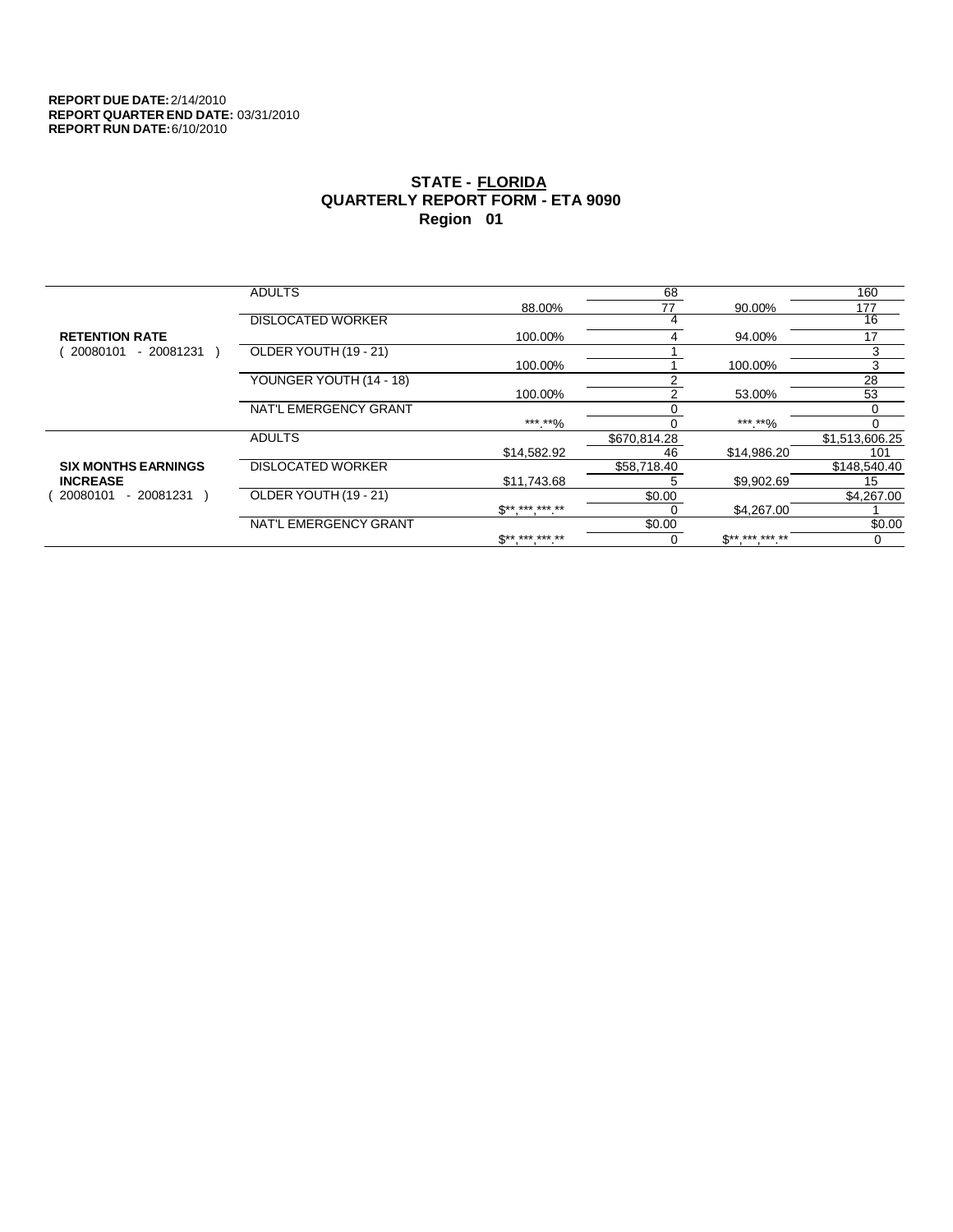**REPORT DUE DATE:** 2/14/2010
**REPORT QUARTER END DATE:** 03/31/2010
**REPORT RUN DATE:** 6/10/2010

# STATE - FLORIDA
## QUARTERLY REPORT FORM - ETA 9090
## Region 01

| | | | | | |
|---|---|---|---|---|---|
| **RETENTION RATE** ( 20080101 - 20081231 ) | ADULTS | | 68 | | 160 |
| | | 88.00% | 77 | 90.00% | 177 |
| | DISLOCATED WORKER | | 4 | | 16 |
| | | 100.00% | 4 | 94.00% | 17 |
| | OLDER YOUTH (19 - 21) | | 1 | | 3 |
| | | 100.00% | 1 | 100.00% | 3 |
| | YOUNGER YOUTH (14 - 18) | | 2 | | 28 |
| | | 100.00% | 2 | 53.00% | 53 |
| | NAT'L EMERGENCY GRANT | | 0 | | 0 |
| | | ***.**% | 0 | ***.**% | 0 |
| **SIX MONTHS EARNINGS INCREASE** ( 20080101 - 20081231 ) | ADULTS | | $670,814.28 | | $1,513,606.25 |
| | | $14,582.92 | 46 | $14,986.20 | 101 |
| | DISLOCATED WORKER | | $58,718.40 | | $148,540.40 |
| | | $11,743.68 | 5 | $9,902.69 | 15 |
| | OLDER YOUTH (19 - 21) | | $0.00 | | $4,267.00 |
| | | $**,***,***.** | 0 | $4,267.00 | 1 |
| | NAT'L EMERGENCY GRANT | | $0.00 | | $0.00 |
| | | $**,***,***.** | 0 | $**,***,***.** | 0 |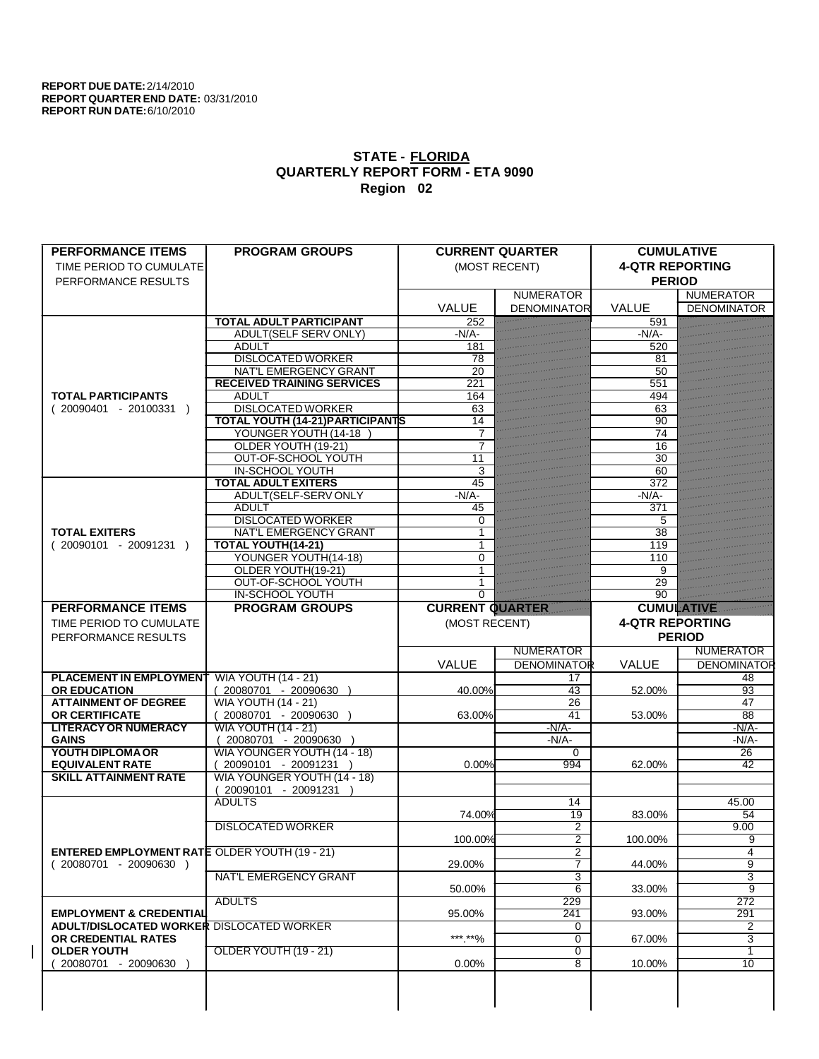**REPORT DUE DATE:** 2/14/2010
**REPORT QUARTER END DATE:** 03/31/2010
**REPORT RUN DATE:** 6/10/2010

## STATE - FLORIDA
## QUARTERLY REPORT FORM - ETA 9090
## Region 02

| PERFORMANCE ITEMS<br>TIME PERIOD TO CUMULATE PERFORMANCE RESULTS | PROGRAM GROUPS | CURRENT QUARTER (MOST RECENT) VALUE | CURRENT QUARTER NUMERATOR / DENOMINATOR | CUMULATIVE 4-QTR REPORTING PERIOD VALUE | CUMULATIVE NUMERATOR / DENOMINATOR |
|---|---|---|---|---|---|
| **TOTAL PARTICIPANTS** ( 20090401 - 20100331 ) | **TOTAL ADULT PARTICIPANT** | 252 | | 591 | |
| | ADULT(SELF SERV ONLY) | -N/A- | | -N/A- | |
| | ADULT | 181 | | 520 | |
| | DISLOCATED WORKER | 78 | | 81 | |
| | NAT'L EMERGENCY GRANT | 20 | | 50 | |
| | **RECEIVED TRAINING SERVICES** | 221 | | 551 | |
| | ADULT | 164 | | 494 | |
| | DISLOCATED WORKER | 63 | | 63 | |
| | **TOTAL YOUTH (14-21)PARTICIPANTS** | 14 | | 90 | |
| | YOUNGER YOUTH (14-18 ) | 7 | | 74 | |
| | OLDER YOUTH (19-21) | 7 | | 16 | |
| | OUT-OF-SCHOOL YOUTH | 11 | | 30 | |
| | IN-SCHOOL YOUTH | 3 | | 60 | |
| **TOTAL EXITERS** ( 20090101 - 20091231 ) | **TOTAL ADULT EXITERS** | 45 | | 372 | |
| | ADULT(SELF-SERV ONLY | -N/A- | | -N/A- | |
| | ADULT | 45 | | 371 | |
| | DISLOCATED WORKER | 0 | | 5 | |
| | NAT'L EMERGENCY GRANT | 1 | | 38 | |
| | **TOTAL YOUTH(14-21)** | 1 | | 119 | |
| | YOUNGER YOUTH(14-18) | 0 | | 110 | |
| | OLDER YOUTH(19-21) | 1 | | 9 | |
| | OUT-OF-SCHOOL YOUTH | 1 | | 29 | |
| | IN-SCHOOL YOUTH | 0 | | 90 | |

| PERFORMANCE ITEMS<br>TIME PERIOD TO CUMULATE PERFORMANCE RESULTS | PROGRAM GROUPS | CURRENT QUARTER (MOST RECENT) VALUE | CURRENT QUARTER NUMERATOR / DENOMINATOR | CUMULATIVE 4-QTR REPORTING PERIOD VALUE | CUMULATIVE NUMERATOR / DENOMINATOR |
|---|---|---|---|---|---|
| **PLACEMENT IN EMPLOYMENT OR EDUCATION** | WIA YOUTH (14 - 21) ( 20080701 - 20090630 ) | 40.00% | 17 / 43 | 52.00% | 48 / 93 |
| **ATTAINMENT OF DEGREE OR CERTIFICATE** | WIA YOUTH (14 - 21) ( 20080701 - 20090630 ) | 63.00% | 26 / 41 | 53.00% | 47 / 88 |
| **LITERACY OR NUMERACY GAINS** | WIA YOUTH (14 - 21) ( 20080701 - 20090630 ) | | -N/A- / -N/A- | | -N/A- / -N/A- |
| **YOUTH DIPLOMA OR EQUIVALENT RATE** | WIA YOUNGER YOUTH (14 - 18) ( 20090101 - 20091231 ) | 0.00% | 0 / 994 | 62.00% | 26 / 42 |
| **SKILL ATTAINMENT RATE** | WIA YOUNGER YOUTH (14 - 18) ( 20090101 - 20091231 ) | | | | |
| **ENTERED EMPLOYMENT RATE** ( 20080701 - 20090630 ) | ADULTS | 74.00% | 14 / 19 | 83.00% | 45.00 / 54 |
| | DISLOCATED WORKER | 100.00% | 2 / 2 | 100.00% | 9.00 / 9 |
| | OLDER YOUTH (19 - 21) | 29.00% | 2 / 7 | 44.00% | 4 / 9 |
| | NAT'L EMERGENCY GRANT | 50.00% | 3 / 6 | 33.00% | 3 / 9 |
| **EMPLOYMENT & CREDENTIAL ADULT/DISLOCATED WORKER OR CREDENTIAL RATES OLDER YOUTH** ( 20080701 - 20090630 ) | ADULTS | 95.00% | 229 / 241 | 93.00% | 272 / 291 |
| | DISLOCATED WORKER | ***.**% | 0 / 0 | 67.00% | 2 / 3 |
| | OLDER YOUTH (19 - 21) | 0.00% | 0 / 8 | 10.00% | 1 / 10 |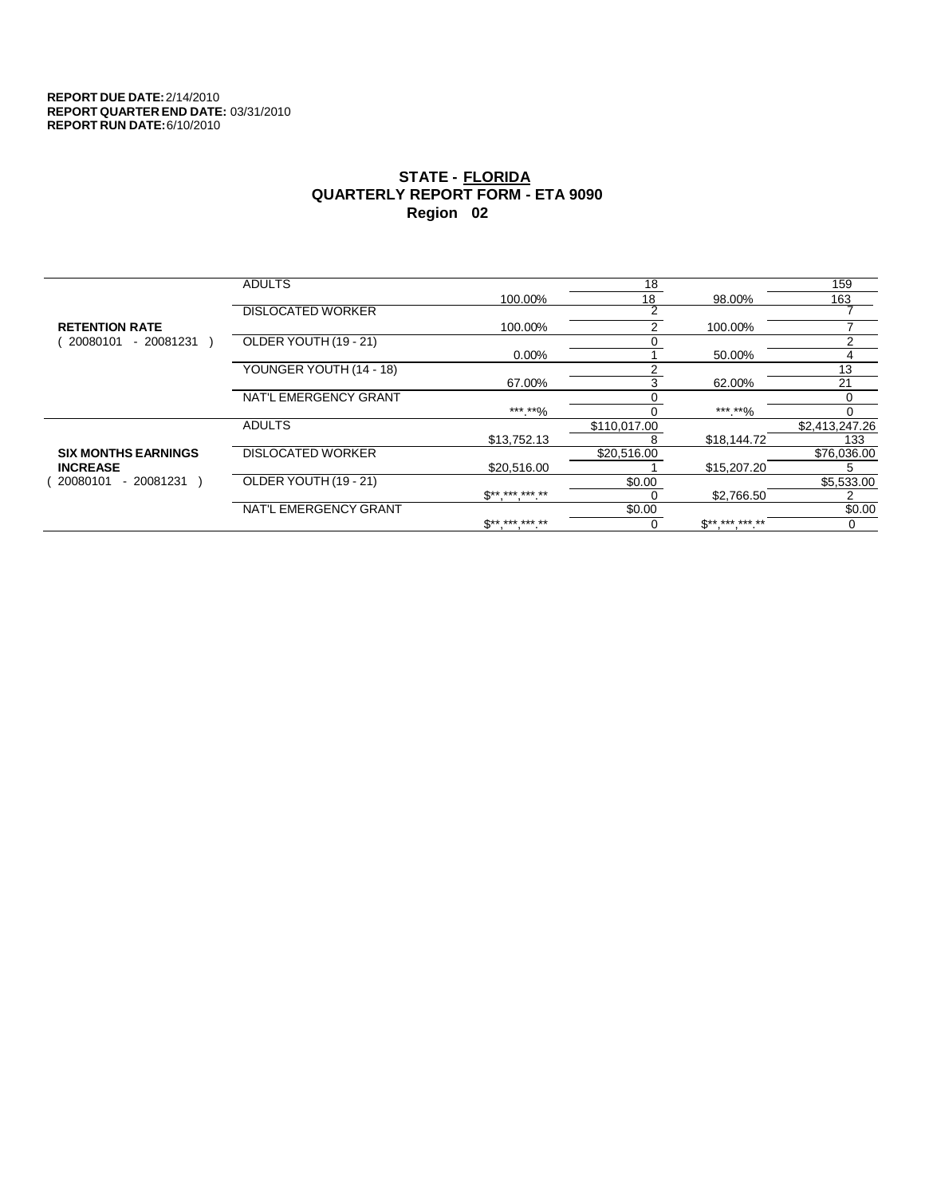**REPORT DUE DATE:** 2/14/2010
**REPORT QUARTER END DATE:** 03/31/2010
**REPORT RUN DATE:** 6/10/2010

## STATE - FLORIDA
## QUARTERLY REPORT FORM - ETA 9090
## Region 02

| | | | | | |
|---|---|---|---|---|---|
| **RETENTION RATE** ( 20080101 - 20081231 ) | ADULTS | | 18 | | 159 |
| | | 100.00% | 18 | 98.00% | 163 |
| | DISLOCATED WORKER | | 2 | | 7 |
| | | 100.00% | 2 | 100.00% | 7 |
| | OLDER YOUTH (19 - 21) | | 0 | | 2 |
| | | 0.00% | 1 | 50.00% | 4 |
| | YOUNGER YOUTH (14 - 18) | | 2 | | 13 |
| | | 67.00% | 3 | 62.00% | 21 |
| | NAT'L EMERGENCY GRANT | | 0 | | 0 |
| | | ***.**% | 0 | ***.**% | 0 |
| **SIX MONTHS EARNINGS INCREASE** ( 20080101 - 20081231 ) | ADULTS | | $110,017.00 | | $2,413,247.26 |
| | | $13,752.13 | 8 | $18,144.72 | 133 |
| | DISLOCATED WORKER | | $20,516.00 | | $76,036.00 |
| | | $20,516.00 | 1 | $15,207.20 | 5 |
| | OLDER YOUTH (19 - 21) | | $0.00 | | $5,533.00 |
| | | $**,***,***.** | 0 | $2,766.50 | 2 |
| | NAT'L EMERGENCY GRANT | | $0.00 | | $0.00 |
| | | $**,***,***.** | 0 | $**,***,***.** | 0 |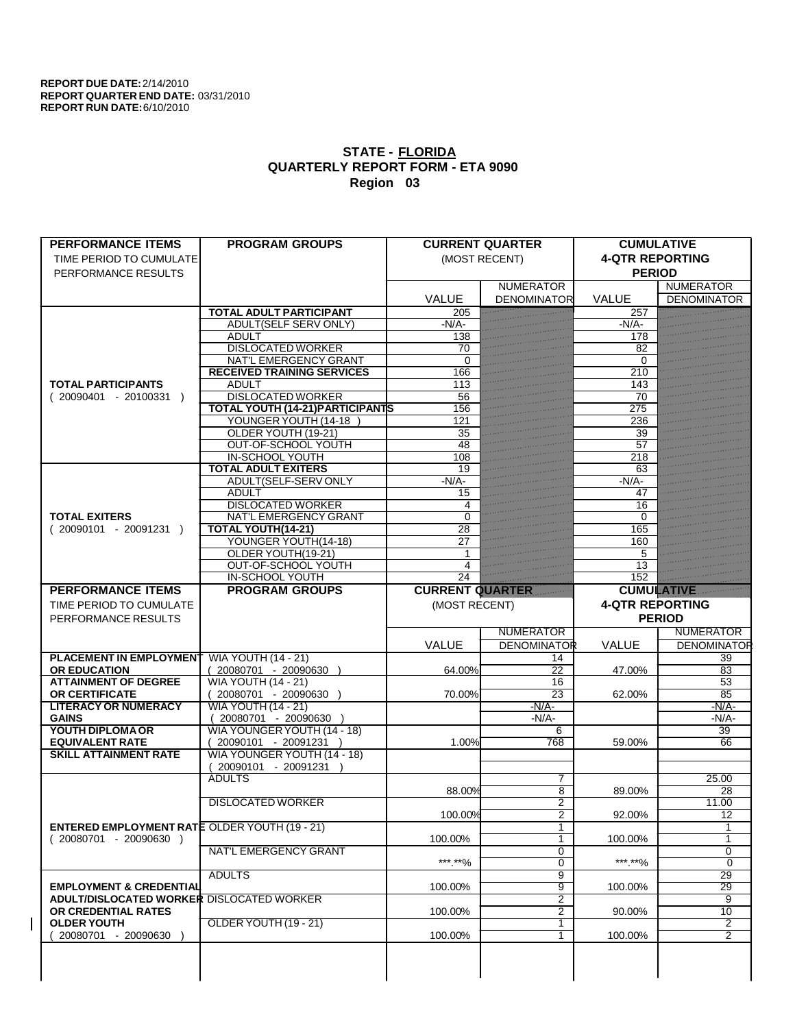**REPORT DUE DATE:** 2/14/2010
**REPORT QUARTER END DATE:** 03/31/2010
**REPORT RUN DATE:** 6/10/2010

## STATE - FLORIDA
## QUARTERLY REPORT FORM - ETA 9090
## Region 03

| PERFORMANCE ITEMS<br>TIME PERIOD TO CUMULATE PERFORMANCE RESULTS | PROGRAM GROUPS | CURRENT QUARTER (MOST RECENT) VALUE | CURRENT QUARTER NUMERATOR / DENOMINATOR | CUMULATIVE 4-QTR REPORTING PERIOD VALUE | CUMULATIVE NUMERATOR / DENOMINATOR |
|---|---|---|---|---|---|
| **TOTAL PARTICIPANTS** ( 20090401 - 20100331 ) | **TOTAL ADULT PARTICIPANT** | 205 | | 257 | |
| | ADULT(SELF SERV ONLY) | -N/A- | | -N/A- | |
| | ADULT | 138 | | 178 | |
| | DISLOCATED WORKER | 70 | | 82 | |
| | NAT'L EMERGENCY GRANT | 0 | | 0 | |
| | **RECEIVED TRAINING SERVICES** | 166 | | 210 | |
| | ADULT | 113 | | 143 | |
| | DISLOCATED WORKER | 56 | | 70 | |
| | **TOTAL YOUTH (14-21)PARTICIPANTS** | 156 | | 275 | |
| | YOUNGER YOUTH (14-18 ) | 121 | | 236 | |
| | OLDER YOUTH (19-21) | 35 | | 39 | |
| | OUT-OF-SCHOOL YOUTH | 48 | | 57 | |
| | IN-SCHOOL YOUTH | 108 | | 218 | |
| **TOTAL EXITERS** ( 20090101 - 20091231 ) | **TOTAL ADULT EXITERS** | 19 | | 63 | |
| | ADULT(SELF-SERV ONLY | -N/A- | | -N/A- | |
| | ADULT | 15 | | 47 | |
| | DISLOCATED WORKER | 4 | | 16 | |
| | NAT'L EMERGENCY GRANT | 0 | | 0 | |
| | **TOTAL YOUTH(14-21)** | 28 | | 165 | |
| | YOUNGER YOUTH(14-18) | 27 | | 160 | |
| | OLDER YOUTH(19-21) | 1 | | 5 | |
| | OUT-OF-SCHOOL YOUTH | 4 | | 13 | |
| | IN-SCHOOL YOUTH | 24 | | 152 | |

| PERFORMANCE ITEMS<br>TIME PERIOD TO CUMULATE PERFORMANCE RESULTS | PROGRAM GROUPS | CURRENT QUARTER (MOST RECENT) VALUE | CURRENT QUARTER NUMERATOR / DENOMINATOR | CUMULATIVE 4-QTR REPORTING PERIOD VALUE | CUMULATIVE NUMERATOR / DENOMINATOR |
|---|---|---|---|---|---|
| **PLACEMENT IN EMPLOYMENT OR EDUCATION** | WIA YOUTH (14 - 21) ( 20080701 - 20090630 ) | 64.00% | 14 / 22 | 47.00% | 39 / 83 |
| **ATTAINMENT OF DEGREE OR CERTIFICATE** | WIA YOUTH (14 - 21) ( 20080701 - 20090630 ) | 70.00% | 16 / 23 | 62.00% | 53 / 85 |
| **LITERACY OR NUMERACY GAINS** | WIA YOUTH (14 - 21) ( 20080701 - 20090630 ) | | -N/A- / -N/A- | | -N/A- / -N/A- |
| **YOUTH DIPLOMA OR EQUIVALENT RATE** | WIA YOUNGER YOUTH (14 - 18) ( 20090101 - 20091231 ) | 1.00% | 6 / 768 | 59.00% | 39 / 66 |
| **SKILL ATTAINMENT RATE** | WIA YOUNGER YOUTH (14 - 18) ( 20090101 - 20091231 ) | | | | |
| **ENTERED EMPLOYMENT RATE** ( 20080701 - 20090630 ) | ADULTS | 88.00% | 7 / 8 | 89.00% | 25.00 / 28 |
| | DISLOCATED WORKER | 100.00% | 2 / 2 | 92.00% | 11.00 / 12 |
| | OLDER YOUTH (19 - 21) | 100.00% | 1 / 1 | 100.00% | 1 / 1 |
| | NAT'L EMERGENCY GRANT | \*\*\*.\*\*% | 0 / 0 | \*\*\*.\*\*% | 0 / 0 |
| **EMPLOYMENT & CREDENTIAL ADULT/DISLOCATED WORKER OR CREDENTIAL RATES OLDER YOUTH** ( 20080701 - 20090630 ) | ADULTS | 100.00% | 9 / 9 | 100.00% | 29 / 29 |
| | DISLOCATED WORKER | 100.00% | 2 / 2 | 90.00% | 9 / 10 |
| | OLDER YOUTH (19 - 21) | 100.00% | 1 / 1 | 100.00% | 2 / 2 |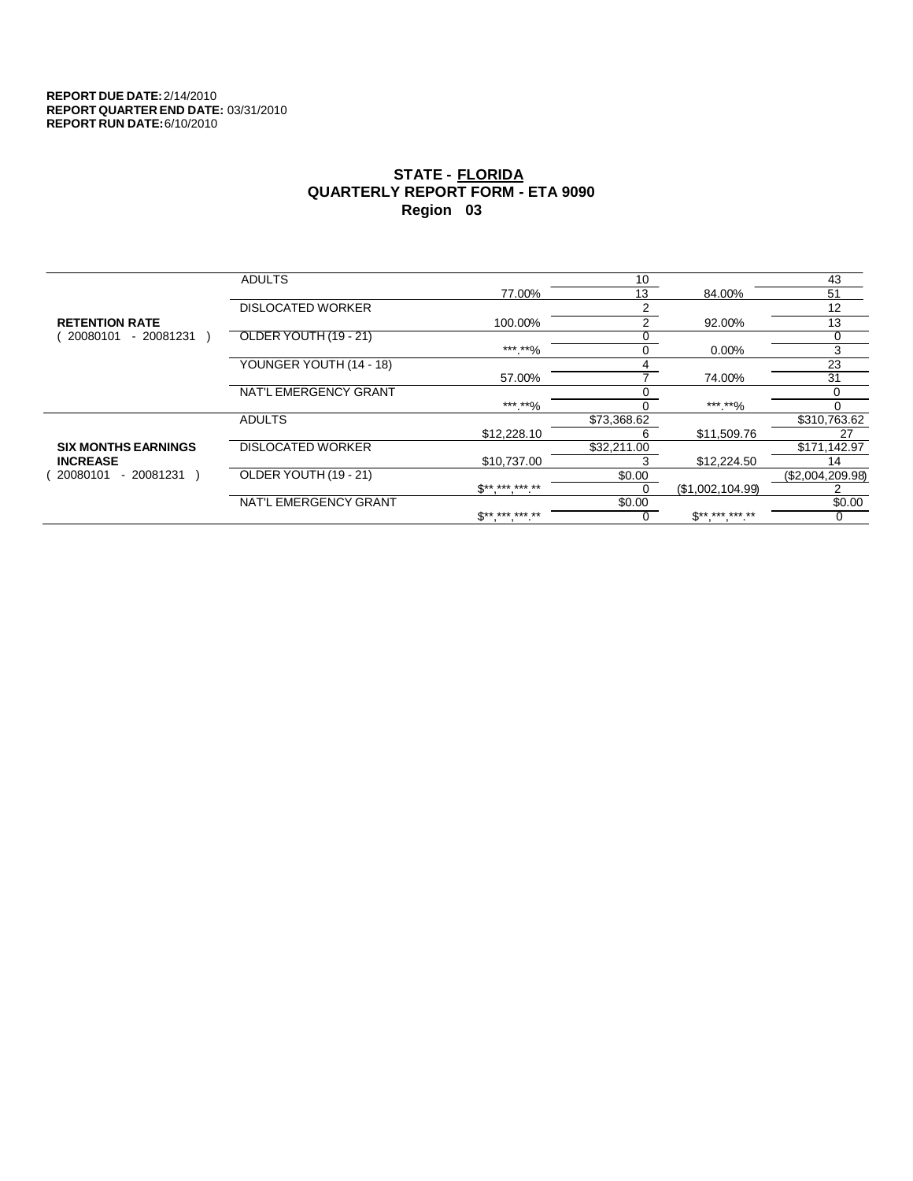**REPORT DUE DATE:** 2/14/2010
**REPORT QUARTER END DATE:** 03/31/2010
**REPORT RUN DATE:** 6/10/2010

## STATE - FLORIDA
## QUARTERLY REPORT FORM - ETA 9090
## Region 03

| | | | | | |
|---|---|---|---|---|---|
| **RETENTION RATE** ( 20080101 - 20081231 ) | ADULTS | | 10 | | 43 |
| | | 77.00% | 13 | 84.00% | 51 |
| | DISLOCATED WORKER | | 2 | | 12 |
| | | 100.00% | 2 | 92.00% | 13 |
| | OLDER YOUTH (19 - 21) | | 0 | | 0 |
| | | ***.**% | 0 | 0.00% | 3 |
| | YOUNGER YOUTH (14 - 18) | | 4 | | 23 |
| | | 57.00% | 7 | 74.00% | 31 |
| | NAT'L EMERGENCY GRANT | | 0 | | 0 |
| | | ***.**% | 0 | ***.**% | 0 |
| **SIX MONTHS EARNINGS INCREASE** ( 20080101 - 20081231 ) | ADULTS | | $73,368.62 | | $310,763.62 |
| | | $12,228.10 | 6 | $11,509.76 | 27 |
| | DISLOCATED WORKER | | $32,211.00 | | $171,142.97 |
| | | $10,737.00 | 3 | $12,224.50 | 14 |
| | OLDER YOUTH (19 - 21) | | $0.00 | | ($2,004,209.98) |
| | | $**,***,***.** | 0 | ($1,002,104.99) | 2 |
| | NAT'L EMERGENCY GRANT | | $0.00 | | $0.00 |
| | | $**,***,***.** | 0 | $**,***,***.** | 0 |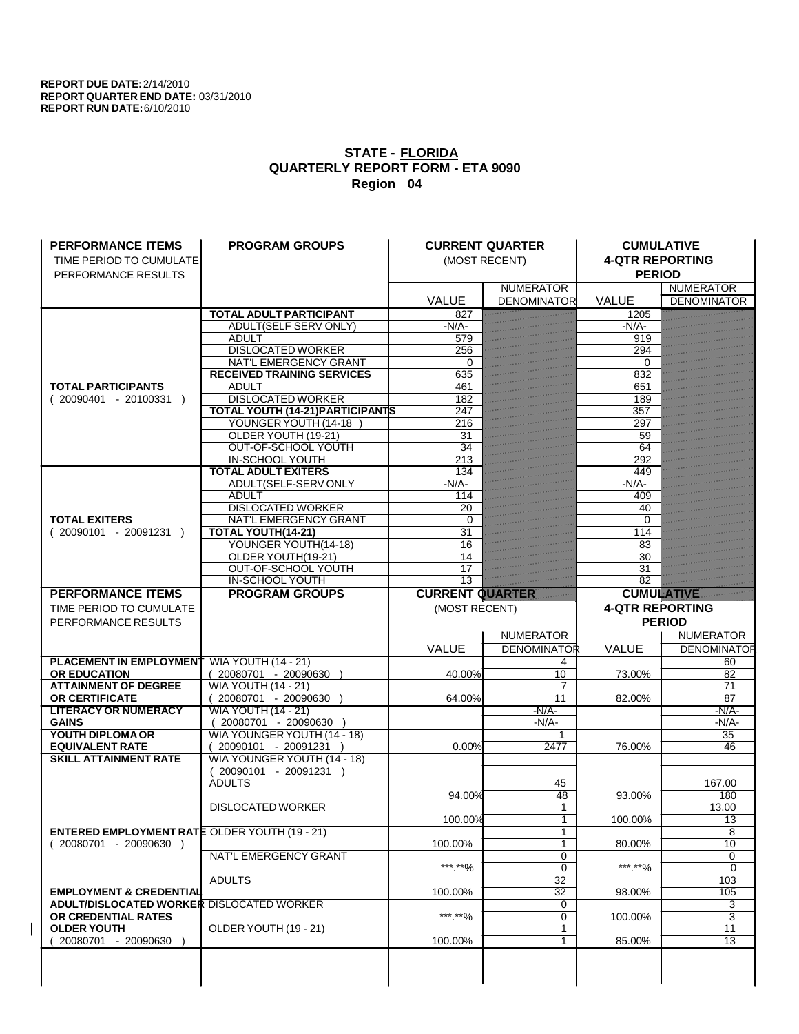**REPORT DUE DATE:** 2/14/2010
**REPORT QUARTER END DATE:** 03/31/2010
**REPORT RUN DATE:** 6/10/2010

## STATE - FLORIDA
## QUARTERLY REPORT FORM - ETA 9090
## Region 04

| PERFORMANCE ITEMS<br>TIME PERIOD TO CUMULATE PERFORMANCE RESULTS | PROGRAM GROUPS | CURRENT QUARTER (MOST RECENT) VALUE | NUMERATOR DENOMINATOR | CUMULATIVE 4-QTR REPORTING PERIOD VALUE | NUMERATOR DENOMINATOR |
|---|---|---|---|---|---|
| **TOTAL PARTICIPANTS** ( 20090401 - 20100331 ) | **TOTAL ADULT PARTICIPANT** | 827 | | 1205 | |
| | ADULT(SELF SERV ONLY) | -N/A- | | -N/A- | |
| | ADULT | 579 | | 919 | |
| | DISLOCATED WORKER | 256 | | 294 | |
| | NAT'L EMERGENCY GRANT | 0 | | 0 | |
| | **RECEIVED TRAINING SERVICES** | 635 | | 832 | |
| | ADULT | 461 | | 651 | |
| | DISLOCATED WORKER | 182 | | 189 | |
| | **TOTAL YOUTH (14-21)PARTICIPANTS** | 247 | | 357 | |
| | YOUNGER YOUTH (14-18 ) | 216 | | 297 | |
| | OLDER YOUTH (19-21) | 31 | | 59 | |
| | OUT-OF-SCHOOL YOUTH | 34 | | 64 | |
| | IN-SCHOOL YOUTH | 213 | | 292 | |
| **TOTAL EXITERS** ( 20090101 - 20091231 ) | **TOTAL ADULT EXITERS** | 134 | | 449 | |
| | ADULT(SELF-SERV ONLY | -N/A- | | -N/A- | |
| | ADULT | 114 | | 409 | |
| | DISLOCATED WORKER | 20 | | 40 | |
| | NAT'L EMERGENCY GRANT | 0 | | 0 | |
| | **TOTAL YOUTH(14-21)** | 31 | | 114 | |
| | YOUNGER YOUTH(14-18) | 16 | | 83 | |
| | OLDER YOUTH(19-21) | 14 | | 30 | |
| | OUT-OF-SCHOOL YOUTH | 17 | | 31 | |
| | IN-SCHOOL YOUTH | 13 | | 82 | |

| PERFORMANCE ITEMS<br>TIME PERIOD TO CUMULATE PERFORMANCE RESULTS | PROGRAM GROUPS | CURRENT QUARTER (MOST RECENT) VALUE | NUMERATOR DENOMINATOR | CUMULATIVE 4-QTR REPORTING PERIOD VALUE | NUMERATOR DENOMINATOR |
|---|---|---|---|---|---|
| **PLACEMENT IN EMPLOYMENT OR EDUCATION** | WIA YOUTH (14 - 21) ( 20080701 - 20090630 ) | 40.00% | 4<br>10 | 73.00% | 60<br>82 |
| **ATTAINMENT OF DEGREE OR CERTIFICATE** | WIA YOUTH (14 - 21) ( 20080701 - 20090630 ) | 64.00% | 7<br>11 | 82.00% | 71<br>87 |
| **LITERACY OR NUMERACY GAINS** | WIA YOUTH (14 - 21) ( 20080701 - 20090630 ) | | -N/A-<br>-N/A- | | -N/A-<br>-N/A- |
| **YOUTH DIPLOMA OR EQUIVALENT RATE** | WIA YOUNGER YOUTH (14 - 18) ( 20090101 - 20091231 ) | 0.00% | 1<br>2477 | 76.00% | 35<br>46 |
| **SKILL ATTAINMENT RATE** | WIA YOUNGER YOUTH (14 - 18) ( 20090101 - 20091231 ) | | | | |
| **ENTERED EMPLOYMENT RATE** ( 20080701 - 20090630 ) | ADULTS | 94.00% | 45<br>48 | 93.00% | 167.00<br>180 |
| | DISLOCATED WORKER | 100.00% | 1<br>1 | 100.00% | 13.00<br>13 |
| | OLDER YOUTH (19 - 21) | 100.00% | 1<br>1 | 80.00% | 8<br>10 |
| | NAT'L EMERGENCY GRANT | \*\*\*.\*\*% | 0<br>0 | \*\*\*.\*\*% | 0<br>0 |
| **EMPLOYMENT & CREDENTIAL ADULT/DISLOCATED WORKER OR CREDENTIAL RATES OLDER YOUTH** ( 20080701 - 20090630 ) | ADULTS | 100.00% | 32<br>32 | 98.00% | 103<br>105 |
| | DISLOCATED WORKER | \*\*\*.\*\*% | 0<br>0 | 100.00% | 3<br>3 |
| | OLDER YOUTH (19 - 21) | 100.00% | 1<br>1 | 85.00% | 11<br>13 |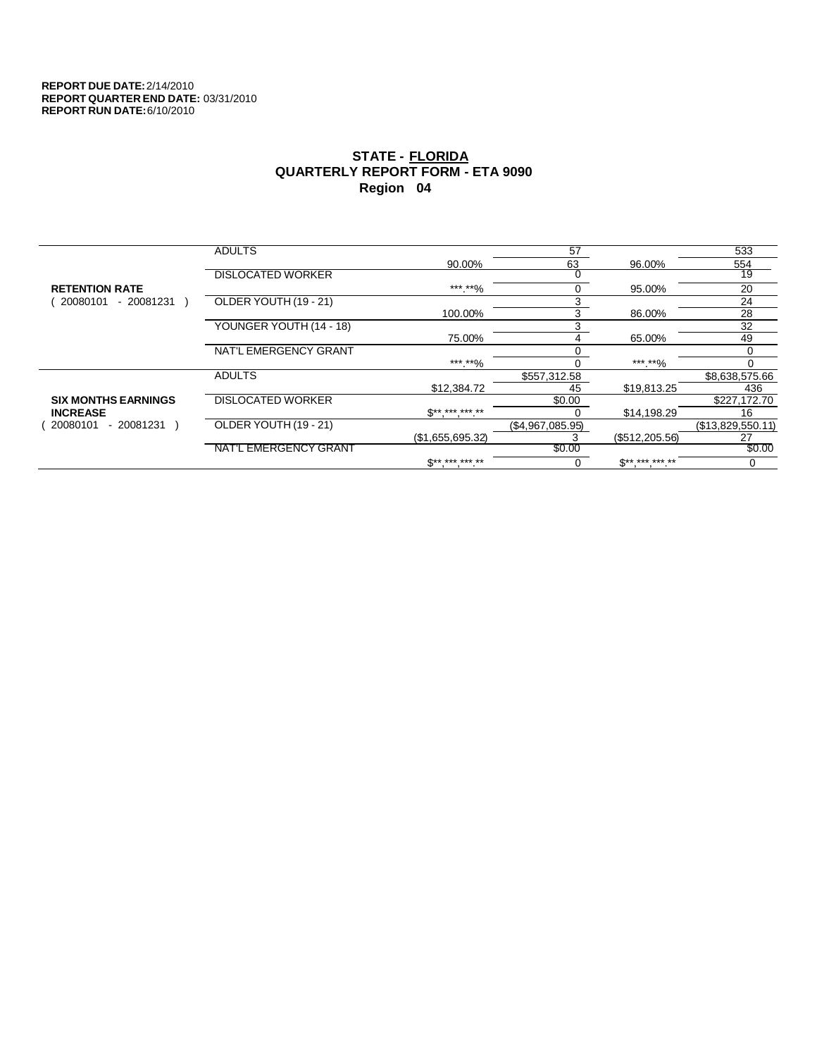**REPORT DUE DATE:** 2/14/2010
**REPORT QUARTER END DATE:** 03/31/2010
**REPORT RUN DATE:** 6/10/2010

## STATE - FLORIDA
## QUARTERLY REPORT FORM - ETA 9090
## Region 04

| | | | | | |
|---|---|---|---|---|---|
| **RETENTION RATE** ( 20080101 - 20081231 ) | ADULTS | | 57 | | 533 |
| | | 90.00% | 63 | 96.00% | 554 |
| | DISLOCATED WORKER | | 0 | | 19 |
| | | ***.**% | 0 | 95.00% | 20 |
| | OLDER YOUTH (19 - 21) | | 3 | | 24 |
| | | 100.00% | 3 | 86.00% | 28 |
| | YOUNGER YOUTH (14 - 18) | | 3 | | 32 |
| | | 75.00% | 4 | 65.00% | 49 |
| | NAT'L EMERGENCY GRANT | | 0 | | 0 |
| | | ***.**% | 0 | ***.**% | 0 |
| **SIX MONTHS EARNINGS INCREASE** ( 20080101 - 20081231 ) | ADULTS | | $557,312.58 | | $8,638,575.66 |
| | | $12,384.72 | 45 | $19,813.25 | 436 |
| | DISLOCATED WORKER | | $0.00 | | $227,172.70 |
| | | $**,***,***.** | 0 | $14,198.29 | 16 |
| | OLDER YOUTH (19 - 21) | | ($4,967,085.95) | | ($13,829,550.11) |
| | | ($1,655,695.32) | 3 | ($512,205.56) | 27 |
| | NAT'L EMERGENCY GRANT | | $0.00 | | $0.00 |
| | | $**,***,***.** | 0 | $**,***,***.** | 0 |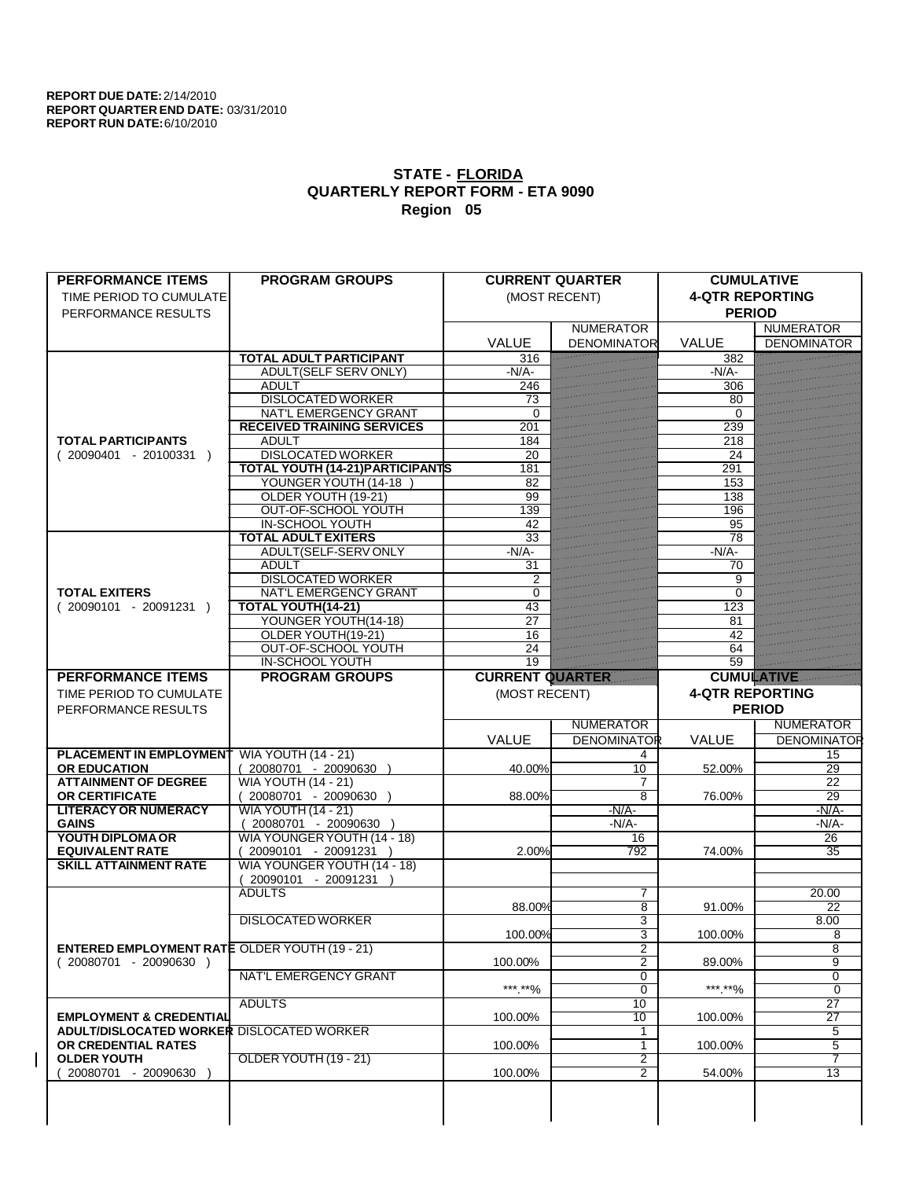**REPORT DUE DATE:** 2/14/2010
**REPORT QUARTER END DATE:** 03/31/2010
**REPORT RUN DATE:** 6/10/2010

## STATE - FLORIDA
## QUARTERLY REPORT FORM - ETA 9090
## Region 05

| PERFORMANCE ITEMS<br>TIME PERIOD TO CUMULATE PERFORMANCE RESULTS | PROGRAM GROUPS | CURRENT QUARTER (MOST RECENT) VALUE | CURRENT QUARTER NUMERATOR / DENOMINATOR | CUMULATIVE 4-QTR REPORTING PERIOD VALUE | CUMULATIVE NUMERATOR / DENOMINATOR |
|---|---|---|---|---|---|
| **TOTAL PARTICIPANTS** ( 20090401 - 20100331 ) | **TOTAL ADULT PARTICIPANT** | 316 | | 382 | |
| | ADULT(SELF SERV ONLY) | -N/A- | | -N/A- | |
| | ADULT | 246 | | 306 | |
| | DISLOCATED WORKER | 73 | | 80 | |
| | NAT'L EMERGENCY GRANT | 0 | | 0 | |
| | **RECEIVED TRAINING SERVICES** | 201 | | 239 | |
| | ADULT | 184 | | 218 | |
| | DISLOCATED WORKER | 20 | | 24 | |
| | **TOTAL YOUTH (14-21)PARTICIPANTS** | 181 | | 291 | |
| | YOUNGER YOUTH (14-18 ) | 82 | | 153 | |
| | OLDER YOUTH (19-21) | 99 | | 138 | |
| | OUT-OF-SCHOOL YOUTH | 139 | | 196 | |
| | IN-SCHOOL YOUTH | 42 | | 95 | |
| **TOTAL EXITERS** ( 20090101 - 20091231 ) | **TOTAL ADULT EXITERS** | 33 | | 78 | |
| | ADULT(SELF-SERV ONLY | -N/A- | | -N/A- | |
| | ADULT | 31 | | 70 | |
| | DISLOCATED WORKER | 2 | | 9 | |
| | NAT'L EMERGENCY GRANT | 0 | | 0 | |
| | **TOTAL YOUTH(14-21)** | 43 | | 123 | |
| | YOUNGER YOUTH(14-18) | 27 | | 81 | |
| | OLDER YOUTH(19-21) | 16 | | 42 | |
| | OUT-OF-SCHOOL YOUTH | 24 | | 64 | |
| | IN-SCHOOL YOUTH | 19 | | 59 | |

| PERFORMANCE ITEMS<br>TIME PERIOD TO CUMULATE PERFORMANCE RESULTS | PROGRAM GROUPS | CURRENT QUARTER (MOST RECENT) VALUE | CURRENT QUARTER NUMERATOR / DENOMINATOR | CUMULATIVE 4-QTR REPORTING PERIOD VALUE | CUMULATIVE NUMERATOR / DENOMINATOR |
|---|---|---|---|---|---|
| **PLACEMENT IN EMPLOYMENT OR EDUCATION** | WIA YOUTH (14 - 21) ( 20080701 - 20090630 ) | 40.00% | 4 / 10 | 52.00% | 15 / 29 |
| **ATTAINMENT OF DEGREE OR CERTIFICATE** | WIA YOUTH (14 - 21) ( 20080701 - 20090630 ) | 88.00% | 7 / 8 | 76.00% | 22 / 29 |
| **LITERACY OR NUMERACY GAINS** | WIA YOUTH (14 - 21) ( 20080701 - 20090630 ) | | -N/A- / -N/A- | | -N/A- / -N/A- |
| **YOUTH DIPLOMA OR EQUIVALENT RATE** | WIA YOUNGER YOUTH (14 - 18) ( 20090101 - 20091231 ) | 2.00% | 16 / 792 | 74.00% | 26 / 35 |
| **SKILL ATTAINMENT RATE** | WIA YOUNGER YOUTH (14 - 18) ( 20090101 - 20091231 ) | | | | |
| **ENTERED EMPLOYMENT RATE** ( 20080701 - 20090630 ) | ADULTS | 88.00% | 7 / 8 | 91.00% | 20.00 / 22 |
| | DISLOCATED WORKER | 100.00% | 3 / 3 | 100.00% | 8.00 / 8 |
| | OLDER YOUTH (19 - 21) | 100.00% | 2 / 2 | 89.00% | 8 / 9 |
| | NAT'L EMERGENCY GRANT | ***.**% | 0 / 0 | ***.**% | 0 / 0 |
| **EMPLOYMENT & CREDENTIAL ADULT/DISLOCATED WORKER OR CREDENTIAL RATES OLDER YOUTH** ( 20080701 - 20090630 ) | ADULTS | 100.00% | 10 / 10 | 100.00% | 27 / 27 |
| | DISLOCATED WORKER | 100.00% | 1 / 1 | 100.00% | 5 / 5 |
| | OLDER YOUTH (19 - 21) | 100.00% | 2 / 2 | 54.00% | 7 / 13 |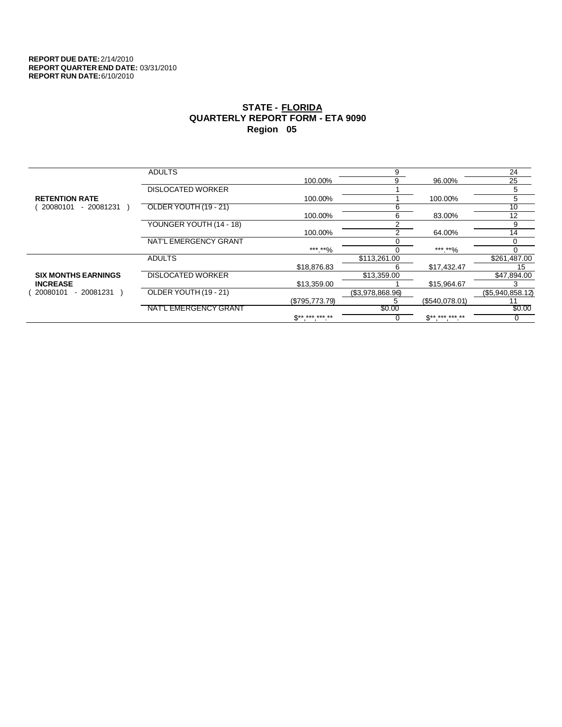**REPORT DUE DATE:** 2/14/2010
**REPORT QUARTER END DATE:** 03/31/2010
**REPORT RUN DATE:** 6/10/2010

## STATE - FLORIDA
## QUARTERLY REPORT FORM - ETA 9090
## Region 05

| | | | | | |
|---|---|---|---|---|---|
| **RETENTION RATE** ( 20080101 - 20081231 ) | ADULTS | | 9 | | 24 |
| | | 100.00% | 9 | 96.00% | 25 |
| | DISLOCATED WORKER | | 1 | | 5 |
| | | 100.00% | 1 | 100.00% | 5 |
| | OLDER YOUTH (19 - 21) | | 6 | | 10 |
| | | 100.00% | 6 | 83.00% | 12 |
| | YOUNGER YOUTH (14 - 18) | | 2 | | 9 |
| | | 100.00% | 2 | 64.00% | 14 |
| | NAT'L EMERGENCY GRANT | | 0 | | 0 |
| | | ***.**% | 0 | ***.**% | 0 |
| **SIX MONTHS EARNINGS INCREASE** ( 20080101 - 20081231 ) | ADULTS | | $113,261.00 | | $261,487.00 |
| | | $18,876.83 | 6 | $17,432.47 | 15 |
| | DISLOCATED WORKER | | $13,359.00 | | $47,894.00 |
| | | $13,359.00 | 1 | $15,964.67 | 3 |
| | OLDER YOUTH (19 - 21) | | ($3,978,868.96) | | ($5,940,858.12) |
| | | ($795,773.79) | 5 | ($540,078.01) | 11 |
| | NAT'L EMERGENCY GRANT | | $0.00 | | $0.00 |
| | | $**,***,***.** | 0 | $**,***,***.** | 0 |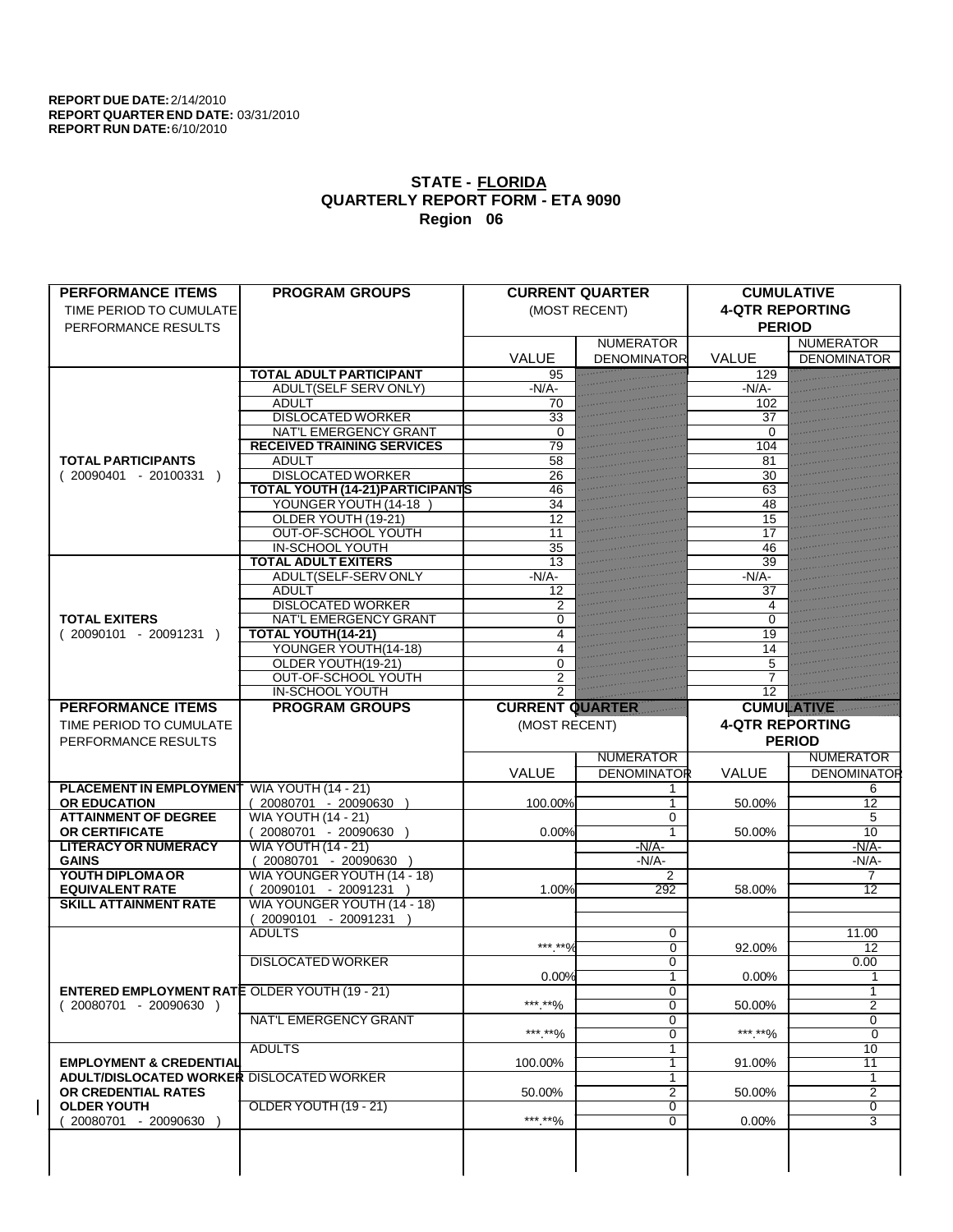**REPORT DUE DATE:** 2/14/2010
**REPORT QUARTER END DATE:** 03/31/2010
**REPORT RUN DATE:** 6/10/2010

## STATE - FLORIDA
## QUARTERLY REPORT FORM - ETA 9090
## Region 06

| PERFORMANCE ITEMS<br>TIME PERIOD TO CUMULATE PERFORMANCE RESULTS | PROGRAM GROUPS | CURRENT QUARTER (MOST RECENT) VALUE | NUMERATOR DENOMINATOR | CUMULATIVE 4-QTR REPORTING PERIOD VALUE | NUMERATOR DENOMINATOR |
|---|---|---|---|---|---|
| **TOTAL PARTICIPANTS** ( 20090401 - 20100331 ) | **TOTAL ADULT PARTICIPANT** | 95 | | 129 | |
| | ADULT(SELF SERV ONLY) | -N/A- | | -N/A- | |
| | ADULT | 70 | | 102 | |
| | DISLOCATED WORKER | 33 | | 37 | |
| | NAT'L EMERGENCY GRANT | 0 | | 0 | |
| | **RECEIVED TRAINING SERVICES** | 79 | | 104 | |
| | ADULT | 58 | | 81 | |
| | DISLOCATED WORKER | 26 | | 30 | |
| | **TOTAL YOUTH (14-21)PARTICIPANTS** | 46 | | 63 | |
| | YOUNGER YOUTH (14-18 ) | 34 | | 48 | |
| | OLDER YOUTH (19-21) | 12 | | 15 | |
| | OUT-OF-SCHOOL YOUTH | 11 | | 17 | |
| | IN-SCHOOL YOUTH | 35 | | 46 | |
| **TOTAL EXITERS** ( 20090101 - 20091231 ) | **TOTAL ADULT EXITERS** | 13 | | 39 | |
| | ADULT(SELF-SERV ONLY | -N/A- | | -N/A- | |
| | ADULT | 12 | | 37 | |
| | DISLOCATED WORKER | 2 | | 4 | |
| | NAT'L EMERGENCY GRANT | 0 | | 0 | |
| | **TOTAL YOUTH(14-21)** | 4 | | 19 | |
| | YOUNGER YOUTH(14-18) | 4 | | 14 | |
| | OLDER YOUTH(19-21) | 0 | | 5 | |
| | OUT-OF-SCHOOL YOUTH | 2 | | 7 | |
| | IN-SCHOOL YOUTH | 2 | | 12 | |

| PERFORMANCE ITEMS<br>TIME PERIOD TO CUMULATE PERFORMANCE RESULTS | PROGRAM GROUPS | CURRENT QUARTER (MOST RECENT) VALUE | NUMERATOR DENOMINATOR | CUMULATIVE 4-QTR REPORTING PERIOD VALUE | NUMERATOR DENOMINATOR |
|---|---|---|---|---|---|
| **PLACEMENT IN EMPLOYMENT OR EDUCATION** | WIA YOUTH (14 - 21) ( 20080701 - 20090630 ) | 100.00% | 1<br>1 | 50.00% | 6<br>12 |
| **ATTAINMENT OF DEGREE OR CERTIFICATE** | WIA YOUTH (14 - 21) ( 20080701 - 20090630 ) | 0.00% | 0<br>1 | 50.00% | 5<br>10 |
| **LITERACY OR NUMERACY GAINS** | WIA YOUTH (14 - 21) ( 20080701 - 20090630 ) | | -N/A-<br>-N/A- | | -N/A-<br>-N/A- |
| **YOUTH DIPLOMA OR EQUIVALENT RATE** | WIA YOUNGER YOUTH (14 - 18) ( 20090101 - 20091231 ) | 1.00% | 2<br>292 | 58.00% | 7<br>12 |
| **SKILL ATTAINMENT RATE** | WIA YOUNGER YOUTH (14 - 18) ( 20090101 - 20091231 ) | | | | |
| **ENTERED EMPLOYMENT RATE** ( 20080701 - 20090630 ) | ADULTS | ***.**% | 0<br>0 | 92.00% | 11.00<br>12 |
| | DISLOCATED WORKER | 0.00% | 0<br>1 | 0.00% | 0.00<br>1 |
| | OLDER YOUTH (19 - 21) | ***.**% | 0<br>0 | 50.00% | 1<br>2 |
| | NAT'L EMERGENCY GRANT | ***.**% | 0<br>0 | ***.**% | 0<br>0 |
| **EMPLOYMENT & CREDENTIAL ADULT/DISLOCATED WORKER OR CREDENTIAL RATES OLDER YOUTH** ( 20080701 - 20090630 ) | ADULTS | 100.00% | 1<br>1 | 91.00% | 10<br>11 |
| | DISLOCATED WORKER | 50.00% | 1<br>2 | 50.00% | 1<br>2 |
| | OLDER YOUTH (19 - 21) | ***.**% | 0<br>0 | 0.00% | 0<br>3 |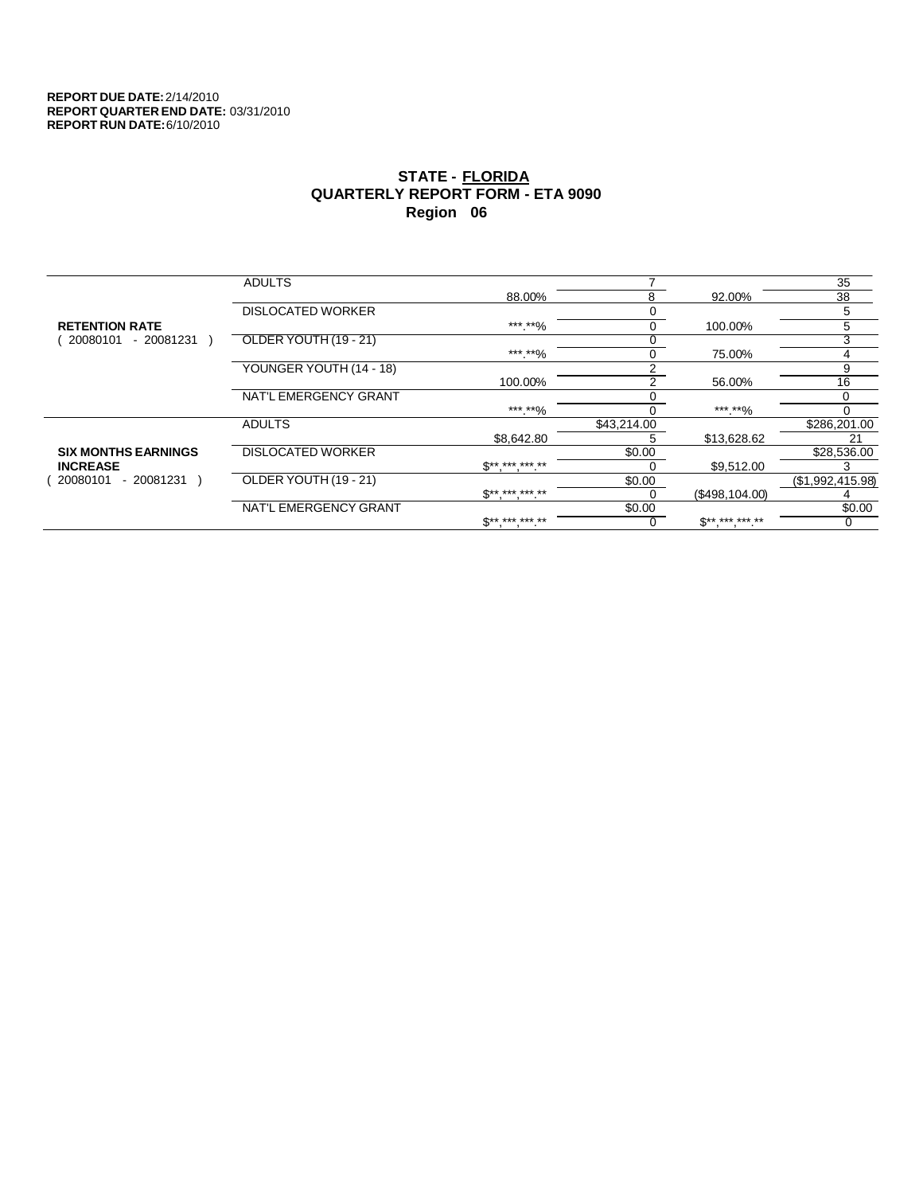**REPORT DUE DATE:** 2/14/2010
**REPORT QUARTER END DATE:** 03/31/2010
**REPORT RUN DATE:** 6/10/2010

## STATE - FLORIDA
## QUARTERLY REPORT FORM - ETA 9090
## Region 06

| | | | | | |
|---|---|---|---|---|---|
| **RETENTION RATE** ( 20080101 - 20081231 ) | ADULTS | | 7 | | 35 |
| | | 88.00% | 8 | 92.00% | 38 |
| | DISLOCATED WORKER | | 0 | | 5 |
| | | ***.**% | 0 | 100.00% | 5 |
| | OLDER YOUTH (19 - 21) | | 0 | | 3 |
| | | ***.**% | 0 | 75.00% | 4 |
| | YOUNGER YOUTH (14 - 18) | | 2 | | 9 |
| | | 100.00% | 2 | 56.00% | 16 |
| | NAT'L EMERGENCY GRANT | | 0 | | 0 |
| | | ***.**% | 0 | ***.**% | 0 |
| **SIX MONTHS EARNINGS INCREASE** ( 20080101 - 20081231 ) | ADULTS | | $43,214.00 | | $286,201.00 |
| | | $8,642.80 | 5 | $13,628.62 | 21 |
| | DISLOCATED WORKER | | $0.00 | | $28,536.00 |
| | | $**,***,***.** | 0 | $9,512.00 | 3 |
| | OLDER YOUTH (19 - 21) | | $0.00 | | ($1,992,415.98) |
| | | $**,***,***.** | 0 | ($498,104.00) | 4 |
| | NAT'L EMERGENCY GRANT | | $0.00 | | $0.00 |
| | | $**,***,***.** | 0 | $**,***,***.** | 0 |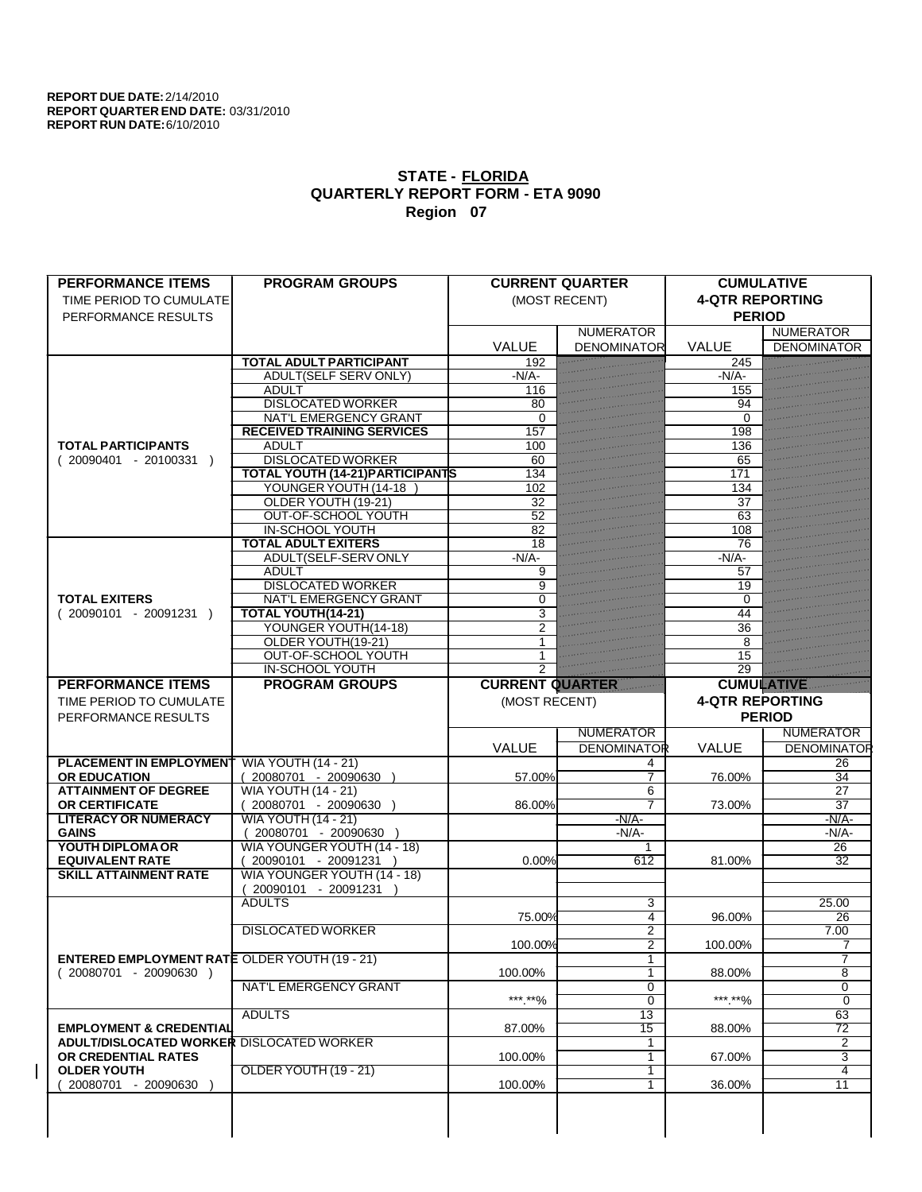**REPORT DUE DATE:** 2/14/2010
**REPORT QUARTER END DATE:** 03/31/2010
**REPORT RUN DATE:** 6/10/2010

## STATE - FLORIDA
## QUARTERLY REPORT FORM - ETA 9090
## Region 07

| PERFORMANCE ITEMS<br>TIME PERIOD TO CUMULATE PERFORMANCE RESULTS | PROGRAM GROUPS | CURRENT QUARTER (MOST RECENT) VALUE | NUMERATOR / DENOMINATOR | CUMULATIVE 4-QTR REPORTING PERIOD VALUE | NUMERATOR / DENOMINATOR |
|---|---|---|---|---|---|
| **TOTAL PARTICIPANTS** ( 20090401 - 20100331 ) | **TOTAL ADULT PARTICIPANT** | 192 | | 245 | |
| | ADULT(SELF SERV ONLY) | -N/A- | | -N/A- | |
| | ADULT | 116 | | 155 | |
| | DISLOCATED WORKER | 80 | | 94 | |
| | NAT'L EMERGENCY GRANT | 0 | | 0 | |
| | **RECEIVED TRAINING SERVICES** | 157 | | 198 | |
| | ADULT | 100 | | 136 | |
| | DISLOCATED WORKER | 60 | | 65 | |
| | **TOTAL YOUTH (14-21)PARTICIPANTS** | 134 | | 171 | |
| | YOUNGER YOUTH (14-18 ) | 102 | | 134 | |
| | OLDER YOUTH (19-21) | 32 | | 37 | |
| | OUT-OF-SCHOOL YOUTH | 52 | | 63 | |
| | IN-SCHOOL YOUTH | 82 | | 108 | |
| **TOTAL EXITERS** ( 20090101 - 20091231 ) | **TOTAL ADULT EXITERS** | 18 | | 76 | |
| | ADULT(SELF-SERV ONLY | -N/A- | | -N/A- | |
| | ADULT | 9 | | 57 | |
| | DISLOCATED WORKER | 9 | | 19 | |
| | NAT'L EMERGENCY GRANT | 0 | | 0 | |
| | **TOTAL YOUTH(14-21)** | 3 | | 44 | |
| | YOUNGER YOUTH(14-18) | 2 | | 36 | |
| | OLDER YOUTH(19-21) | 1 | | 8 | |
| | OUT-OF-SCHOOL YOUTH | 1 | | 15 | |
| | IN-SCHOOL YOUTH | 2 | | 29 | |

| PERFORMANCE ITEMS<br>TIME PERIOD TO CUMULATE PERFORMANCE RESULTS | PROGRAM GROUPS | CURRENT QUARTER (MOST RECENT) VALUE | NUMERATOR / DENOMINATOR | CUMULATIVE 4-QTR REPORTING PERIOD VALUE | NUMERATOR / DENOMINATOR |
|---|---|---|---|---|---|
| **PLACEMENT IN EMPLOYMENT OR EDUCATION** | WIA YOUTH (14 - 21) ( 20080701 - 20090630 ) | 57.00% | 4 / 7 | 76.00% | 26 / 34 |
| **ATTAINMENT OF DEGREE OR CERTIFICATE** | WIA YOUTH (14 - 21) ( 20080701 - 20090630 ) | 86.00% | 6 / 7 | 73.00% | 27 / 37 |
| **LITERACY OR NUMERACY GAINS** | WIA YOUTH (14 - 21) ( 20080701 - 20090630 ) | | -N/A- / -N/A- | | -N/A- / -N/A- |
| **YOUTH DIPLOMA OR EQUIVALENT RATE** | WIA YOUNGER YOUTH (14 - 18) ( 20090101 - 20091231 ) | 0.00% | 1 / 612 | 81.00% | 26 / 32 |
| **SKILL ATTAINMENT RATE** | WIA YOUNGER YOUTH (14 - 18) ( 20090101 - 20091231 ) | | | | |
| **ENTERED EMPLOYMENT RATE** ( 20080701 - 20090630 ) | ADULTS | 75.00% | 3 / 4 | 96.00% | 25.00 / 26 |
| | DISLOCATED WORKER | 100.00% | 2 / 2 | 100.00% | 7.00 / 7 |
| | OLDER YOUTH (19 - 21) | 100.00% | 1 / 1 | 88.00% | 7 / 8 |
| | NAT'L EMERGENCY GRANT | ***.**% | 0 / 0 | ***.**% | 0 / 0 |
| **EMPLOYMENT & CREDENTIAL ADULT/DISLOCATED WORKER OR CREDENTIAL RATES OLDER YOUTH** ( 20080701 - 20090630 ) | ADULTS | 87.00% | 13 / 15 | 88.00% | 63 / 72 |
| | DISLOCATED WORKER | 100.00% | 1 / 1 | 67.00% | 2 / 3 |
| | OLDER YOUTH (19 - 21) | 100.00% | 1 / 1 | 36.00% | 4 / 11 |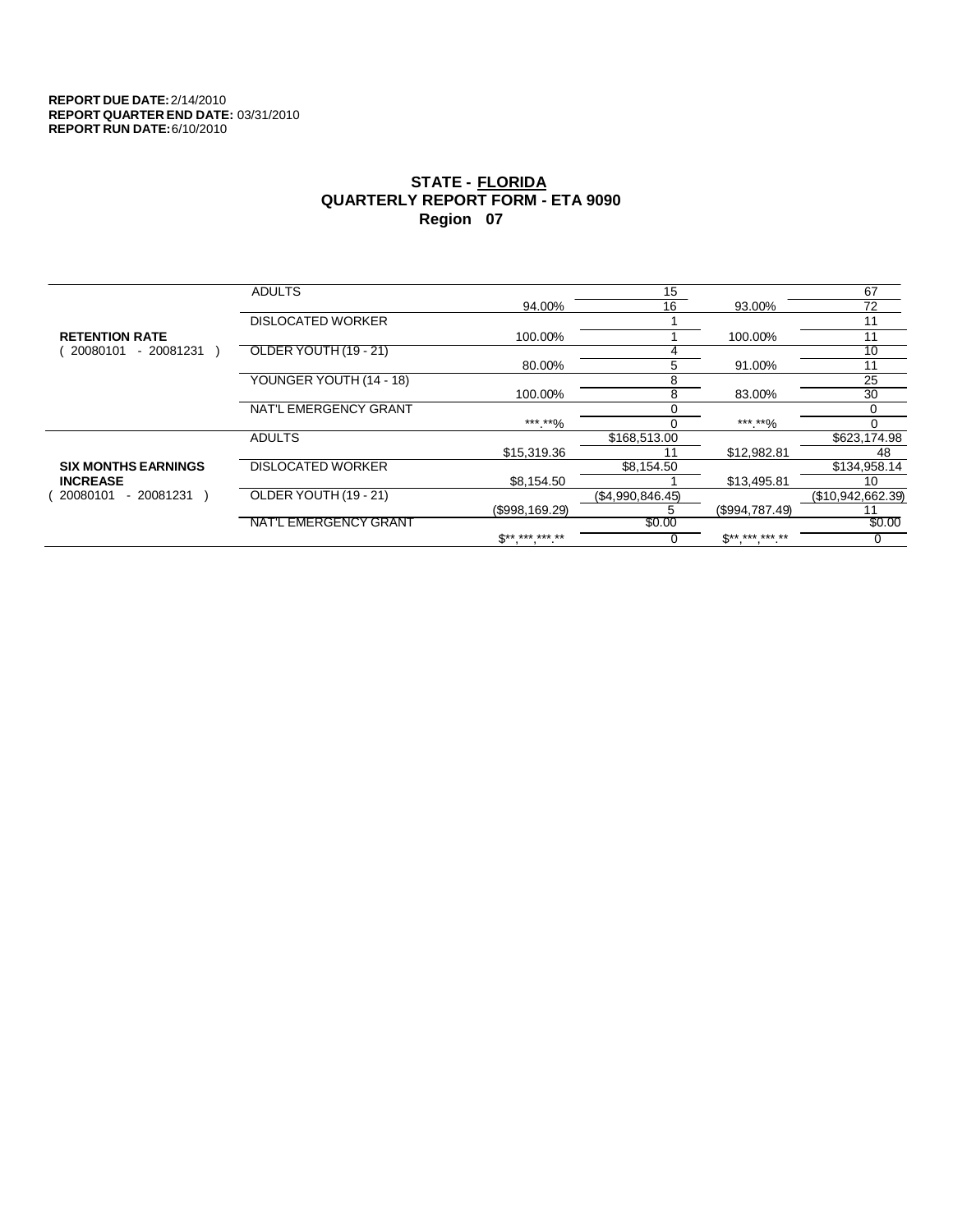**REPORT DUE DATE:** 2/14/2010
**REPORT QUARTER END DATE:** 03/31/2010
**REPORT RUN DATE:** 6/10/2010

## STATE - FLORIDA
## QUARTERLY REPORT FORM - ETA 9090
## Region 07

| | | | | | |
|---|---|---|---|---|---|
| **RETENTION RATE** ( 20080101 - 20081231 ) | ADULTS | | 15 | | 67 |
| | | 94.00% | 16 | 93.00% | 72 |
| | DISLOCATED WORKER | | 1 | | 11 |
| | | 100.00% | 1 | 100.00% | 11 |
| | OLDER YOUTH (19 - 21) | | 4 | | 10 |
| | | 80.00% | 5 | 91.00% | 11 |
| | YOUNGER YOUTH (14 - 18) | | 8 | | 25 |
| | | 100.00% | 8 | 83.00% | 30 |
| | NAT'L EMERGENCY GRANT | | 0 | | 0 |
| | | ***.**% | 0 | ***.**% | 0 |
| **SIX MONTHS EARNINGS INCREASE** ( 20080101 - 20081231 ) | ADULTS | | $168,513.00 | | $623,174.98 |
| | | $15,319.36 | 11 | $12,982.81 | 48 |
| | DISLOCATED WORKER | | $8,154.50 | | $134,958.14 |
| | | $8,154.50 | 1 | $13,495.81 | 10 |
| | OLDER YOUTH (19 - 21) | | ($4,990,846.45) | | ($10,942,662.39) |
| | | ($998,169.29) | 5 | ($994,787.49) | 11 |
| | NAT'L EMERGENCY GRANT | | $0.00 | | $0.00 |
| | | $**,***,***.** | 0 | $**,***,***.** | 0 |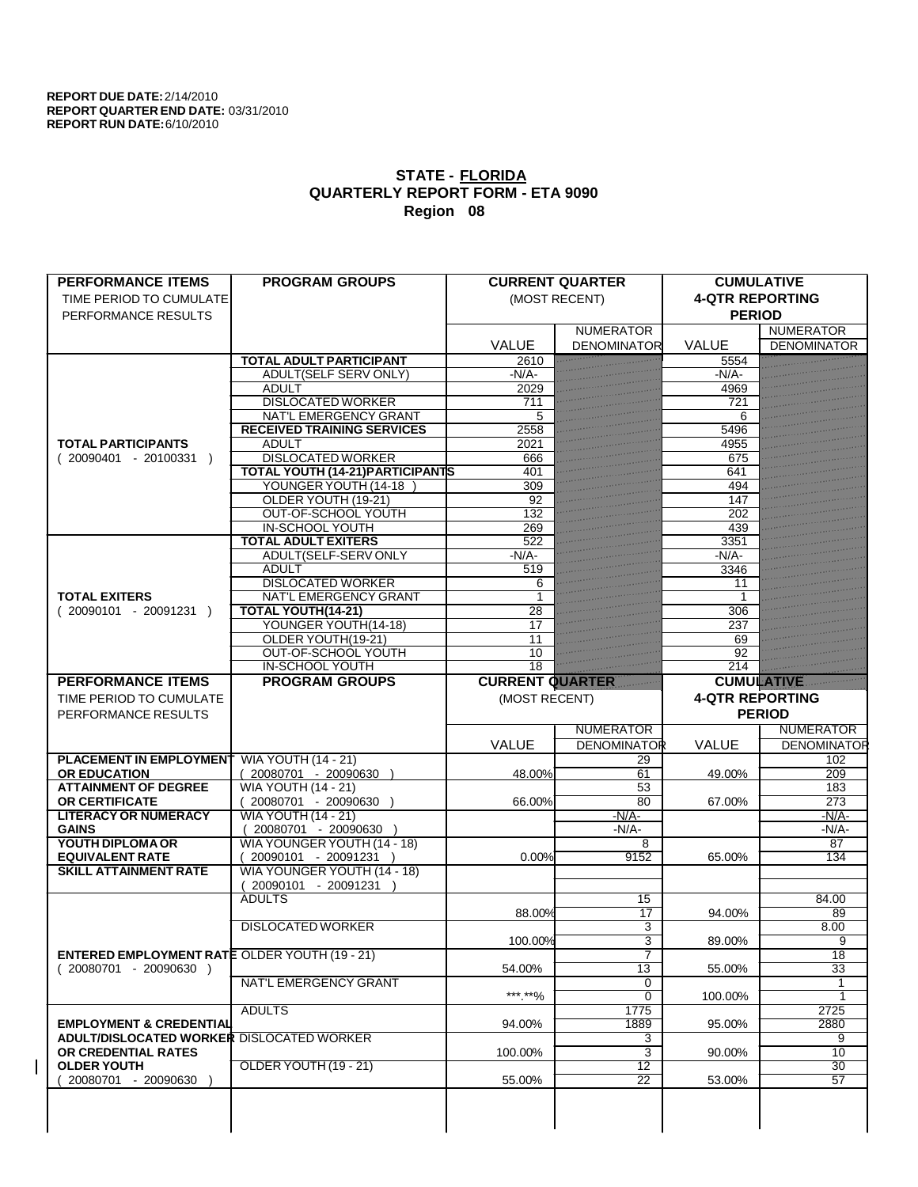**REPORT DUE DATE:** 2/14/2010
**REPORT QUARTER END DATE:** 03/31/2010
**REPORT RUN DATE:** 6/10/2010

## STATE - FLORIDA
## QUARTERLY REPORT FORM - ETA 9090
## Region 08

| PERFORMANCE ITEMS<br>TIME PERIOD TO CUMULATE PERFORMANCE RESULTS | PROGRAM GROUPS | CURRENT QUARTER (MOST RECENT) | | CUMULATIVE 4-QTR REPORTING PERIOD | |
|---|---|---|---|---|---|
| | | VALUE | NUMERATOR DENOMINATOR | VALUE | NUMERATOR DENOMINATOR |
| **TOTAL PARTICIPANTS** ( 20090401 - 20100331 ) | **TOTAL ADULT PARTICIPANT** | 2610 | | 5554 | |
| | ADULT(SELF SERV ONLY) | -N/A- | | -N/A- | |
| | ADULT | 2029 | | 4969 | |
| | DISLOCATED WORKER | 711 | | 721 | |
| | NAT'L EMERGENCY GRANT | 5 | | 6 | |
| | **RECEIVED TRAINING SERVICES** | 2558 | | 5496 | |
| | ADULT | 2021 | | 4955 | |
| | DISLOCATED WORKER | 666 | | 675 | |
| | **TOTAL YOUTH (14-21)PARTICIPANTS** | 401 | | 641 | |
| | YOUNGER YOUTH (14-18 ) | 309 | | 494 | |
| | OLDER YOUTH (19-21) | 92 | | 147 | |
| | OUT-OF-SCHOOL YOUTH | 132 | | 202 | |
| | IN-SCHOOL YOUTH | 269 | | 439 | |
| **TOTAL EXITERS** ( 20090101 - 20091231 ) | **TOTAL ADULT EXITERS** | 522 | | 3351 | |
| | ADULT(SELF-SERV ONLY | -N/A- | | -N/A- | |
| | ADULT | 519 | | 3346 | |
| | DISLOCATED WORKER | 6 | | 11 | |
| | NAT'L EMERGENCY GRANT | 1 | | 1 | |
| | **TOTAL YOUTH(14-21)** | 28 | | 306 | |
| | YOUNGER YOUTH(14-18) | 17 | | 237 | |
| | OLDER YOUTH(19-21) | 11 | | 69 | |
| | OUT-OF-SCHOOL YOUTH | 10 | | 92 | |
| | IN-SCHOOL YOUTH | 18 | | 214 | |

| PERFORMANCE ITEMS<br>TIME PERIOD TO CUMULATE PERFORMANCE RESULTS | PROGRAM GROUPS | CURRENT QUARTER (MOST RECENT) | | CUMULATIVE 4-QTR REPORTING PERIOD | |
|---|---|---|---|---|---|
| | | VALUE | NUMERATOR DENOMINATOR | VALUE | NUMERATOR DENOMINATOR |
| **PLACEMENT IN EMPLOYMENT OR EDUCATION** | WIA YOUTH (14 - 21) ( 20080701 - 20090630 ) | 48.00% | 29<br>61 | 49.00% | 102<br>209 |
| **ATTAINMENT OF DEGREE OR CERTIFICATE** | WIA YOUTH (14 - 21) ( 20080701 - 20090630 ) | 66.00% | 53<br>80 | 67.00% | 183<br>273 |
| **LITERACY OR NUMERACY GAINS** | WIA YOUTH (14 - 21) ( 20080701 - 20090630 ) | | -N/A-<br>-N/A- | | -N/A-<br>-N/A- |
| **YOUTH DIPLOMA OR EQUIVALENT RATE** | WIA YOUNGER YOUTH (14 - 18) ( 20090101 - 20091231 ) | 0.00% | 8<br>9152 | 65.00% | 87<br>134 |
| **SKILL ATTAINMENT RATE** | WIA YOUNGER YOUTH (14 - 18) ( 20090101 - 20091231 ) | | | | |
| **ENTERED EMPLOYMENT RATE** ( 20080701 - 20090630 ) | ADULTS | 88.00% | 15<br>17 | 94.00% | 84.00<br>89 |
| | DISLOCATED WORKER | 100.00% | 3<br>3 | 89.00% | 8.00<br>9 |
| | OLDER YOUTH (19 - 21) | 54.00% | 7<br>13 | 55.00% | 18<br>33 |
| | NAT'L EMERGENCY GRANT | ***.**% | 0<br>0 | 100.00% | 1<br>1 |
| **EMPLOYMENT & CREDENTIAL ADULT/DISLOCATED WORKER OR CREDENTIAL RATES OLDER YOUTH** ( 20080701 - 20090630 ) | ADULTS | 94.00% | 1775<br>1889 | 95.00% | 2725<br>2880 |
| | DISLOCATED WORKER | 100.00% | 3<br>3 | 90.00% | 9<br>10 |
| | OLDER YOUTH (19 - 21) | 55.00% | 12<br>22 | 53.00% | 30<br>57 |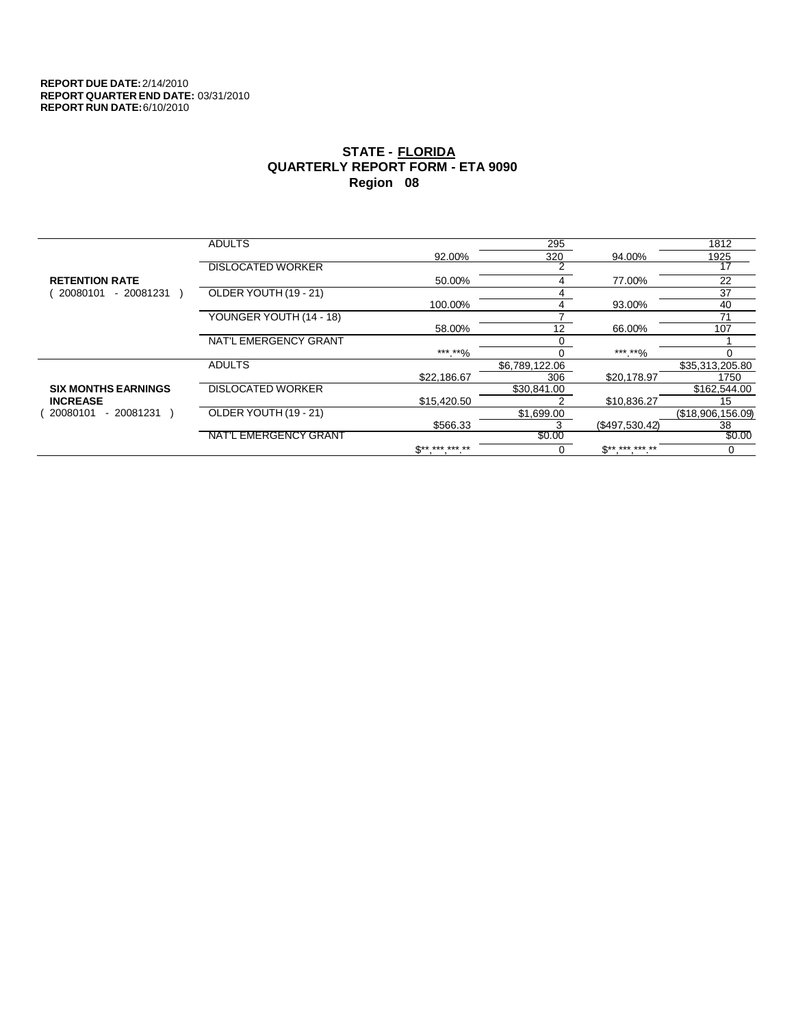**REPORT DUE DATE:** 2/14/2010
**REPORT QUARTER END DATE:** 03/31/2010
**REPORT RUN DATE:** 6/10/2010

## STATE - FLORIDA
## QUARTERLY REPORT FORM - ETA 9090
## Region 08

| | | | | | |
|---|---|---|---|---|---|
| **RETENTION RATE** ( 20080101 - 20081231 ) | ADULTS | | 295 | | 1812 |
| | | 92.00% | 320 | 94.00% | 1925 |
| | DISLOCATED WORKER | | 2 | | 17 |
| | | 50.00% | 4 | 77.00% | 22 |
| | OLDER YOUTH (19 - 21) | | 4 | | 37 |
| | | 100.00% | 4 | 93.00% | 40 |
| | YOUNGER YOUTH (14 - 18) | | 7 | | 71 |
| | | 58.00% | 12 | 66.00% | 107 |
| | NAT'L EMERGENCY GRANT | | 0 | | 1 |
| | | ***.**% | 0 | ***.**% | 0 |
| **SIX MONTHS EARNINGS INCREASE** ( 20080101 - 20081231 ) | ADULTS | | $6,789,122.06 | | $35,313,205.80 |
| | | $22,186.67 | 306 | $20,178.97 | 1750 |
| | DISLOCATED WORKER | | $30,841.00 | | $162,544.00 |
| | | $15,420.50 | 2 | $10,836.27 | 15 |
| | OLDER YOUTH (19 - 21) | | $1,699.00 | | ($18,906,156.09) |
| | | $566.33 | 3 | ($497,530.42) | 38 |
| | NAT'L EMERGENCY GRANT | | $0.00 | | $0.00 |
| | | $**,***,***.** | 0 | $**,***,***.** | 0 |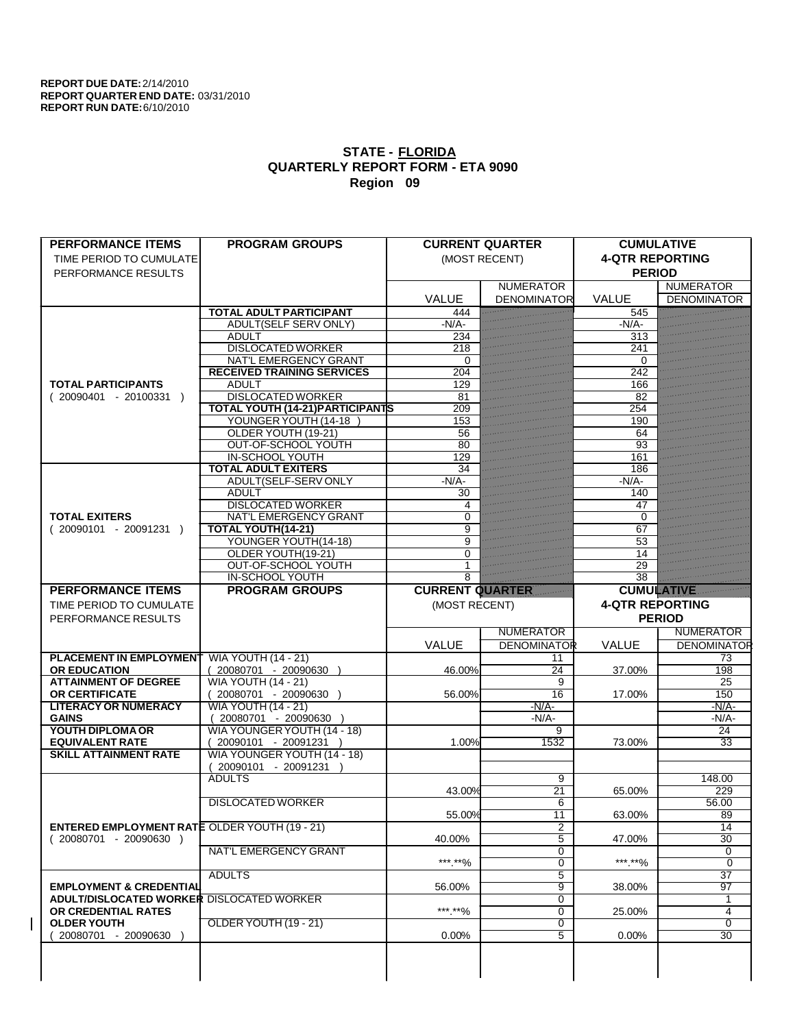**REPORT DUE DATE:** 2/14/2010
**REPORT QUARTER END DATE:** 03/31/2010
**REPORT RUN DATE:** 6/10/2010

## STATE - FLORIDA
## QUARTERLY REPORT FORM - ETA 9090
## Region 09

| PERFORMANCE ITEMS<br>TIME PERIOD TO CUMULATE PERFORMANCE RESULTS | PROGRAM GROUPS | CURRENT QUARTER (MOST RECENT) VALUE | NUMERATOR / DENOMINATOR | CUMULATIVE 4-QTR REPORTING PERIOD VALUE | NUMERATOR / DENOMINATOR |
|---|---|---|---|---|---|
| **TOTAL PARTICIPANTS** ( 20090401 - 20100331 ) | **TOTAL ADULT PARTICIPANT** | 444 | | 545 | |
| | ADULT(SELF SERV ONLY) | -N/A- | | -N/A- | |
| | ADULT | 234 | | 313 | |
| | DISLOCATED WORKER | 218 | | 241 | |
| | NAT'L EMERGENCY GRANT | 0 | | 0 | |
| | **RECEIVED TRAINING SERVICES** | 204 | | 242 | |
| | ADULT | 129 | | 166 | |
| | DISLOCATED WORKER | 81 | | 82 | |
| | **TOTAL YOUTH (14-21)PARTICIPANTS** | 209 | | 254 | |
| | YOUNGER YOUTH (14-18 ) | 153 | | 190 | |
| | OLDER YOUTH (19-21) | 56 | | 64 | |
| | OUT-OF-SCHOOL YOUTH | 80 | | 93 | |
| | IN-SCHOOL YOUTH | 129 | | 161 | |
| **TOTAL EXITERS** ( 20090101 - 20091231 ) | **TOTAL ADULT EXITERS** | 34 | | 186 | |
| | ADULT(SELF-SERV ONLY | -N/A- | | -N/A- | |
| | ADULT | 30 | | 140 | |
| | DISLOCATED WORKER | 4 | | 47 | |
| | NAT'L EMERGENCY GRANT | 0 | | 0 | |
| | **TOTAL YOUTH(14-21)** | 9 | | 67 | |
| | YOUNGER YOUTH(14-18) | 9 | | 53 | |
| | OLDER YOUTH(19-21) | 0 | | 14 | |
| | OUT-OF-SCHOOL YOUTH | 1 | | 29 | |
| | IN-SCHOOL YOUTH | 8 | | 38 | |
| **PERFORMANCE ITEMS**<br>TIME PERIOD TO CUMULATE PERFORMANCE RESULTS | **PROGRAM GROUPS** | **CURRENT QUARTER** (MOST RECENT) VALUE | NUMERATOR / DENOMINATOR | **CUMULATIVE** 4-QTR REPORTING PERIOD VALUE | NUMERATOR / DENOMINATOR |
| **PLACEMENT IN EMPLOYMENT OR EDUCATION** | WIA YOUTH (14 - 21) ( 20080701 - 20090630 ) | 46.00% | 11 / 24 | 37.00% | 73 / 198 |
| **ATTAINMENT OF DEGREE OR CERTIFICATE** | WIA YOUTH (14 - 21) ( 20080701 - 20090630 ) | 56.00% | 9 / 16 | 17.00% | 25 / 150 |
| **LITERACY OR NUMERACY GAINS** | WIA YOUTH (14 - 21) ( 20080701 - 20090630 ) | | -N/A- / -N/A- | | -N/A- / -N/A- |
| **YOUTH DIPLOMA OR EQUIVALENT RATE** | WIA YOUNGER YOUTH (14 - 18) ( 20090101 - 20091231 ) | 1.00% | 9 / 1532 | 73.00% | 24 / 33 |
| **SKILL ATTAINMENT RATE** | WIA YOUNGER YOUTH (14 - 18) ( 20090101 - 20091231 ) | | | | |
| **ENTERED EMPLOYMENT RATE** ( 20080701 - 20090630 ) | ADULTS | 43.00% | 9 / 21 | 65.00% | 148.00 / 229 |
| | DISLOCATED WORKER | 55.00% | 6 / 11 | 63.00% | 56.00 / 89 |
| | OLDER YOUTH (19 - 21) | 40.00% | 2 / 5 | 47.00% | 14 / 30 |
| | NAT'L EMERGENCY GRANT | \*\*\*.\*\*% | 0 / 0 | \*\*\*.\*\*% | 0 / 0 |
| **EMPLOYMENT & CREDENTIAL ADULT/DISLOCATED WORKER OR CREDENTIAL RATES OLDER YOUTH** ( 20080701 - 20090630 ) | ADULTS | 56.00% | 5 / 9 | 38.00% | 37 / 97 |
| | DISLOCATED WORKER | \*\*\*.\*\*% | 0 / 0 | 25.00% | 1 / 4 |
| | OLDER YOUTH (19 - 21) | 0.00% | 0 / 5 | 0.00% | 0 / 30 |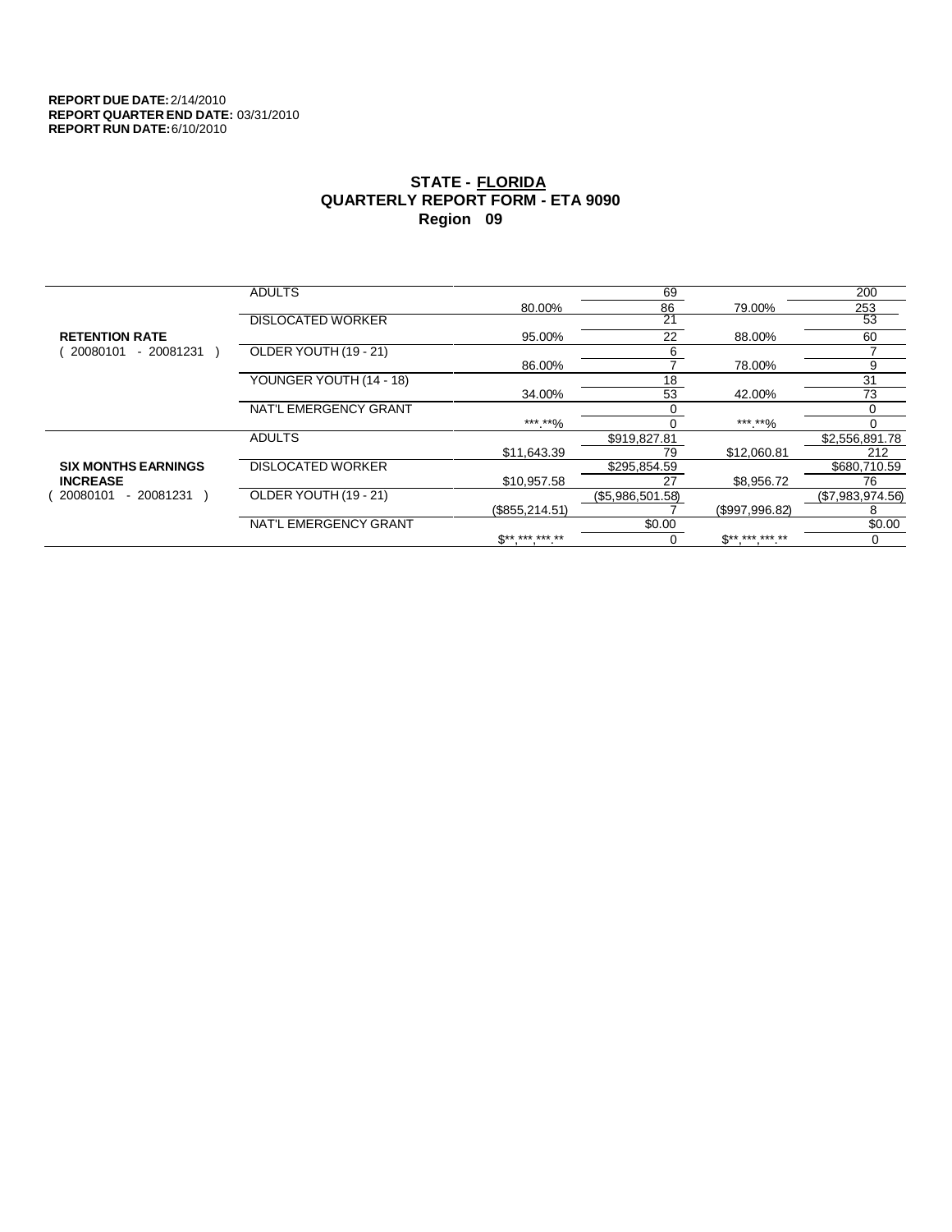**REPORT DUE DATE:** 2/14/2010
**REPORT QUARTER END DATE:** 03/31/2010
**REPORT RUN DATE:** 6/10/2010

## STATE - FLORIDA
## QUARTERLY REPORT FORM - ETA 9090
## Region 09

| | | | | | |
|---|---|---|---|---|---|
| **RETENTION RATE** ( 20080101 - 20081231 ) | ADULTS | | 69 | | 200 |
| | | 80.00% | 86 | 79.00% | 253 |
| | DISLOCATED WORKER | | 21 | | 53 |
| | | 95.00% | 22 | 88.00% | 60 |
| | OLDER YOUTH (19 - 21) | | 6 | | 7 |
| | | 86.00% | 7 | 78.00% | 9 |
| | YOUNGER YOUTH (14 - 18) | | 18 | | 31 |
| | | 34.00% | 53 | 42.00% | 73 |
| | NAT'L EMERGENCY GRANT | | 0 | | 0 |
| | | ***.**% | 0 | ***.**% | 0 |
| **SIX MONTHS EARNINGS INCREASE** ( 20080101 - 20081231 ) | ADULTS | | $919,827.81 | | $2,556,891.78 |
| | | $11,643.39 | 79 | $12,060.81 | 212 |
| | DISLOCATED WORKER | | $295,854.59 | | $680,710.59 |
| | | $10,957.58 | 27 | $8,956.72 | 76 |
| | OLDER YOUTH (19 - 21) | | ($5,986,501.58) | | ($7,983,974.56) |
| | | ($855,214.51) | 7 | ($997,996.82) | 8 |
| | NAT'L EMERGENCY GRANT | | $0.00 | | $0.00 |
| | | $**,***,***.** | 0 | $**,***,***.** | 0 |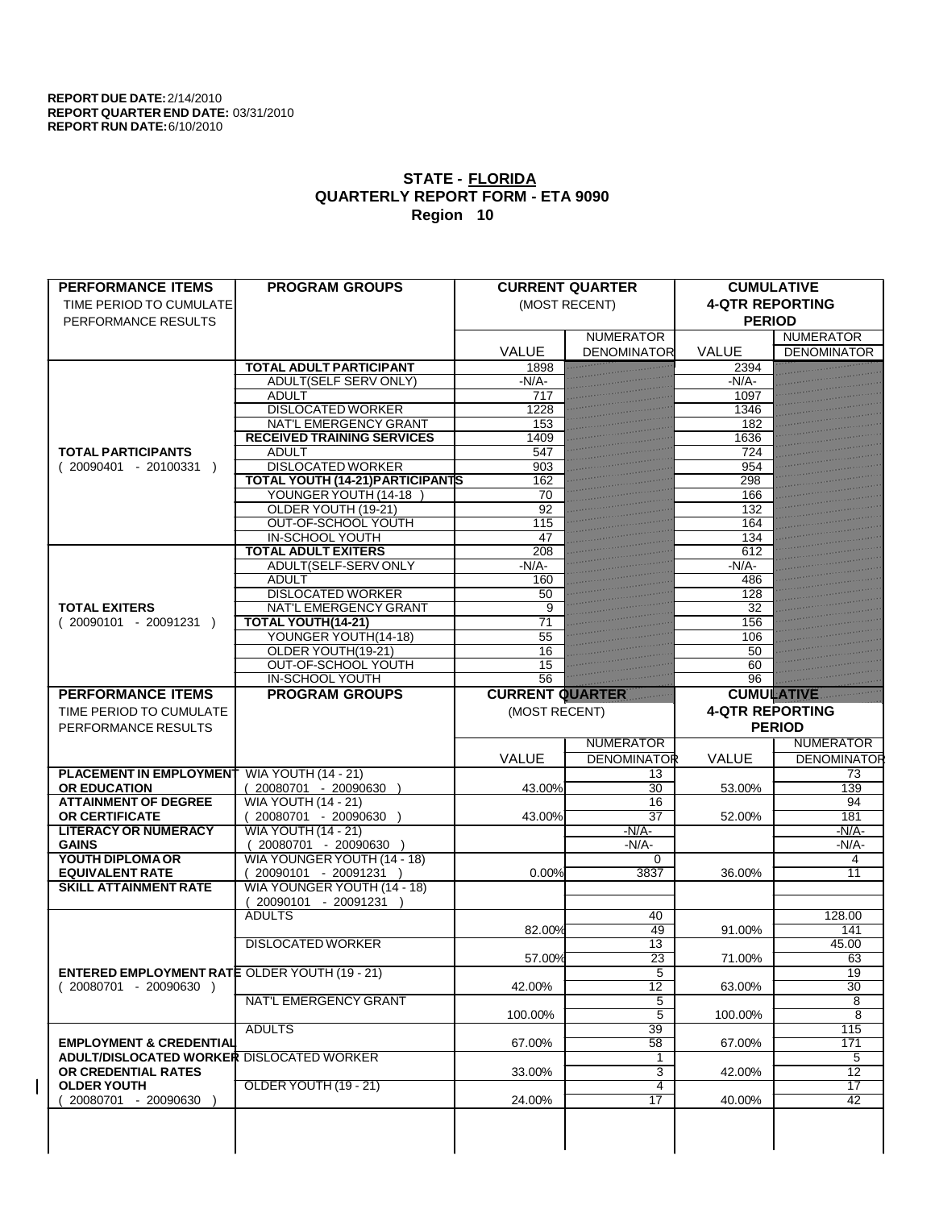**REPORT DUE DATE:** 2/14/2010
**REPORT QUARTER END DATE:** 03/31/2010
**REPORT RUN DATE:** 6/10/2010

## STATE - FLORIDA
## QUARTERLY REPORT FORM - ETA 9090
## Region 10

| PERFORMANCE ITEMS<br>TIME PERIOD TO CUMULATE PERFORMANCE RESULTS | PROGRAM GROUPS | CURRENT QUARTER (MOST RECENT) VALUE | CURRENT QUARTER NUMERATOR / DENOMINATOR | CUMULATIVE 4-QTR REPORTING PERIOD VALUE | CUMULATIVE NUMERATOR / DENOMINATOR |
|---|---|---|---|---|---|
| **TOTAL PARTICIPANTS** ( 20090401 - 20100331 ) | **TOTAL ADULT PARTICIPANT** | 1898 | | 2394 | |
| | ADULT(SELF SERV ONLY) | -N/A- | | -N/A- | |
| | ADULT | 717 | | 1097 | |
| | DISLOCATED WORKER | 1228 | | 1346 | |
| | NAT'L EMERGENCY GRANT | 153 | | 182 | |
| | **RECEIVED TRAINING SERVICES** | 1409 | | 1636 | |
| | ADULT | 547 | | 724 | |
| | DISLOCATED WORKER | 903 | | 954 | |
| | **TOTAL YOUTH (14-21)PARTICIPANTS** | 162 | | 298 | |
| | YOUNGER YOUTH (14-18 ) | 70 | | 166 | |
| | OLDER YOUTH (19-21) | 92 | | 132 | |
| | OUT-OF-SCHOOL YOUTH | 115 | | 164 | |
| | IN-SCHOOL YOUTH | 47 | | 134 | |
| **TOTAL EXITERS** ( 20090101 - 20091231 ) | **TOTAL ADULT EXITERS** | 208 | | 612 | |
| | ADULT(SELF-SERV ONLY | -N/A- | | -N/A- | |
| | ADULT | 160 | | 486 | |
| | DISLOCATED WORKER | 50 | | 128 | |
| | NAT'L EMERGENCY GRANT | 9 | | 32 | |
| | **TOTAL YOUTH(14-21)** | 71 | | 156 | |
| | YOUNGER YOUTH(14-18) | 55 | | 106 | |
| | OLDER YOUTH(19-21) | 16 | | 50 | |
| | OUT-OF-SCHOOL YOUTH | 15 | | 60 | |
| | IN-SCHOOL YOUTH | 56 | | 96 | |

| PERFORMANCE ITEMS<br>TIME PERIOD TO CUMULATE PERFORMANCE RESULTS | PROGRAM GROUPS | CURRENT QUARTER (MOST RECENT) VALUE | CURRENT QUARTER NUMERATOR / DENOMINATOR | CUMULATIVE 4-QTR REPORTING PERIOD VALUE | CUMULATIVE NUMERATOR / DENOMINATOR |
|---|---|---|---|---|---|
| **PLACEMENT IN EMPLOYMENT OR EDUCATION** | WIA YOUTH (14 - 21) ( 20080701 - 20090630 ) | 43.00% | 13 / 30 | 53.00% | 73 / 139 |
| **ATTAINMENT OF DEGREE OR CERTIFICATE** | WIA YOUTH (14 - 21) ( 20080701 - 20090630 ) | 43.00% | 16 / 37 | 52.00% | 94 / 181 |
| **LITERACY OR NUMERACY GAINS** | WIA YOUTH (14 - 21) ( 20080701 - 20090630 ) | | -N/A- / -N/A- | | -N/A- / -N/A- |
| **YOUTH DIPLOMA OR EQUIVALENT RATE** | WIA YOUNGER YOUTH (14 - 18) ( 20090101 - 20091231 ) | 0.00% | 0 / 3837 | 36.00% | 4 / 11 |
| **SKILL ATTAINMENT RATE** | WIA YOUNGER YOUTH (14 - 18) ( 20090101 - 20091231 ) | | | | |
| **ENTERED EMPLOYMENT RATE** ( 20080701 - 20090630 ) | ADULTS | 82.00% | 40 / 49 | 91.00% | 128.00 / 141 |
| | DISLOCATED WORKER | 57.00% | 13 / 23 | 71.00% | 45.00 / 63 |
| | OLDER YOUTH (19 - 21) | 42.00% | 5 / 12 | 63.00% | 19 / 30 |
| | NAT'L EMERGENCY GRANT | 100.00% | 5 / 5 | 100.00% | 8 / 8 |
| **EMPLOYMENT & CREDENTIAL ADULT/DISLOCATED WORKER OR CREDENTIAL RATES OLDER YOUTH** ( 20080701 - 20090630 ) | ADULTS | 67.00% | 39 / 58 | 67.00% | 115 / 171 |
| | DISLOCATED WORKER | 33.00% | 1 / 3 | 42.00% | 5 / 12 |
| | OLDER YOUTH (19 - 21) | 24.00% | 4 / 17 | 40.00% | 17 / 42 |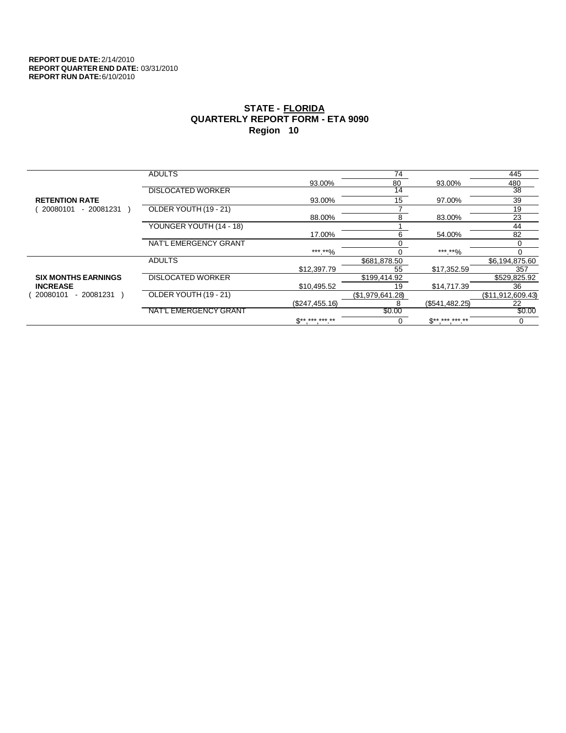**REPORT DUE DATE:** 2/14/2010
**REPORT QUARTER END DATE:** 03/31/2010
**REPORT RUN DATE:** 6/10/2010

## STATE - FLORIDA
## QUARTERLY REPORT FORM - ETA 9090
## Region 10

| | | | | | |
|---|---|---|---|---|---|
| **RETENTION RATE** ( 20080101 - 20081231 ) | ADULTS | 93.00% | 74 / 80 | 93.00% | 445 / 480 |
| | DISLOCATED WORKER | 93.00% | 14 / 15 | 97.00% | 38 / 39 |
| | OLDER YOUTH (19 - 21) | 88.00% | 7 / 8 | 83.00% | 19 / 23 |
| | YOUNGER YOUTH (14 - 18) | 17.00% | 1 / 6 | 54.00% | 44 / 82 |
| | NAT'L EMERGENCY GRANT | ***.**% | 0 / 0 | ***.**% | 0 / 0 |
| **SIX MONTHS EARNINGS INCREASE** ( 20080101 - 20081231 ) | ADULTS | $12,397.79 | $681,878.50 / 55 | $17,352.59 | $6,194,875.60 / 357 |
| | DISLOCATED WORKER | $10,495.52 | $199,414.92 / 19 | $14,717.39 | $529,825.92 / 36 |
| | OLDER YOUTH (19 - 21) | ($247,455.16) | ($1,979,641.28) / 8 | ($541,482.25) | ($11,912,609.43) / 22 |
| | NAT'L EMERGENCY GRANT | $**,***,***.** | $0.00 / 0 | $**,***,***.** | $0.00 / 0 |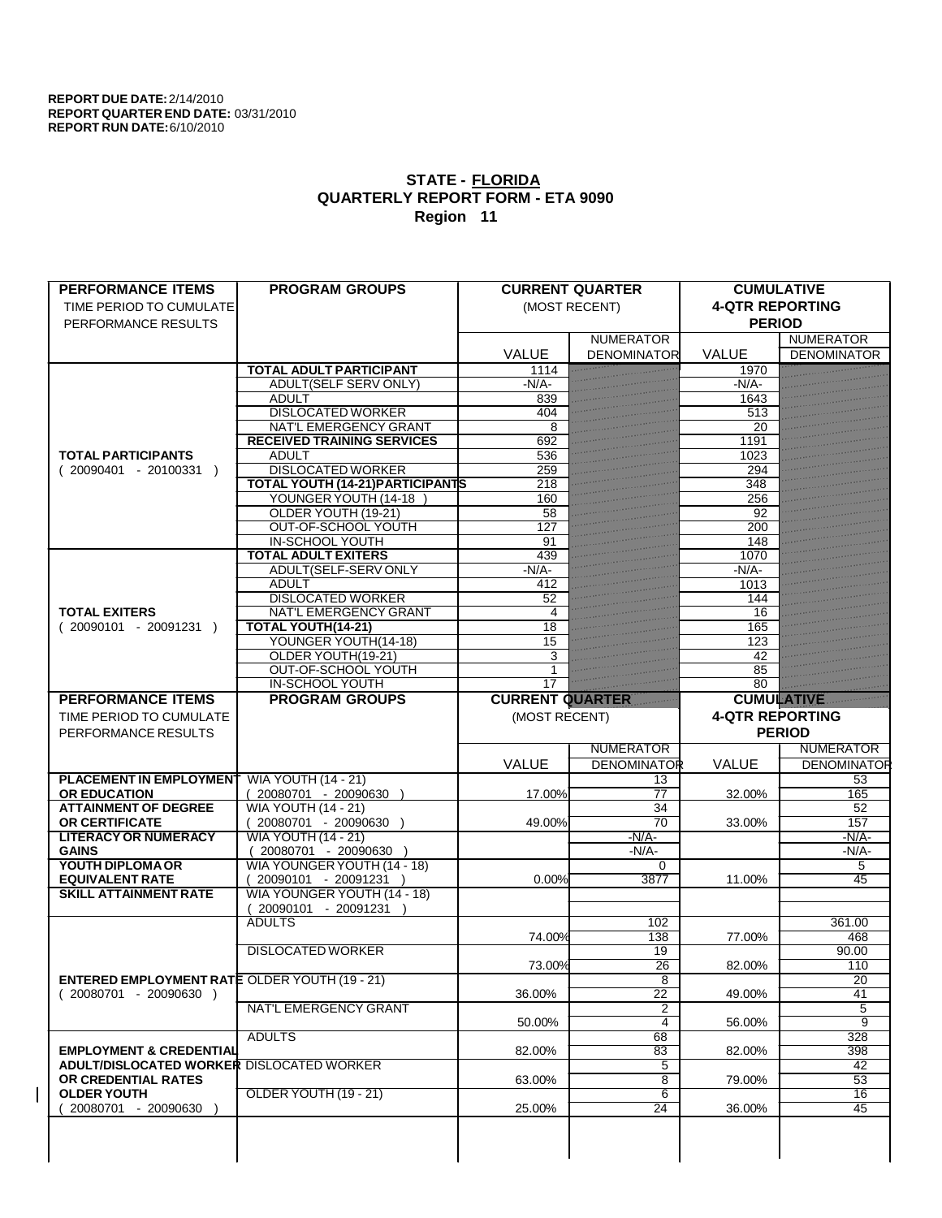**REPORT DUE DATE:** 2/14/2010
**REPORT QUARTER END DATE:** 03/31/2010
**REPORT RUN DATE:** 6/10/2010

## STATE - FLORIDA
## QUARTERLY REPORT FORM - ETA 9090
## Region 11

| PERFORMANCE ITEMS<br>TIME PERIOD TO CUMULATE PERFORMANCE RESULTS | PROGRAM GROUPS | CURRENT QUARTER (MOST RECENT) VALUE | NUMERATOR / DENOMINATOR | CUMULATIVE 4-QTR REPORTING PERIOD VALUE | NUMERATOR / DENOMINATOR |
|---|---|---|---|---|---|
| **TOTAL PARTICIPANTS** ( 20090401 - 20100331 ) | **TOTAL ADULT PARTICIPANT** | 1114 | | 1970 | |
| | ADULT(SELF SERV ONLY) | -N/A- | | -N/A- | |
| | ADULT | 839 | | 1643 | |
| | DISLOCATED WORKER | 404 | | 513 | |
| | NAT'L EMERGENCY GRANT | 8 | | 20 | |
| | **RECEIVED TRAINING SERVICES** | 692 | | 1191 | |
| | ADULT | 536 | | 1023 | |
| | DISLOCATED WORKER | 259 | | 294 | |
| | **TOTAL YOUTH (14-21)PARTICIPANTS** | 218 | | 348 | |
| | YOUNGER YOUTH (14-18 ) | 160 | | 256 | |
| | OLDER YOUTH (19-21) | 58 | | 92 | |
| | OUT-OF-SCHOOL YOUTH | 127 | | 200 | |
| | IN-SCHOOL YOUTH | 91 | | 148 | |
| **TOTAL EXITERS** ( 20090101 - 20091231 ) | **TOTAL ADULT EXITERS** | 439 | | 1070 | |
| | ADULT(SELF-SERV ONLY | -N/A- | | -N/A- | |
| | ADULT | 412 | | 1013 | |
| | DISLOCATED WORKER | 52 | | 144 | |
| | NAT'L EMERGENCY GRANT | 4 | | 16 | |
| | **TOTAL YOUTH(14-21)** | 18 | | 165 | |
| | YOUNGER YOUTH(14-18) | 15 | | 123 | |
| | OLDER YOUTH(19-21) | 3 | | 42 | |
| | OUT-OF-SCHOOL YOUTH | 1 | | 85 | |
| | IN-SCHOOL YOUTH | 17 | | 80 | |
| **PERFORMANCE ITEMS**<br>TIME PERIOD TO CUMULATE PERFORMANCE RESULTS | **PROGRAM GROUPS** | **CURRENT QUARTER** (MOST RECENT) VALUE | NUMERATOR / DENOMINATOR | **CUMULATIVE 4-QTR REPORTING PERIOD** VALUE | NUMERATOR / DENOMINATOR |
| **PLACEMENT IN EMPLOYMENT OR EDUCATION** | WIA YOUTH (14 - 21) ( 20080701 - 20090630 ) | 17.00% | 13 / 77 | 32.00% | 53 / 165 |
| **ATTAINMENT OF DEGREE OR CERTIFICATE** | WIA YOUTH (14 - 21) ( 20080701 - 20090630 ) | 49.00% | 34 / 70 | 33.00% | 52 / 157 |
| **LITERACY OR NUMERACY GAINS** | WIA YOUTH (14 - 21) ( 20080701 - 20090630 ) | | -N/A- / -N/A- | | -N/A- / -N/A- |
| **YOUTH DIPLOMA OR EQUIVALENT RATE** | WIA YOUNGER YOUTH (14 - 18) ( 20090101 - 20091231 ) | 0.00% | 0 / 3877 | 11.00% | 5 / 45 |
| **SKILL ATTAINMENT RATE** | WIA YOUNGER YOUTH (14 - 18) ( 20090101 - 20091231 ) | | | | |
| **ENTERED EMPLOYMENT RATE** ( 20080701 - 20090630 ) | ADULTS | 74.00% | 102 / 138 | 77.00% | 361.00 / 468 |
| | DISLOCATED WORKER | 73.00% | 19 / 26 | 82.00% | 90.00 / 110 |
| | OLDER YOUTH (19 - 21) | 36.00% | 8 / 22 | 49.00% | 20 / 41 |
| | NAT'L EMERGENCY GRANT | 50.00% | 2 / 4 | 56.00% | 5 / 9 |
| **EMPLOYMENT & CREDENTIAL ADULT/DISLOCATED WORKER OR CREDENTIAL RATES OLDER YOUTH** ( 20080701 - 20090630 ) | ADULTS | 82.00% | 68 / 83 | 82.00% | 328 / 398 |
| | DISLOCATED WORKER | 63.00% | 5 / 8 | 79.00% | 42 / 53 |
| | OLDER YOUTH (19 - 21) | 25.00% | 6 / 24 | 36.00% | 16 / 45 |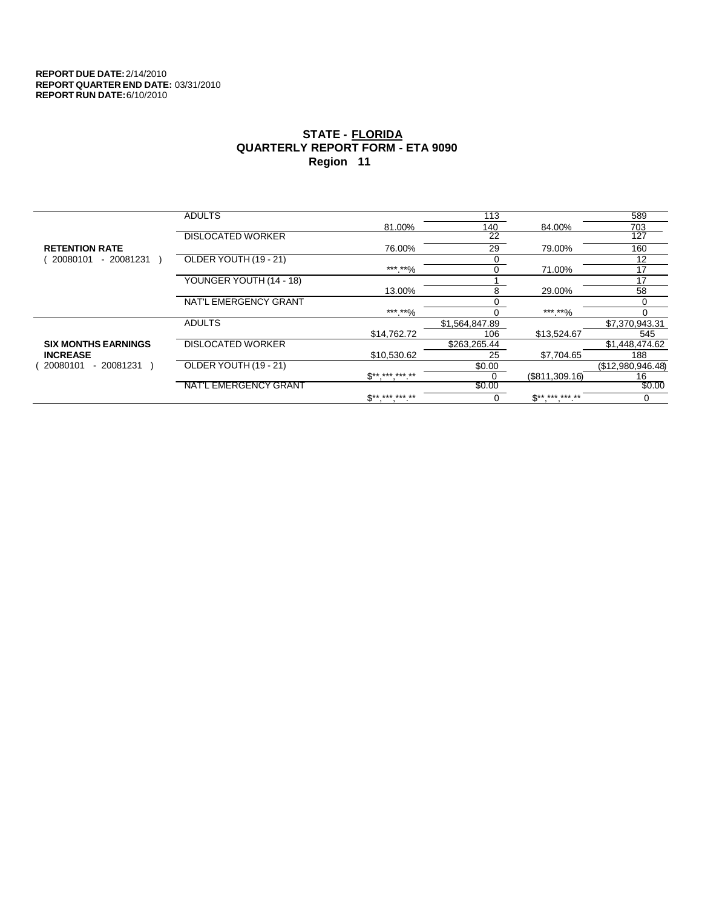**REPORT DUE DATE:** 2/14/2010
**REPORT QUARTER END DATE:** 03/31/2010
**REPORT RUN DATE:** 6/10/2010

## STATE - FLORIDA
## QUARTERLY REPORT FORM - ETA 9090
## Region 11

| | | | | | |
|---|---|---|---|---|---|
| **RETENTION RATE** ( 20080101 - 20081231 ) | ADULTS | | 113 | | 589 |
| | | 81.00% | 140 | 84.00% | 703 |
| | DISLOCATED WORKER | | 22 | | 127 |
| | | 76.00% | 29 | 79.00% | 160 |
| | OLDER YOUTH (19 - 21) | | 0 | | 12 |
| | | ***.**% | 0 | 71.00% | 17 |
| | YOUNGER YOUTH (14 - 18) | | 1 | | 17 |
| | | 13.00% | 8 | 29.00% | 58 |
| | NAT'L EMERGENCY GRANT | | 0 | | 0 |
| | | ***.**% | 0 | ***.**% | 0 |
| **SIX MONTHS EARNINGS INCREASE** ( 20080101 - 20081231 ) | ADULTS | | $1,564,847.89 | | $7,370,943.31 |
| | | $14,762.72 | 106 | $13,524.67 | 545 |
| | DISLOCATED WORKER | | $263,265.44 | | $1,448,474.62 |
| | | $10,530.62 | 25 | $7,704.65 | 188 |
| | OLDER YOUTH (19 - 21) | | $0.00 | | ($12,980,946.48) |
| | | $**,***,***.** | 0 | ($811,309.16) | 16 |
| | NAT'L EMERGENCY GRANT | | $0.00 | | $0.00 |
| | | $**,***,***.** | 0 | $**,***,***.** | 0 |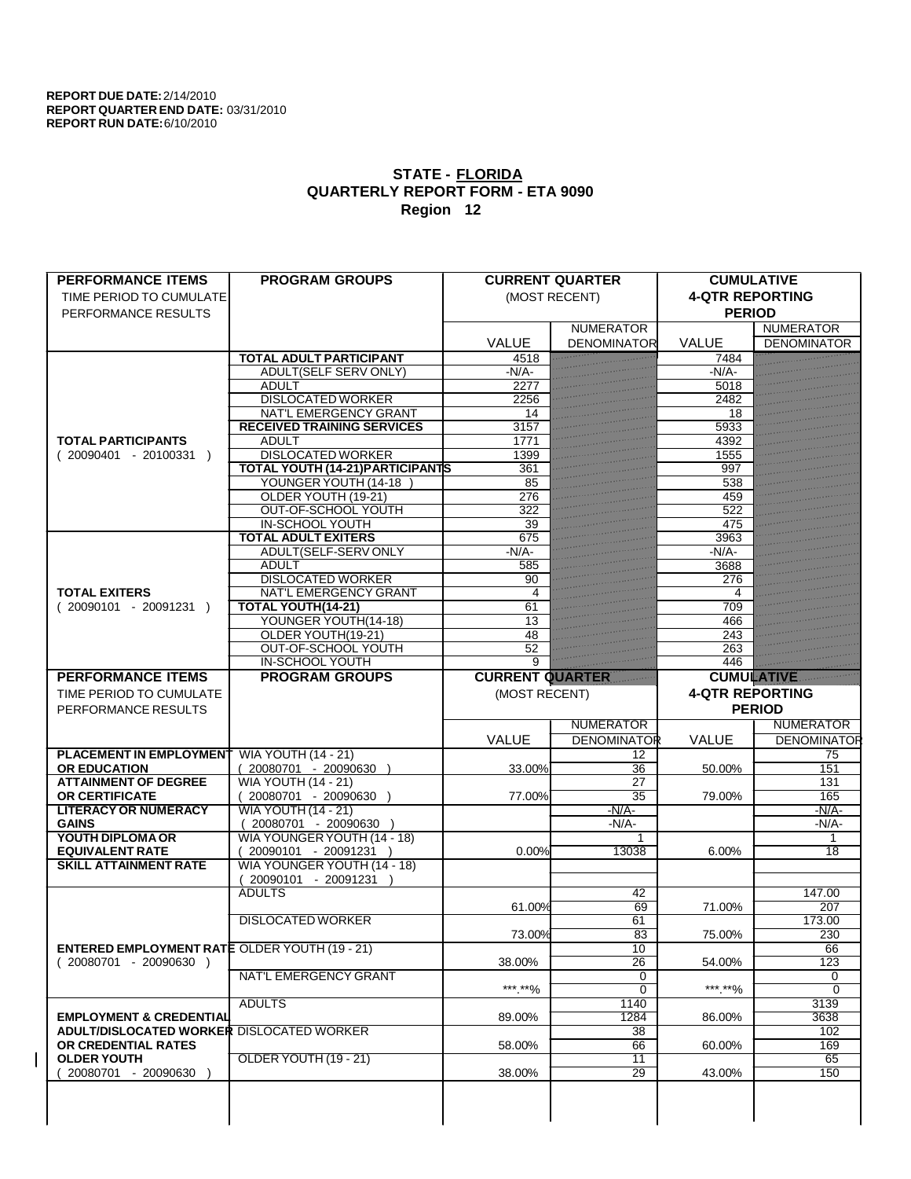**REPORT DUE DATE:** 2/14/2010
**REPORT QUARTER END DATE:** 03/31/2010
**REPORT RUN DATE:** 6/10/2010

## STATE - FLORIDA
## QUARTERLY REPORT FORM - ETA 9090
## Region 12

| PERFORMANCE ITEMS | PROGRAM GROUPS | CURRENT QUARTER | | CUMULATIVE | |
|---|---|---|---|---|---|
| TIME PERIOD TO CUMULATE PERFORMANCE RESULTS | | (MOST RECENT) | | 4-QTR REPORTING PERIOD | |
| | | VALUE | NUMERATOR DENOMINATOR | VALUE | NUMERATOR DENOMINATOR |
| **TOTAL PARTICIPANTS** ( 20090401 - 20100331 ) | **TOTAL ADULT PARTICIPANT** | 4518 | | 7484 | |
| | ADULT(SELF SERV ONLY) | -N/A- | | -N/A- | |
| | ADULT | 2277 | | 5018 | |
| | DISLOCATED WORKER | 2256 | | 2482 | |
| | NAT'L EMERGENCY GRANT | 14 | | 18 | |
| | **RECEIVED TRAINING SERVICES** | 3157 | | 5933 | |
| | ADULT | 1771 | | 4392 | |
| | DISLOCATED WORKER | 1399 | | 1555 | |
| | **TOTAL YOUTH (14-21)PARTICIPANTS** | 361 | | 997 | |
| | YOUNGER YOUTH (14-18 ) | 85 | | 538 | |
| | OLDER YOUTH (19-21) | 276 | | 459 | |
| | OUT-OF-SCHOOL YOUTH | 322 | | 522 | |
| | IN-SCHOOL YOUTH | 39 | | 475 | |
| **TOTAL EXITERS** ( 20090101 - 20091231 ) | **TOTAL ADULT EXITERS** | 675 | | 3963 | |
| | ADULT(SELF-SERV ONLY | -N/A- | | -N/A- | |
| | ADULT | 585 | | 3688 | |
| | DISLOCATED WORKER | 90 | | 276 | |
| | NAT'L EMERGENCY GRANT | 4 | | 4 | |
| | **TOTAL YOUTH(14-21)** | 61 | | 709 | |
| | YOUNGER YOUTH(14-18) | 13 | | 466 | |
| | OLDER YOUTH(19-21) | 48 | | 243 | |
| | OUT-OF-SCHOOL YOUTH | 52 | | 263 | |
| | IN-SCHOOL YOUTH | 9 | | 446 | |

| PERFORMANCE ITEMS | PROGRAM GROUPS | CURRENT QUARTER | | CUMULATIVE | |
|---|---|---|---|---|---|
| TIME PERIOD TO CUMULATE PERFORMANCE RESULTS | | (MOST RECENT) | | 4-QTR REPORTING PERIOD | |
| | | VALUE | NUMERATOR DENOMINATOR | VALUE | NUMERATOR DENOMINATOR |
| **PLACEMENT IN EMPLOYMENT OR EDUCATION** | WIA YOUTH (14 - 21) ( 20080701 - 20090630 ) | 33.00% | 12 / 36 | 50.00% | 75 / 151 |
| **ATTAINMENT OF DEGREE OR CERTIFICATE** | WIA YOUTH (14 - 21) ( 20080701 - 20090630 ) | 77.00% | 27 / 35 | 79.00% | 131 / 165 |
| **LITERACY OR NUMERACY GAINS** | WIA YOUTH (14 - 21) ( 20080701 - 20090630 ) | | -N/A- / -N/A- | | -N/A- / -N/A- |
| **YOUTH DIPLOMA OR EQUIVALENT RATE** | WIA YOUNGER YOUTH (14 - 18) ( 20090101 - 20091231 ) | 0.00% | 1 / 13038 | 6.00% | 1 / 18 |
| **SKILL ATTAINMENT RATE** | WIA YOUNGER YOUTH (14 - 18) ( 20090101 - 20091231 ) | | | | |
| **ENTERED EMPLOYMENT RATE** ( 20080701 - 20090630 ) | ADULTS | 61.00% | 42 / 69 | 71.00% | 147.00 / 207 |
| | DISLOCATED WORKER | 73.00% | 61 / 83 | 75.00% | 173.00 / 230 |
| | OLDER YOUTH (19 - 21) | 38.00% | 10 / 26 | 54.00% | 66 / 123 |
| | NAT'L EMERGENCY GRANT | \*\*\*.\*\*% | 0 / 0 | \*\*\*.\*\*% | 0 / 0 |
| **EMPLOYMENT & CREDENTIAL ADULT/DISLOCATED WORKER OR CREDENTIAL RATES OLDER YOUTH** ( 20080701 - 20090630 ) | ADULTS | 89.00% | 1140 / 1284 | 86.00% | 3139 / 3638 |
| | DISLOCATED WORKER | 58.00% | 38 / 66 | 60.00% | 102 / 169 |
| | OLDER YOUTH (19 - 21) | 38.00% | 11 / 29 | 43.00% | 65 / 150 |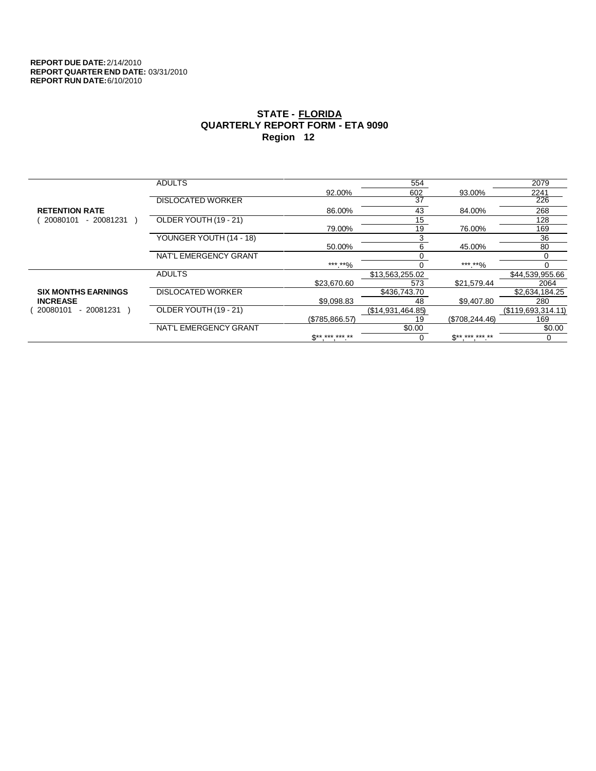**REPORT DUE DATE:** 2/14/2010
**REPORT QUARTER END DATE:** 03/31/2010
**REPORT RUN DATE:** 6/10/2010

## STATE - FLORIDA
## QUARTERLY REPORT FORM - ETA 9090
## Region 12

| | | | | | |
|---|---|---|---|---|---|
| **RETENTION RATE** ( 20080101 - 20081231 ) | ADULTS | | 554 | | 2079 |
| | | 92.00% | 602 | 93.00% | 2241 |
| | DISLOCATED WORKER | | 37 | | 226 |
| | | 86.00% | 43 | 84.00% | 268 |
| | OLDER YOUTH (19 - 21) | | 15 | | 128 |
| | | 79.00% | 19 | 76.00% | 169 |
| | YOUNGER YOUTH (14 - 18) | | 3 | | 36 |
| | | 50.00% | 6 | 45.00% | 80 |
| | NAT'L EMERGENCY GRANT | | 0 | | 0 |
| | | ***.**% | 0 | ***.**% | 0 |
| **SIX MONTHS EARNINGS INCREASE** ( 20080101 - 20081231 ) | ADULTS | | $13,563,255.02 | | $44,539,955.66 |
| | | $23,670.60 | 573 | $21,579.44 | 2064 |
| | DISLOCATED WORKER | | $436,743.70 | | $2,634,184.25 |
| | | $9,098.83 | 48 | $9,407.80 | 280 |
| | OLDER YOUTH (19 - 21) | | ($14,931,464.85) | | ($119,693,314.11) |
| | | ($785,866.57) | 19 | ($708,244.46) | 169 |
| | NAT'L EMERGENCY GRANT | | $0.00 | | $0.00 |
| | | $**,***,***.** | 0 | $**,***,***.** | 0 |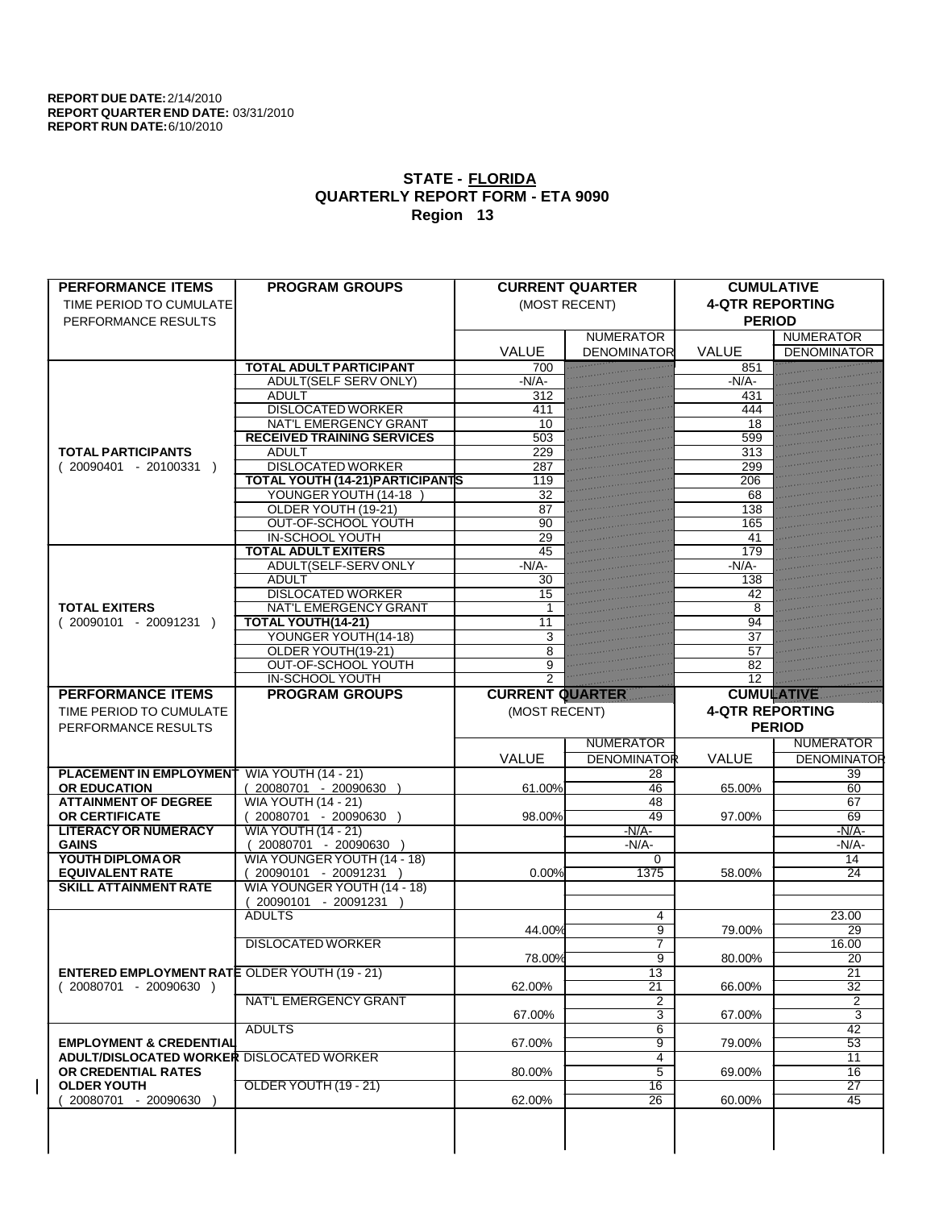**REPORT DUE DATE:** 2/14/2010
**REPORT QUARTER END DATE:** 03/31/2010
**REPORT RUN DATE:** 6/10/2010

## STATE - FLORIDA
## QUARTERLY REPORT FORM - ETA 9090
## Region 13

| PERFORMANCE ITEMS<br>TIME PERIOD TO CUMULATE PERFORMANCE RESULTS | PROGRAM GROUPS | CURRENT QUARTER (MOST RECENT) VALUE | CURRENT QUARTER NUMERATOR DENOMINATOR | CUMULATIVE 4-QTR REPORTING PERIOD VALUE | CUMULATIVE NUMERATOR DENOMINATOR |
|---|---|---|---|---|---|
| **TOTAL PARTICIPANTS** ( 20090401 - 20100331 ) | **TOTAL ADULT PARTICIPANT** | 700 | | 851 | |
| | ADULT(SELF SERV ONLY) | -N/A- | | -N/A- | |
| | ADULT | 312 | | 431 | |
| | DISLOCATED WORKER | 411 | | 444 | |
| | NAT'L EMERGENCY GRANT | 10 | | 18 | |
| | **RECEIVED TRAINING SERVICES** | 503 | | 599 | |
| | ADULT | 229 | | 313 | |
| | DISLOCATED WORKER | 287 | | 299 | |
| | **TOTAL YOUTH (14-21)PARTICIPANTS** | 119 | | 206 | |
| | YOUNGER YOUTH (14-18 ) | 32 | | 68 | |
| | OLDER YOUTH (19-21) | 87 | | 138 | |
| | OUT-OF-SCHOOL YOUTH | 90 | | 165 | |
| | IN-SCHOOL YOUTH | 29 | | 41 | |
| **TOTAL EXITERS** ( 20090101 - 20091231 ) | **TOTAL ADULT EXITERS** | 45 | | 179 | |
| | ADULT(SELF-SERV ONLY | -N/A- | | -N/A- | |
| | ADULT | 30 | | 138 | |
| | DISLOCATED WORKER | 15 | | 42 | |
| | NAT'L EMERGENCY GRANT | 1 | | 8 | |
| | **TOTAL YOUTH(14-21)** | 11 | | 94 | |
| | YOUNGER YOUTH(14-18) | 3 | | 37 | |
| | OLDER YOUTH(19-21) | 8 | | 57 | |
| | OUT-OF-SCHOOL YOUTH | 9 | | 82 | |
| | IN-SCHOOL YOUTH | 2 | | 12 | |

| PERFORMANCE ITEMS<br>TIME PERIOD TO CUMULATE PERFORMANCE RESULTS | PROGRAM GROUPS | CURRENT QUARTER (MOST RECENT) VALUE | CURRENT QUARTER NUMERATOR DENOMINATOR | CUMULATIVE 4-QTR REPORTING PERIOD VALUE | CUMULATIVE NUMERATOR DENOMINATOR |
|---|---|---|---|---|---|
| **PLACEMENT IN EMPLOYMENT OR EDUCATION** | WIA YOUTH (14 - 21) ( 20080701 - 20090630 ) | 61.00% | 28 / 46 | 65.00% | 39 / 60 |
| **ATTAINMENT OF DEGREE OR CERTIFICATE** | WIA YOUTH (14 - 21) ( 20080701 - 20090630 ) | 98.00% | 48 / 49 | 97.00% | 67 / 69 |
| **LITERACY OR NUMERACY GAINS** | WIA YOUTH (14 - 21) ( 20080701 - 20090630 ) | | -N/A- / -N/A- | | -N/A- / -N/A- |
| **YOUTH DIPLOMA OR EQUIVALENT RATE** | WIA YOUNGER YOUTH (14 - 18) ( 20090101 - 20091231 ) | 0.00% | 0 / 1375 | 58.00% | 14 / 24 |
| **SKILL ATTAINMENT RATE** | WIA YOUNGER YOUTH (14 - 18) ( 20090101 - 20091231 ) | | | | |
| **ENTERED EMPLOYMENT RATE** ( 20080701 - 20090630 ) | ADULTS | 44.00% | 4 / 9 | 79.00% | 23.00 / 29 |
| | DISLOCATED WORKER | 78.00% | 7 / 9 | 80.00% | 16.00 / 20 |
| | OLDER YOUTH (19 - 21) | 62.00% | 13 / 21 | 66.00% | 21 / 32 |
| | NAT'L EMERGENCY GRANT | 67.00% | 2 / 3 | 67.00% | 2 / 3 |
| **EMPLOYMENT & CREDENTIAL ADULT/DISLOCATED WORKER OR CREDENTIAL RATES OLDER YOUTH** ( 20080701 - 20090630 ) | ADULTS | 67.00% | 6 / 9 | 79.00% | 42 / 53 |
| | DISLOCATED WORKER | 80.00% | 4 / 5 | 69.00% | 11 / 16 |
| | OLDER YOUTH (19 - 21) | 62.00% | 16 / 26 | 60.00% | 27 / 45 |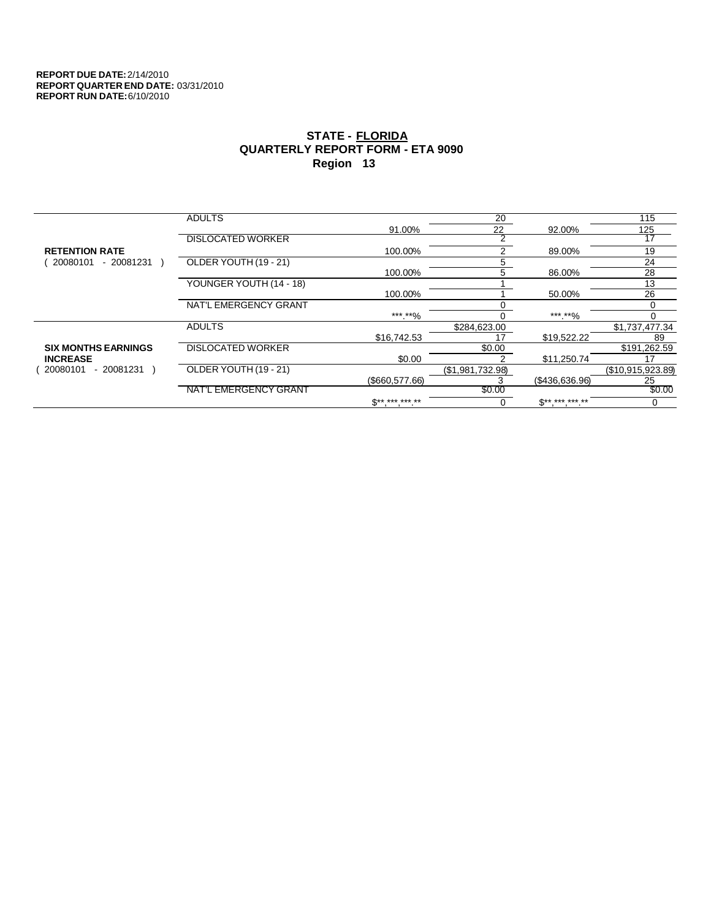**REPORT DUE DATE:** 2/14/2010
**REPORT QUARTER END DATE:** 03/31/2010
**REPORT RUN DATE:** 6/10/2010

## STATE - FLORIDA
## QUARTERLY REPORT FORM - ETA 9090
## Region 13

| | | | | | |
|---|---|---|---|---|---|
| **RETENTION RATE** ( 20080101 - 20081231 ) | ADULTS | 91.00% | 20 | 92.00% | 115 |
| | | | 22 | | 125 |
| | DISLOCATED WORKER | 100.00% | 2 | 89.00% | 17 |
| | | | 2 | | 19 |
| | OLDER YOUTH (19 - 21) | 100.00% | 5 | 86.00% | 24 |
| | | | 5 | | 28 |
| | YOUNGER YOUTH (14 - 18) | 100.00% | 1 | 50.00% | 13 |
| | | | 1 | | 26 |
| | NAT'L EMERGENCY GRANT | ***.**% | 0 | ***.**% | 0 |
| | | | 0 | | 0 |
| **SIX MONTHS EARNINGS INCREASE** ( 20080101 - 20081231 ) | ADULTS | $16,742.53 | $284,623.00 | $19,522.22 | $1,737,477.34 |
| | | | 17 | | 89 |
| | DISLOCATED WORKER | $0.00 | $0.00 | $11,250.74 | $191,262.59 |
| | | | 2 | | 17 |
| | OLDER YOUTH (19 - 21) | ($660,577.66) | ($1,981,732.98) | ($436,636.96) | ($10,915,923.89) |
| | | | 3 | | 25 |
| | NAT'L EMERGENCY GRANT | $**,***,***.** | $0.00 | $**,***,***.** | $0.00 |
| | | | 0 | | 0 |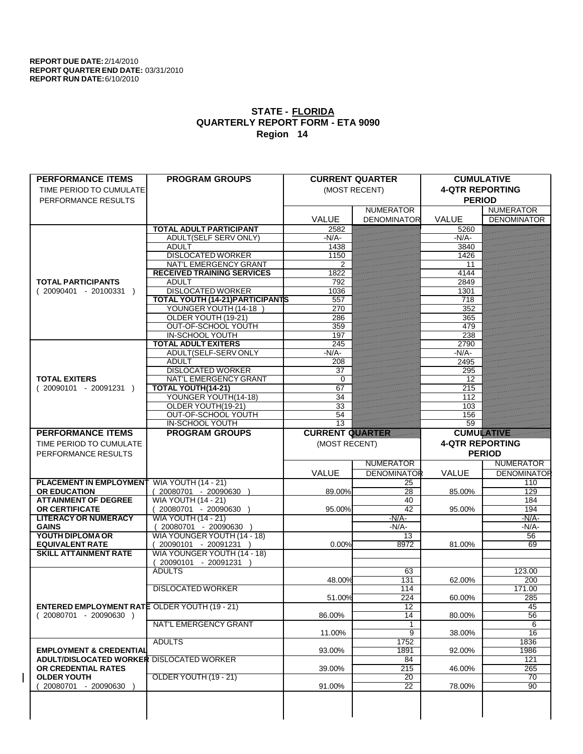**REPORT DUE DATE:** 2/14/2010
**REPORT QUARTER END DATE:** 03/31/2010
**REPORT RUN DATE:** 6/10/2010

## STATE - FLORIDA
## QUARTERLY REPORT FORM - ETA 9090
## Region 14

| PERFORMANCE ITEMS<br>TIME PERIOD TO CUMULATE PERFORMANCE RESULTS | PROGRAM GROUPS | CURRENT QUARTER (MOST RECENT) VALUE | CURRENT QUARTER NUMERATOR / DENOMINATOR | CUMULATIVE 4-QTR REPORTING PERIOD VALUE | CUMULATIVE NUMERATOR / DENOMINATOR |
|---|---|---|---|---|---|
| **TOTAL PARTICIPANTS** ( 20090401 - 20100331 ) | **TOTAL ADULT PARTICIPANT** | 2582 | | 5260 | |
| | ADULT(SELF SERV ONLY) | -N/A- | | -N/A- | |
| | ADULT | 1438 | | 3840 | |
| | DISLOCATED WORKER | 1150 | | 1426 | |
| | NAT'L EMERGENCY GRANT | 2 | | 11 | |
| | **RECEIVED TRAINING SERVICES** | 1822 | | 4144 | |
| | ADULT | 792 | | 2849 | |
| | DISLOCATED WORKER | 1036 | | 1301 | |
| | **TOTAL YOUTH (14-21)PARTICIPANTS** | 557 | | 718 | |
| | YOUNGER YOUTH (14-18 ) | 270 | | 352 | |
| | OLDER YOUTH (19-21) | 286 | | 365 | |
| | OUT-OF-SCHOOL YOUTH | 359 | | 479 | |
| | IN-SCHOOL YOUTH | 197 | | 238 | |
| **TOTAL EXITERS** ( 20090101 - 20091231 ) | **TOTAL ADULT EXITERS** | 245 | | 2790 | |
| | ADULT(SELF-SERV ONLY | -N/A- | | -N/A- | |
| | ADULT | 208 | | 2495 | |
| | DISLOCATED WORKER | 37 | | 295 | |
| | NAT'L EMERGENCY GRANT | 0 | | 12 | |
| | **TOTAL YOUTH(14-21)** | 67 | | 215 | |
| | YOUNGER YOUTH(14-18) | 34 | | 112 | |
| | OLDER YOUTH(19-21) | 33 | | 103 | |
| | OUT-OF-SCHOOL YOUTH | 54 | | 156 | |
| | IN-SCHOOL YOUTH | 13 | | 59 | |

| PERFORMANCE ITEMS<br>TIME PERIOD TO CUMULATE PERFORMANCE RESULTS | PROGRAM GROUPS | CURRENT QUARTER (MOST RECENT) VALUE | CURRENT QUARTER NUMERATOR / DENOMINATOR | CUMULATIVE 4-QTR REPORTING PERIOD VALUE | CUMULATIVE NUMERATOR / DENOMINATOR |
|---|---|---|---|---|---|
| **PLACEMENT IN EMPLOYMENT OR EDUCATION** | WIA YOUTH (14 - 21) ( 20080701 - 20090630 ) | 89.00% | 25 / 28 | 85.00% | 110 / 129 |
| **ATTAINMENT OF DEGREE OR CERTIFICATE** | WIA YOUTH (14 - 21) ( 20080701 - 20090630 ) | 95.00% | 40 / 42 | 95.00% | 184 / 194 |
| **LITERACY OR NUMERACY GAINS** | WIA YOUTH (14 - 21) ( 20080701 - 20090630 ) | | -N/A- / -N/A- | | -N/A- / -N/A- |
| **YOUTH DIPLOMA OR EQUIVALENT RATE** | WIA YOUNGER YOUTH (14 - 18) ( 20090101 - 20091231 ) | 0.00% | 13 / 8972 | 81.00% | 56 / 69 |
| **SKILL ATTAINMENT RATE** | WIA YOUNGER YOUTH (14 - 18) ( 20090101 - 20091231 ) | | | | |
| **ENTERED EMPLOYMENT RATE** ( 20080701 - 20090630 ) | ADULTS | 48.00% | 63 / 131 | 62.00% | 123.00 / 200 |
| | DISLOCATED WORKER | 51.00% | 114 / 224 | 60.00% | 171.00 / 285 |
| | OLDER YOUTH (19 - 21) | 86.00% | 12 / 14 | 80.00% | 45 / 56 |
| | NAT'L EMERGENCY GRANT | 11.00% | 1 / 9 | 38.00% | 6 / 16 |
| **EMPLOYMENT & CREDENTIAL ADULT/DISLOCATED WORKER OR CREDENTIAL RATES OLDER YOUTH** ( 20080701 - 20090630 ) | ADULTS | 93.00% | 1752 / 1891 | 92.00% | 1836 / 1986 |
| | DISLOCATED WORKER | 39.00% | 84 / 215 | 46.00% | 121 / 265 |
| | OLDER YOUTH (19 - 21) | 91.00% | 20 / 22 | 78.00% | 70 / 90 |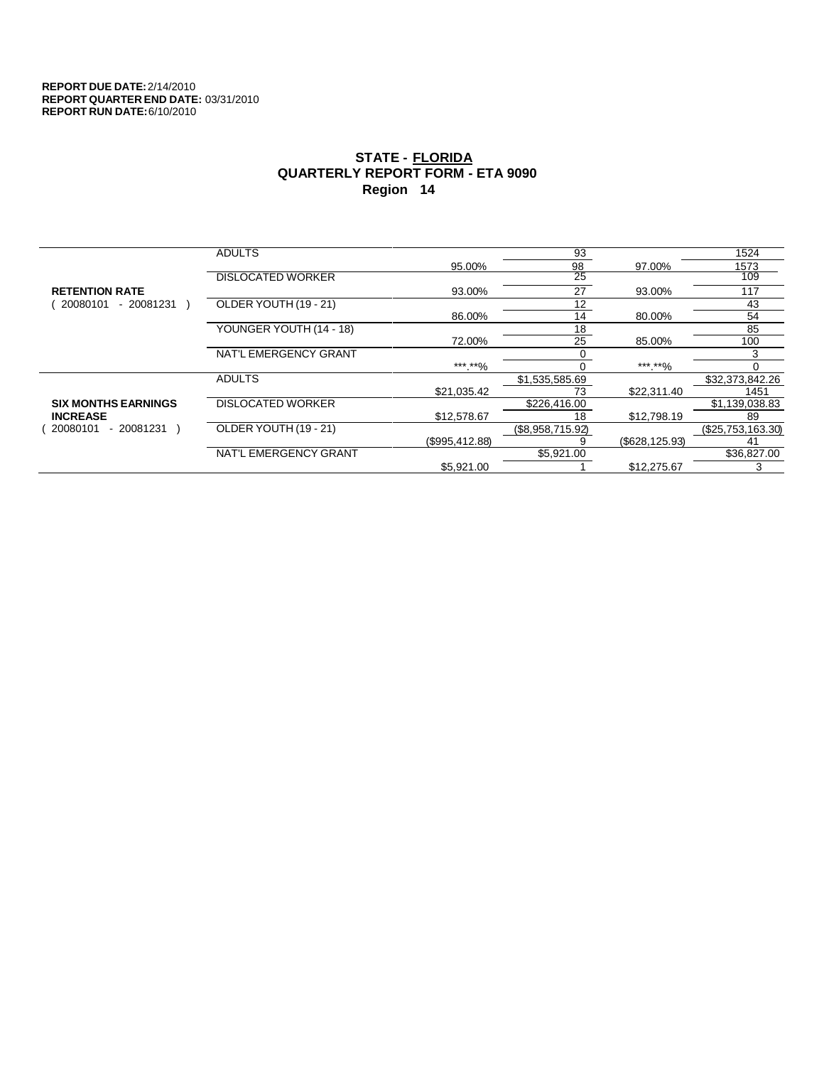**REPORT DUE DATE:** 2/14/2010
**REPORT QUARTER END DATE:** 03/31/2010
**REPORT RUN DATE:** 6/10/2010

# STATE - FLORIDA
## QUARTERLY REPORT FORM - ETA 9090
### Region 14

| | | | | | |
|---|---|---|---|---|---|
| **RETENTION RATE** ( 20080101 - 20081231 ) | ADULTS | | 93 | | 1524 |
| | | 95.00% | 98 | 97.00% | 1573 |
| | DISLOCATED WORKER | | 25 | | 109 |
| | | 93.00% | 27 | 93.00% | 117 |
| | OLDER YOUTH (19 - 21) | | 12 | | 43 |
| | | 86.00% | 14 | 80.00% | 54 |
| | YOUNGER YOUTH (14 - 18) | | 18 | | 85 |
| | | 72.00% | 25 | 85.00% | 100 |
| | NAT'L EMERGENCY GRANT | | 0 | | 3 |
| | | ***.**% | 0 | ***.**% | 0 |
| **SIX MONTHS EARNINGS INCREASE** ( 20080101 - 20081231 ) | ADULTS | | $1,535,585.69 | | $32,373,842.26 |
| | | $21,035.42 | 73 | $22,311.40 | 1451 |
| | DISLOCATED WORKER | | $226,416.00 | | $1,139,038.83 |
| | | $12,578.67 | 18 | $12,798.19 | 89 |
| | OLDER YOUTH (19 - 21) | | ($8,958,715.92) | | ($25,753,163.30) |
| | | ($995,412.88) | 9 | ($628,125.93) | 41 |
| | NAT'L EMERGENCY GRANT | | $5,921.00 | | $36,827.00 |
| | | $5,921.00 | 1 | $12,275.67 | 3 |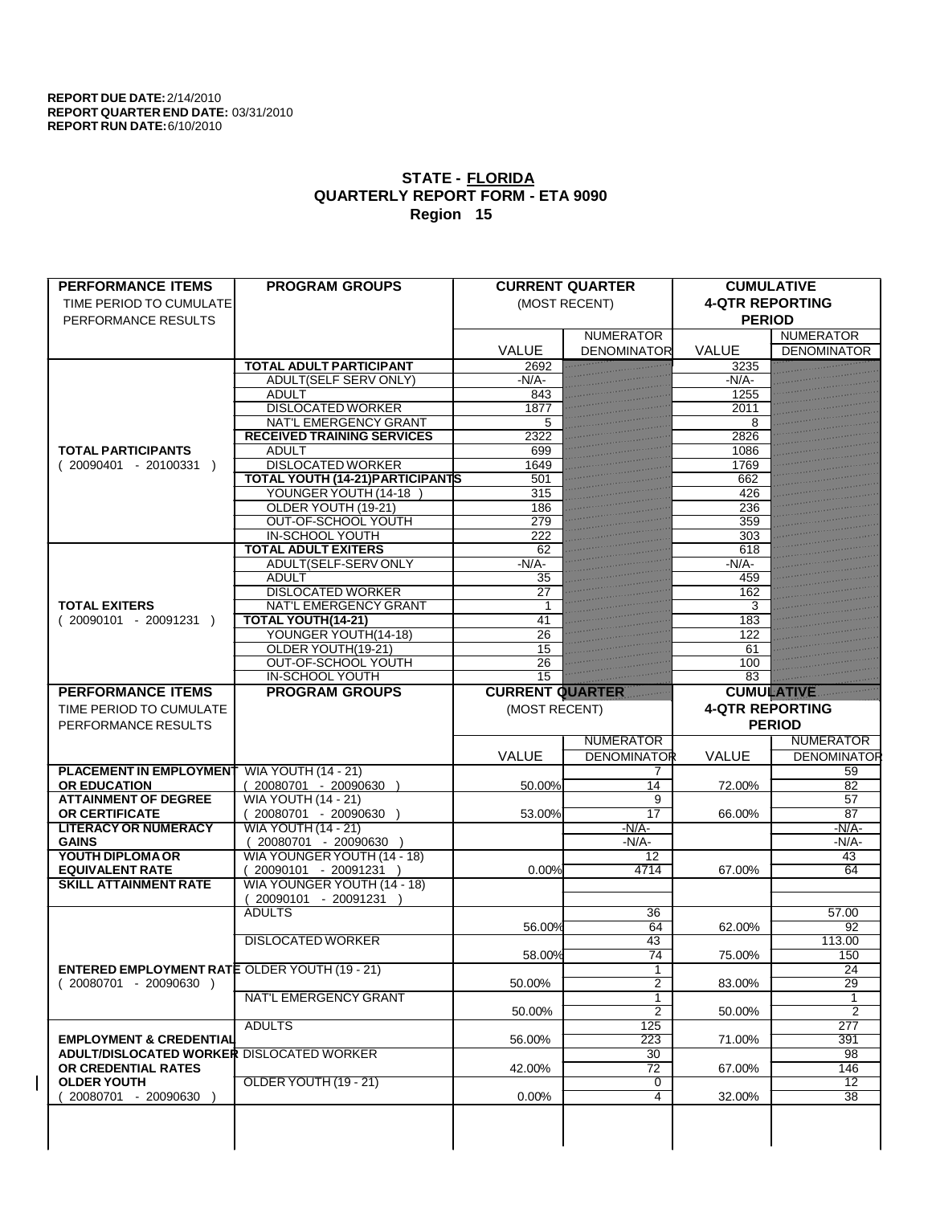**REPORT DUE DATE:** 2/14/2010
**REPORT QUARTER END DATE:** 03/31/2010
**REPORT RUN DATE:** 6/10/2010

## STATE - FLORIDA
## QUARTERLY REPORT FORM - ETA 9090
## Region 15

| PERFORMANCE ITEMS<br>TIME PERIOD TO CUMULATE PERFORMANCE RESULTS | PROGRAM GROUPS | CURRENT QUARTER (MOST RECENT) | | CUMULATIVE 4-QTR REPORTING PERIOD | |
|---|---|---|---|---|---|
| | | VALUE | NUMERATOR<br>DENOMINATOR | VALUE | NUMERATOR<br>DENOMINATOR |
| **TOTAL PARTICIPANTS**<br>( 20090401 - 20100331 ) | **TOTAL ADULT PARTICIPANT** | 2692 | | 3235 | |
| | ADULT(SELF SERV ONLY) | -N/A- | | -N/A- | |
| | ADULT | 843 | | 1255 | |
| | DISLOCATED WORKER | 1877 | | 2011 | |
| | NAT'L EMERGENCY GRANT | 5 | | 8 | |
| | **RECEIVED TRAINING SERVICES** | 2322 | | 2826 | |
| | ADULT | 699 | | 1086 | |
| | DISLOCATED WORKER | 1649 | | 1769 | |
| | **TOTAL YOUTH (14-21)PARTICIPANTS** | 501 | | 662 | |
| | YOUNGER YOUTH (14-18 ) | 315 | | 426 | |
| | OLDER YOUTH (19-21) | 186 | | 236 | |
| | OUT-OF-SCHOOL YOUTH | 279 | | 359 | |
| | IN-SCHOOL YOUTH | 222 | | 303 | |
| **TOTAL EXITERS**<br>( 20090101 - 20091231 ) | **TOTAL ADULT EXITERS** | 62 | | 618 | |
| | ADULT(SELF-SERV ONLY | -N/A- | | -N/A- | |
| | ADULT | 35 | | 459 | |
| | DISLOCATED WORKER | 27 | | 162 | |
| | NAT'L EMERGENCY GRANT | 1 | | 3 | |
| | **TOTAL YOUTH(14-21)** | 41 | | 183 | |
| | YOUNGER YOUTH(14-18) | 26 | | 122 | |
| | OLDER YOUTH(19-21) | 15 | | 61 | |
| | OUT-OF-SCHOOL YOUTH | 26 | | 100 | |
| | IN-SCHOOL YOUTH | 15 | | 83 | |

| PERFORMANCE ITEMS<br>TIME PERIOD TO CUMULATE PERFORMANCE RESULTS | PROGRAM GROUPS | CURRENT QUARTER (MOST RECENT) | | CUMULATIVE 4-QTR REPORTING PERIOD | |
|---|---|---|---|---|---|
| | | VALUE | NUMERATOR<br>DENOMINATOR | VALUE | NUMERATOR<br>DENOMINATOR |
| **PLACEMENT IN EMPLOYMENT OR EDUCATION** | WIA YOUTH (14 - 21)<br>( 20080701 - 20090630 ) | 50.00% | 7<br>14 | 72.00% | 59<br>82 |
| **ATTAINMENT OF DEGREE OR CERTIFICATE** | WIA YOUTH (14 - 21)<br>( 20080701 - 20090630 ) | 53.00% | 9<br>17 | 66.00% | 57<br>87 |
| **LITERACY OR NUMERACY GAINS** | WIA YOUTH (14 - 21)<br>( 20080701 - 20090630 ) | | -N/A-<br>-N/A- | | -N/A-<br>-N/A- |
| **YOUTH DIPLOMA OR EQUIVALENT RATE** | WIA YOUNGER YOUTH (14 - 18)<br>( 20090101 - 20091231 ) | 0.00% | 12<br>4714 | 67.00% | 43<br>64 |
| **SKILL ATTAINMENT RATE** | WIA YOUNGER YOUTH (14 - 18)<br>( 20090101 - 20091231 ) | | | | |
| **ENTERED EMPLOYMENT RATE**<br>( 20080701 - 20090630 ) | ADULTS | 56.00% | 36<br>64 | 62.00% | 57.00<br>92 |
| | DISLOCATED WORKER | 58.00% | 43<br>74 | 75.00% | 113.00<br>150 |
| | OLDER YOUTH (19 - 21) | 50.00% | 1<br>2 | 83.00% | 24<br>29 |
| | NAT'L EMERGENCY GRANT | 50.00% | 1<br>2 | 50.00% | 1<br>2 |
| **EMPLOYMENT & CREDENTIAL ADULT/DISLOCATED WORKER OR CREDENTIAL RATES OLDER YOUTH**<br>( 20080701 - 20090630 ) | ADULTS | 56.00% | 125<br>223 | 71.00% | 277<br>391 |
| | DISLOCATED WORKER | 42.00% | 30<br>72 | 67.00% | 98<br>146 |
| | OLDER YOUTH (19 - 21) | 0.00% | 0<br>4 | 32.00% | 12<br>38 |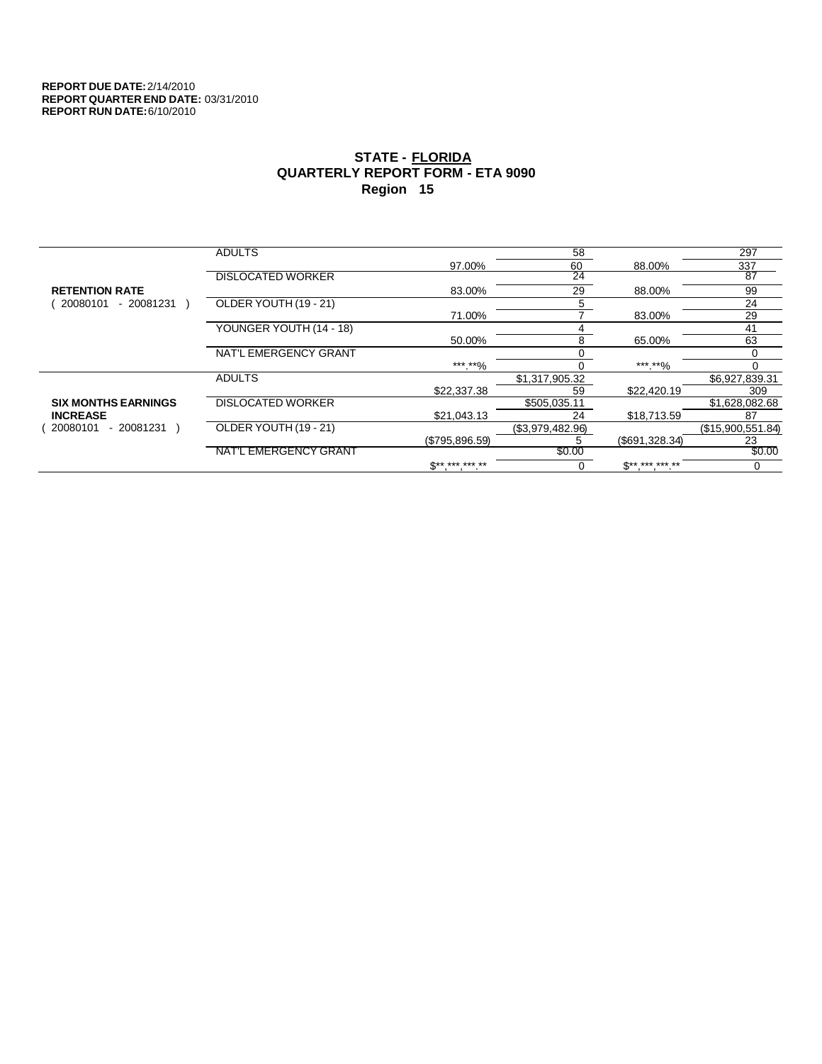**REPORT DUE DATE:** 2/14/2010
**REPORT QUARTER END DATE:** 03/31/2010
**REPORT RUN DATE:** 6/10/2010

## STATE - FLORIDA
## QUARTERLY REPORT FORM - ETA 9090
## Region 15

| | | | | | |
|---|---|---|---|---|---|
| **RETENTION RATE** ( 20080101 - 20081231 ) | ADULTS | | 58 | | 297 |
| | | 97.00% | 60 | 88.00% | 337 |
| | DISLOCATED WORKER | | 24 | | 87 |
| | | 83.00% | 29 | 88.00% | 99 |
| | OLDER YOUTH (19 - 21) | | 5 | | 24 |
| | | 71.00% | 7 | 83.00% | 29 |
| | YOUNGER YOUTH (14 - 18) | | 4 | | 41 |
| | | 50.00% | 8 | 65.00% | 63 |
| | NAT'L EMERGENCY GRANT | | 0 | | 0 |
| | | ***.**% | 0 | ***.**% | 0 |
| **SIX MONTHS EARNINGS INCREASE** ( 20080101 - 20081231 ) | ADULTS | | $1,317,905.32 | | $6,927,839.31 |
| | | $22,337.38 | 59 | $22,420.19 | 309 |
| | DISLOCATED WORKER | | $505,035.11 | | $1,628,082.68 |
| | | $21,043.13 | 24 | $18,713.59 | 87 |
| | OLDER YOUTH (19 - 21) | | ($3,979,482.96) | | ($15,900,551.84) |
| | | ($795,896.59) | 5 | ($691,328.34) | 23 |
| | NAT'L EMERGENCY GRANT | | $0.00 | | $0.00 |
| | | $**,***,***.** | 0 | $**,***,***.** | 0 |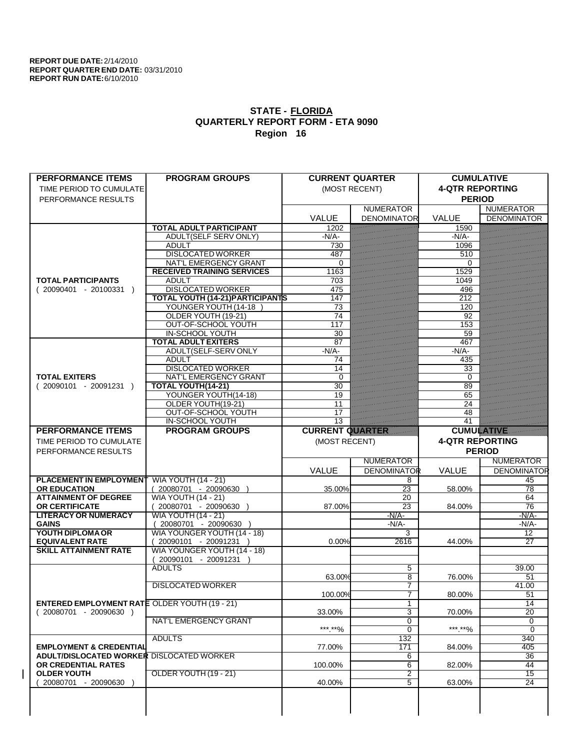**REPORT DUE DATE:** 2/14/2010
**REPORT QUARTER END DATE:** 03/31/2010
**REPORT RUN DATE:** 6/10/2010

## STATE - FLORIDA
## QUARTERLY REPORT FORM - ETA 9090
## Region 16

| PERFORMANCE ITEMS<br>TIME PERIOD TO CUMULATE PERFORMANCE RESULTS | PROGRAM GROUPS | CURRENT QUARTER (MOST RECENT) VALUE | NUMERATOR / DENOMINATOR | CUMULATIVE 4-QTR REPORTING PERIOD VALUE | NUMERATOR / DENOMINATOR |
|---|---|---|---|---|---|
| **TOTAL PARTICIPANTS** ( 20090401 - 20100331 ) | **TOTAL ADULT PARTICIPANT** | 1202 | | 1590 | |
| | ADULT(SELF SERV ONLY) | -N/A- | | -N/A- | |
| | ADULT | 730 | | 1096 | |
| | DISLOCATED WORKER | 487 | | 510 | |
| | NAT'L EMERGENCY GRANT | 0 | | 0 | |
| | **RECEIVED TRAINING SERVICES** | 1163 | | 1529 | |
| | ADULT | 703 | | 1049 | |
| | DISLOCATED WORKER | 475 | | 496 | |
| | **TOTAL YOUTH (14-21)PARTICIPANTS** | 147 | | 212 | |
| | YOUNGER YOUTH (14-18 ) | 73 | | 120 | |
| | OLDER YOUTH (19-21) | 74 | | 92 | |
| | OUT-OF-SCHOOL YOUTH | 117 | | 153 | |
| | IN-SCHOOL YOUTH | 30 | | 59 | |
| **TOTAL EXITERS** ( 20090101 - 20091231 ) | **TOTAL ADULT EXITERS** | 87 | | 467 | |
| | ADULT(SELF-SERV ONLY | -N/A- | | -N/A- | |
| | ADULT | 74 | | 435 | |
| | DISLOCATED WORKER | 14 | | 33 | |
| | NAT'L EMERGENCY GRANT | 0 | | 0 | |
| | **TOTAL YOUTH(14-21)** | 30 | | 89 | |
| | YOUNGER YOUTH(14-18) | 19 | | 65 | |
| | OLDER YOUTH(19-21) | 11 | | 24 | |
| | OUT-OF-SCHOOL YOUTH | 17 | | 48 | |
| | IN-SCHOOL YOUTH | 13 | | 41 | |

| PERFORMANCE ITEMS<br>TIME PERIOD TO CUMULATE PERFORMANCE RESULTS | PROGRAM GROUPS | CURRENT QUARTER (MOST RECENT) VALUE | NUMERATOR / DENOMINATOR | CUMULATIVE 4-QTR REPORTING PERIOD VALUE | NUMERATOR / DENOMINATOR |
|---|---|---|---|---|---|
| **PLACEMENT IN EMPLOYMENT OR EDUCATION** | WIA YOUTH (14 - 21) ( 20080701 - 20090630 ) | 35.00% | 8 / 23 | 58.00% | 45 / 78 |
| **ATTAINMENT OF DEGREE OR CERTIFICATE** | WIA YOUTH (14 - 21) ( 20080701 - 20090630 ) | 87.00% | 20 / 23 | 84.00% | 64 / 76 |
| **LITERACY OR NUMERACY GAINS** | WIA YOUTH (14 - 21) ( 20080701 - 20090630 ) | | -N/A- / -N/A- | | -N/A- / -N/A- |
| **YOUTH DIPLOMA OR EQUIVALENT RATE** | WIA YOUNGER YOUTH (14 - 18) ( 20090101 - 20091231 ) | 0.00% | 3 / 2616 | 44.00% | 12 / 27 |
| **SKILL ATTAINMENT RATE** | WIA YOUNGER YOUTH (14 - 18) ( 20090101 - 20091231 ) | | | | |
| **ENTERED EMPLOYMENT RATE** ( 20080701 - 20090630 ) | ADULTS | 63.00% | 5 / 8 | 76.00% | 39.00 / 51 |
| | DISLOCATED WORKER | 100.00% | 7 / 7 | 80.00% | 41.00 / 51 |
| | OLDER YOUTH (19 - 21) | 33.00% | 1 / 3 | 70.00% | 14 / 20 |
| | NAT'L EMERGENCY GRANT | ***.**% | 0 / 0 | ***.**% | 0 / 0 |
| **EMPLOYMENT & CREDENTIAL ADULT/DISLOCATED WORKER OR CREDENTIAL RATES OLDER YOUTH** ( 20080701 - 20090630 ) | ADULTS | 77.00% | 132 / 171 | 84.00% | 340 / 405 |
| | DISLOCATED WORKER | 100.00% | 6 / 6 | 82.00% | 36 / 44 |
| | OLDER YOUTH (19 - 21) | 40.00% | 2 / 5 | 63.00% | 15 / 24 |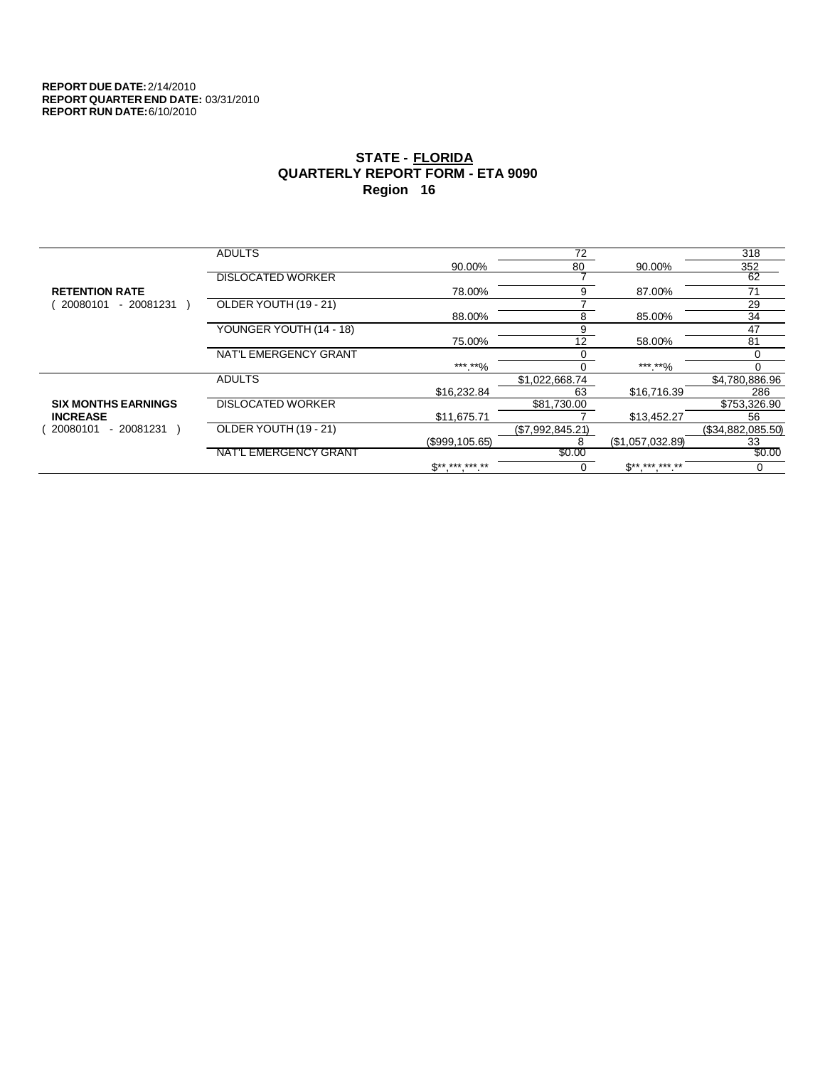**REPORT DUE DATE:** 2/14/2010
**REPORT QUARTER END DATE:** 03/31/2010
**REPORT RUN DATE:** 6/10/2010

## STATE - FLORIDA
## QUARTERLY REPORT FORM - ETA 9090
## Region 16

| | | | | | |
|---|---|---|---|---|---|
| **RETENTION RATE** ( 20080101 - 20081231 ) | ADULTS | | 72 | | 318 |
| | | 90.00% | 80 | 90.00% | 352 |
| | DISLOCATED WORKER | | 7 | | 62 |
| | | 78.00% | 9 | 87.00% | 71 |
| | OLDER YOUTH (19 - 21) | | 7 | | 29 |
| | | 88.00% | 8 | 85.00% | 34 |
| | YOUNGER YOUTH (14 - 18) | | 9 | | 47 |
| | | 75.00% | 12 | 58.00% | 81 |
| | NAT'L EMERGENCY GRANT | | 0 | | 0 |
| | | ***.**% | 0 | ***.**% | 0 |
| **SIX MONTHS EARNINGS INCREASE** ( 20080101 - 20081231 ) | ADULTS | | $1,022,668.74 | | $4,780,886.96 |
| | | $16,232.84 | 63 | $16,716.39 | 286 |
| | DISLOCATED WORKER | | $81,730.00 | | $753,326.90 |
| | | $11,675.71 | 7 | $13,452.27 | 56 |
| | OLDER YOUTH (19 - 21) | | ($7,992,845.21) | | ($34,882,085.50) |
| | | ($999,105.65) | 8 | ($1,057,032.89) | 33 |
| | NAT'L EMERGENCY GRANT | | $0.00 | | $0.00 |
| | | $**,***,***.** | 0 | $**,***,***.** | 0 |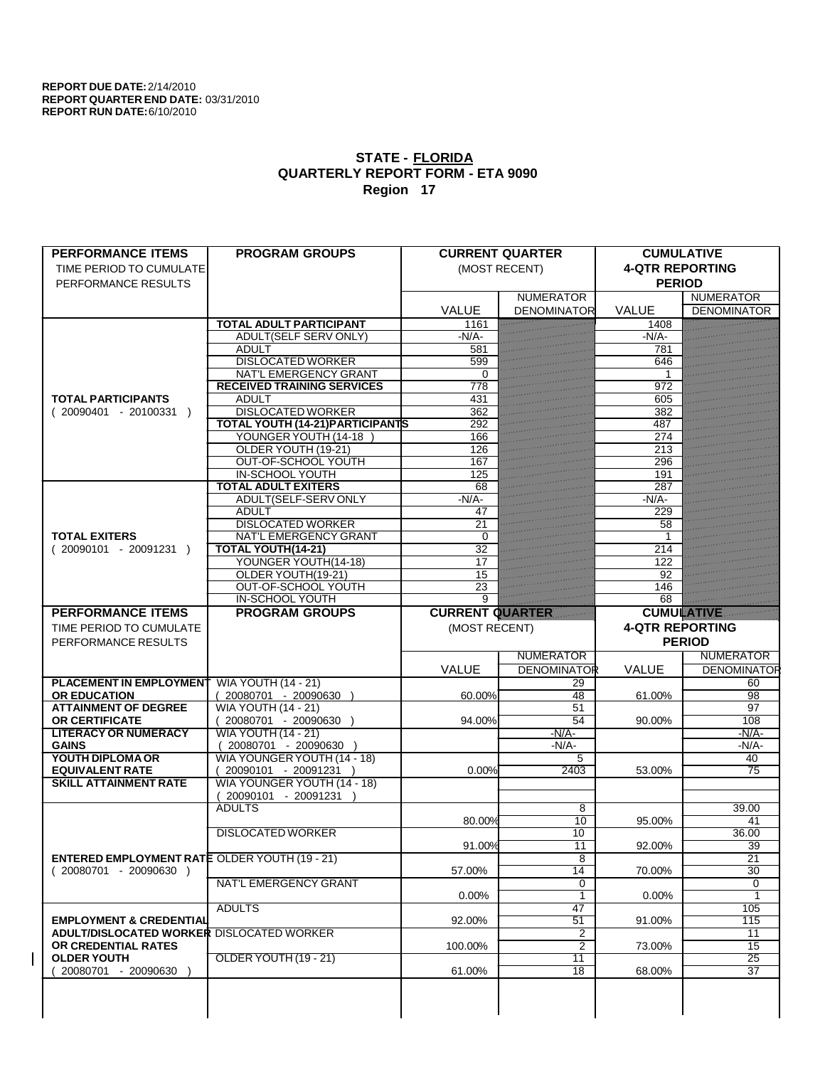**REPORT DUE DATE:** 2/14/2010
**REPORT QUARTER END DATE:** 03/31/2010
**REPORT RUN DATE:** 6/10/2010

## STATE - FLORIDA
## QUARTERLY REPORT FORM - ETA 9090
## Region 17

| PERFORMANCE ITEMS<br>TIME PERIOD TO CUMULATE PERFORMANCE RESULTS | PROGRAM GROUPS | CURRENT QUARTER (MOST RECENT) VALUE | CURRENT QUARTER NUMERATOR DENOMINATOR | CUMULATIVE 4-QTR REPORTING PERIOD VALUE | CUMULATIVE NUMERATOR DENOMINATOR |
|---|---|---|---|---|---|
| **TOTAL PARTICIPANTS** ( 20090401 - 20100331 ) | **TOTAL ADULT PARTICIPANT** | 1161 | | 1408 | |
| | ADULT(SELF SERV ONLY) | -N/A- | | -N/A- | |
| | ADULT | 581 | | 781 | |
| | DISLOCATED WORKER | 599 | | 646 | |
| | NAT'L EMERGENCY GRANT | 0 | | 1 | |
| | **RECEIVED TRAINING SERVICES** | 778 | | 972 | |
| | ADULT | 431 | | 605 | |
| | DISLOCATED WORKER | 362 | | 382 | |
| | **TOTAL YOUTH (14-21)PARTICIPANTS** | 292 | | 487 | |
| | YOUNGER YOUTH (14-18 ) | 166 | | 274 | |
| | OLDER YOUTH (19-21) | 126 | | 213 | |
| | OUT-OF-SCHOOL YOUTH | 167 | | 296 | |
| | IN-SCHOOL YOUTH | 125 | | 191 | |
| **TOTAL EXITERS** ( 20090101 - 20091231 ) | **TOTAL ADULT EXITERS** | 68 | | 287 | |
| | ADULT(SELF-SERV ONLY | -N/A- | | -N/A- | |
| | ADULT | 47 | | 229 | |
| | DISLOCATED WORKER | 21 | | 58 | |
| | NAT'L EMERGENCY GRANT | 0 | | 1 | |
| | **TOTAL YOUTH(14-21)** | 32 | | 214 | |
| | YOUNGER YOUTH(14-18) | 17 | | 122 | |
| | OLDER YOUTH(19-21) | 15 | | 92 | |
| | OUT-OF-SCHOOL YOUTH | 23 | | 146 | |
| | IN-SCHOOL YOUTH | 9 | | 68 | |

| PERFORMANCE ITEMS<br>TIME PERIOD TO CUMULATE PERFORMANCE RESULTS | PROGRAM GROUPS | CURRENT QUARTER (MOST RECENT) VALUE | CURRENT QUARTER NUMERATOR / DENOMINATOR | CUMULATIVE 4-QTR REPORTING PERIOD VALUE | CUMULATIVE NUMERATOR / DENOMINATOR |
|---|---|---|---|---|---|
| **PLACEMENT IN EMPLOYMENT OR EDUCATION** | WIA YOUTH (14 - 21) ( 20080701 - 20090630 ) | 60.00% | 29 / 48 | 61.00% | 60 / 98 |
| **ATTAINMENT OF DEGREE OR CERTIFICATE** | WIA YOUTH (14 - 21) ( 20080701 - 20090630 ) | 94.00% | 51 / 54 | 90.00% | 97 / 108 |
| **LITERACY OR NUMERACY GAINS** | WIA YOUTH (14 - 21) ( 20080701 - 20090630 ) | | -N/A- / -N/A- | | -N/A- / -N/A- |
| **YOUTH DIPLOMA OR EQUIVALENT RATE** | WIA YOUNGER YOUTH (14 - 18) ( 20090101 - 20091231 ) | 0.00% | 5 / 2403 | 53.00% | 40 / 75 |
| **SKILL ATTAINMENT RATE** | WIA YOUNGER YOUTH (14 - 18) ( 20090101 - 20091231 ) | | | | |
| **ENTERED EMPLOYMENT RATE** ( 20080701 - 20090630 ) | ADULTS | 80.00% | 8 / 10 | 95.00% | 39.00 / 41 |
| | DISLOCATED WORKER | 91.00% | 10 / 11 | 92.00% | 36.00 / 39 |
| | OLDER YOUTH (19 - 21) | 57.00% | 8 / 14 | 70.00% | 21 / 30 |
| | NAT'L EMERGENCY GRANT | 0.00% | 0 / 1 | 0.00% | 0 / 1 |
| **EMPLOYMENT & CREDENTIAL ADULT/DISLOCATED WORKER OR CREDENTIAL RATES OLDER YOUTH** ( 20080701 - 20090630 ) | ADULTS | 92.00% | 47 / 51 | 91.00% | 105 / 115 |
| | DISLOCATED WORKER | 100.00% | 2 / 2 | 73.00% | 11 / 15 |
| | OLDER YOUTH (19 - 21) | 61.00% | 11 / 18 | 68.00% | 25 / 37 |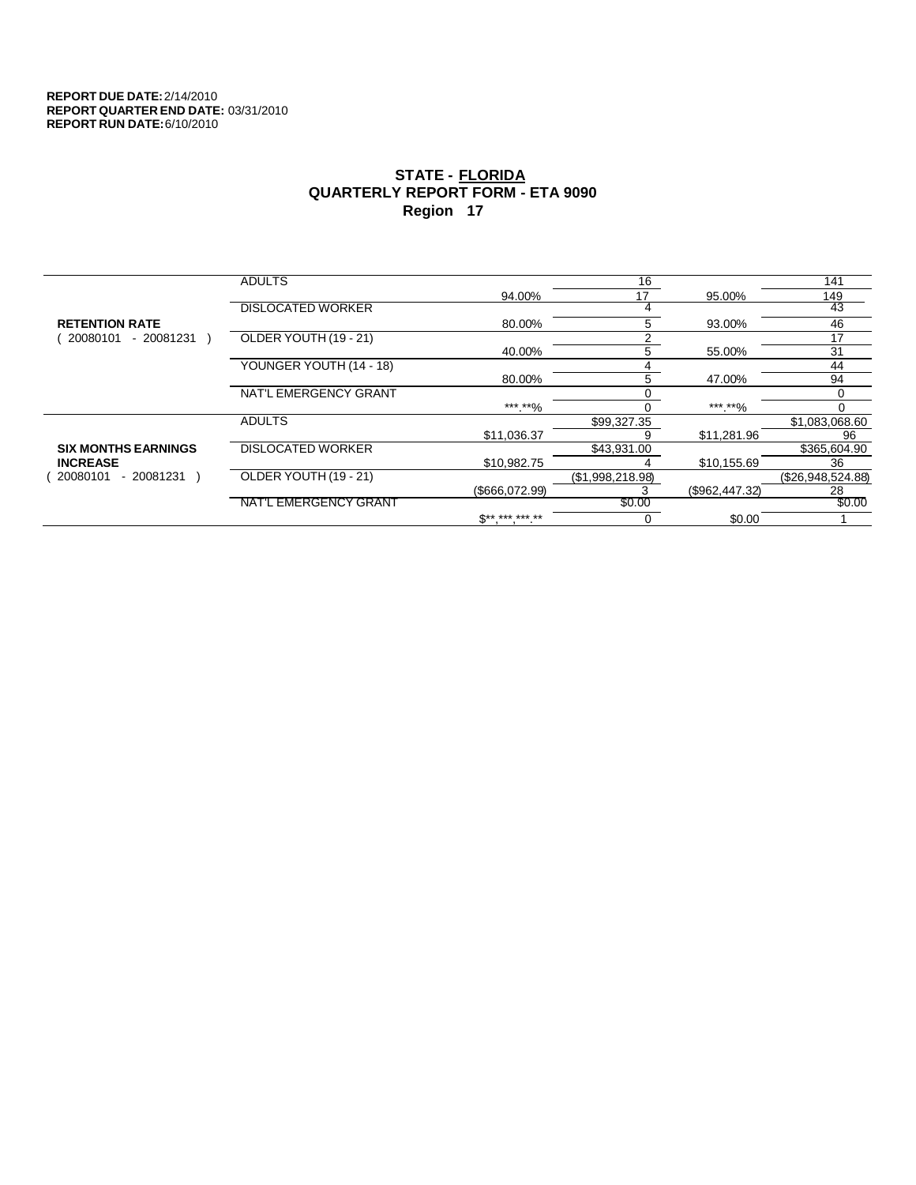**REPORT DUE DATE:** 2/14/2010
**REPORT QUARTER END DATE:** 03/31/2010
**REPORT RUN DATE:** 6/10/2010

## STATE - FLORIDA
## QUARTERLY REPORT FORM - ETA 9090
## Region 17

| | | | | | |
|---|---|---|---|---|---|
| **RETENTION RATE** ( 20080101 - 20081231 ) | ADULTS | | 16 | | 141 |
| | | 94.00% | 17 | 95.00% | 149 |
| | DISLOCATED WORKER | | 4 | | 43 |
| | | 80.00% | 5 | 93.00% | 46 |
| | OLDER YOUTH (19 - 21) | | 2 | | 17 |
| | | 40.00% | 5 | 55.00% | 31 |
| | YOUNGER YOUTH (14 - 18) | | 4 | | 44 |
| | | 80.00% | 5 | 47.00% | 94 |
| | NAT'L EMERGENCY GRANT | | 0 | | 0 |
| | | ***.**% | 0 | ***.**% | 0 |
| **SIX MONTHS EARNINGS INCREASE** ( 20080101 - 20081231 ) | ADULTS | | $99,327.35 | | $1,083,068.60 |
| | | $11,036.37 | 9 | $11,281.96 | 96 |
| | DISLOCATED WORKER | | $43,931.00 | | $365,604.90 |
| | | $10,982.75 | 4 | $10,155.69 | 36 |
| | OLDER YOUTH (19 - 21) | | ($1,998,218.98) | | ($26,948,524.88) |
| | | ($666,072.99) | 3 | ($962,447.32) | 28 |
| | NAT'L EMERGENCY GRANT | | $0.00 | | $0.00 |
| | | $**,***,***.** | 0 | $0.00 | 1 |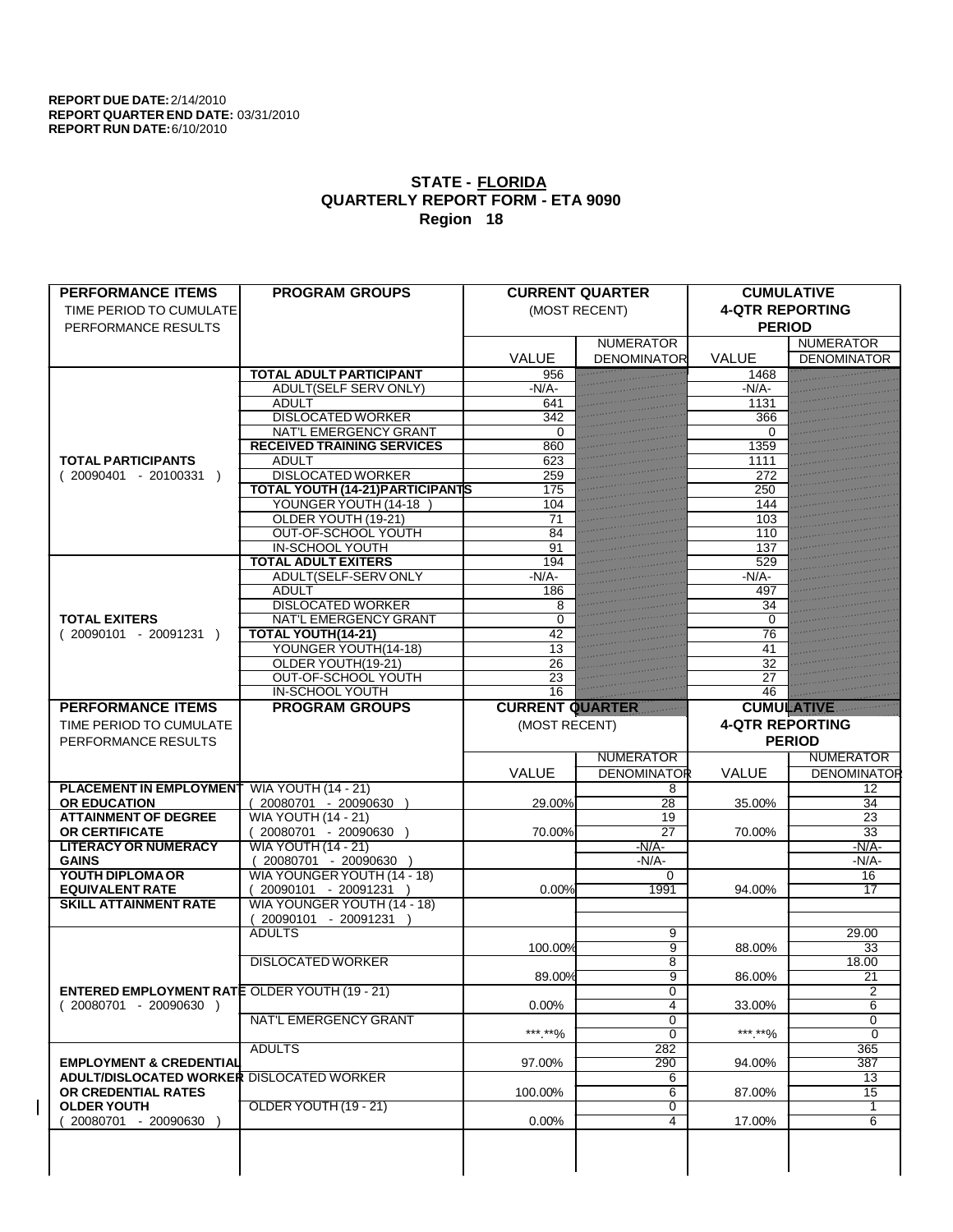**REPORT DUE DATE:** 2/14/2010
**REPORT QUARTER END DATE:** 03/31/2010
**REPORT RUN DATE:** 6/10/2010

## STATE - FLORIDA
## QUARTERLY REPORT FORM - ETA 9090
## Region 18

| PERFORMANCE ITEMS<br>TIME PERIOD TO CUMULATE PERFORMANCE RESULTS | PROGRAM GROUPS | CURRENT QUARTER (MOST RECENT) VALUE | NUMERATOR DENOMINATOR | CUMULATIVE 4-QTR REPORTING PERIOD VALUE | NUMERATOR DENOMINATOR |
|---|---|---|---|---|---|
| **TOTAL PARTICIPANTS** ( 20090401 - 20100331 ) | **TOTAL ADULT PARTICIPANT** | 956 | | 1468 | |
| | ADULT(SELF SERV ONLY) | -N/A- | | -N/A- | |
| | ADULT | 641 | | 1131 | |
| | DISLOCATED WORKER | 342 | | 366 | |
| | NAT'L EMERGENCY GRANT | 0 | | 0 | |
| | **RECEIVED TRAINING SERVICES** | 860 | | 1359 | |
| | ADULT | 623 | | 1111 | |
| | DISLOCATED WORKER | 259 | | 272 | |
| | **TOTAL YOUTH (14-21)PARTICIPANTS** | 175 | | 250 | |
| | YOUNGER YOUTH (14-18 ) | 104 | | 144 | |
| | OLDER YOUTH (19-21) | 71 | | 103 | |
| | OUT-OF-SCHOOL YOUTH | 84 | | 110 | |
| | IN-SCHOOL YOUTH | 91 | | 137 | |
| **TOTAL EXITERS** ( 20090101 - 20091231 ) | **TOTAL ADULT EXITERS** | 194 | | 529 | |
| | ADULT(SELF-SERV ONLY | -N/A- | | -N/A- | |
| | ADULT | 186 | | 497 | |
| | DISLOCATED WORKER | 8 | | 34 | |
| | NAT'L EMERGENCY GRANT | 0 | | 0 | |
| | **TOTAL YOUTH(14-21)** | 42 | | 76 | |
| | YOUNGER YOUTH(14-18) | 13 | | 41 | |
| | OLDER YOUTH(19-21) | 26 | | 32 | |
| | OUT-OF-SCHOOL YOUTH | 23 | | 27 | |
| | IN-SCHOOL YOUTH | 16 | | 46 | |

| PERFORMANCE ITEMS<br>TIME PERIOD TO CUMULATE PERFORMANCE RESULTS | PROGRAM GROUPS | CURRENT QUARTER (MOST RECENT) VALUE | NUMERATOR DENOMINATOR | CUMULATIVE 4-QTR REPORTING PERIOD VALUE | NUMERATOR DENOMINATOR |
|---|---|---|---|---|---|
| **PLACEMENT IN EMPLOYMENT OR EDUCATION** | WIA YOUTH (14 - 21) ( 20080701 - 20090630 ) | 29.00% | 8<br>28 | 35.00% | 12<br>34 |
| **ATTAINMENT OF DEGREE OR CERTIFICATE** | WIA YOUTH (14 - 21) ( 20080701 - 20090630 ) | 70.00% | 19<br>27 | 70.00% | 23<br>33 |
| **LITERACY OR NUMERACY GAINS** | WIA YOUTH (14 - 21) ( 20080701 - 20090630 ) | | -N/A-<br>-N/A- | | -N/A-<br>-N/A- |
| **YOUTH DIPLOMA OR EQUIVALENT RATE** | WIA YOUNGER YOUTH (14 - 18) ( 20090101 - 20091231 ) | 0.00% | 0<br>1991 | 94.00% | 16<br>17 |
| **SKILL ATTAINMENT RATE** | WIA YOUNGER YOUTH (14 - 18) ( 20090101 - 20091231 ) | | | | |
| **ENTERED EMPLOYMENT RATE** ( 20080701 - 20090630 ) | ADULTS | 100.00% | 9<br>9 | 88.00% | 29.00<br>33 |
| | DISLOCATED WORKER | 89.00% | 8<br>9 | 86.00% | 18.00<br>21 |
| | OLDER YOUTH (19 - 21) | 0.00% | 0<br>4 | 33.00% | 2<br>6 |
| | NAT'L EMERGENCY GRANT | \*\*\*.\*\*% | 0<br>0 | \*\*\*.\*\*% | 0<br>0 |
| **EMPLOYMENT & CREDENTIAL ADULT/DISLOCATED WORKER OR CREDENTIAL RATES OLDER YOUTH** ( 20080701 - 20090630 ) | ADULTS | 97.00% | 282<br>290 | 94.00% | 365<br>387 |
| | DISLOCATED WORKER | 100.00% | 6<br>6 | 87.00% | 13<br>15 |
| | OLDER YOUTH (19 - 21) | 0.00% | 0<br>4 | 17.00% | 1<br>6 |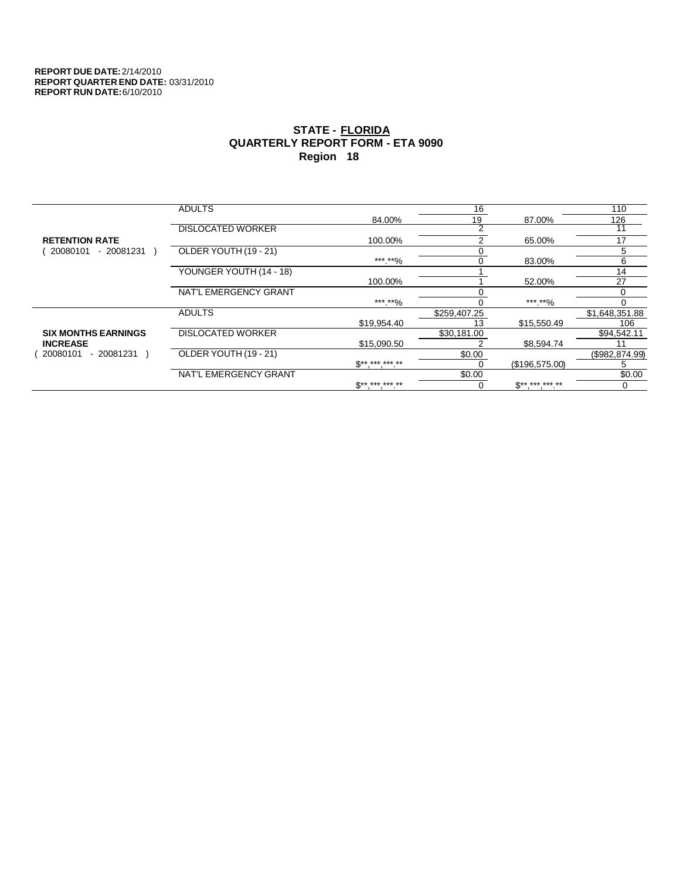**REPORT DUE DATE:** 2/14/2010
**REPORT QUARTER END DATE:** 03/31/2010
**REPORT RUN DATE:** 6/10/2010

## STATE - FLORIDA
## QUARTERLY REPORT FORM - ETA 9090
## Region 18

| | | | | | |
|---|---|---|---|---|---|
| **RETENTION RATE** ( 20080101 - 20081231 ) | ADULTS | | 16 | | 110 |
| | | 84.00% | 19 | 87.00% | 126 |
| | DISLOCATED WORKER | | 2 | | 11 |
| | | 100.00% | 2 | 65.00% | 17 |
| | OLDER YOUTH (19 - 21) | | 0 | | 5 |
| | | ***.**% | 0 | 83.00% | 6 |
| | YOUNGER YOUTH (14 - 18) | | 1 | | 14 |
| | | 100.00% | 1 | 52.00% | 27 |
| | NAT'L EMERGENCY GRANT | | 0 | | 0 |
| | | ***.**% | 0 | ***.**% | 0 |
| **SIX MONTHS EARNINGS INCREASE** ( 20080101 - 20081231 ) | ADULTS | | $259,407.25 | | $1,648,351.88 |
| | | $19,954.40 | 13 | $15,550.49 | 106 |
| | DISLOCATED WORKER | | $30,181.00 | | $94,542.11 |
| | | $15,090.50 | 2 | $8,594.74 | 11 |
| | OLDER YOUTH (19 - 21) | | $0.00 | | ($982,874.99) |
| | | $**,***,***.** | 0 | ($196,575.00) | 5 |
| | NAT'L EMERGENCY GRANT | | $0.00 | | $0.00 |
| | | $**,***,***.** | 0 | $**,***,***.** | 0 |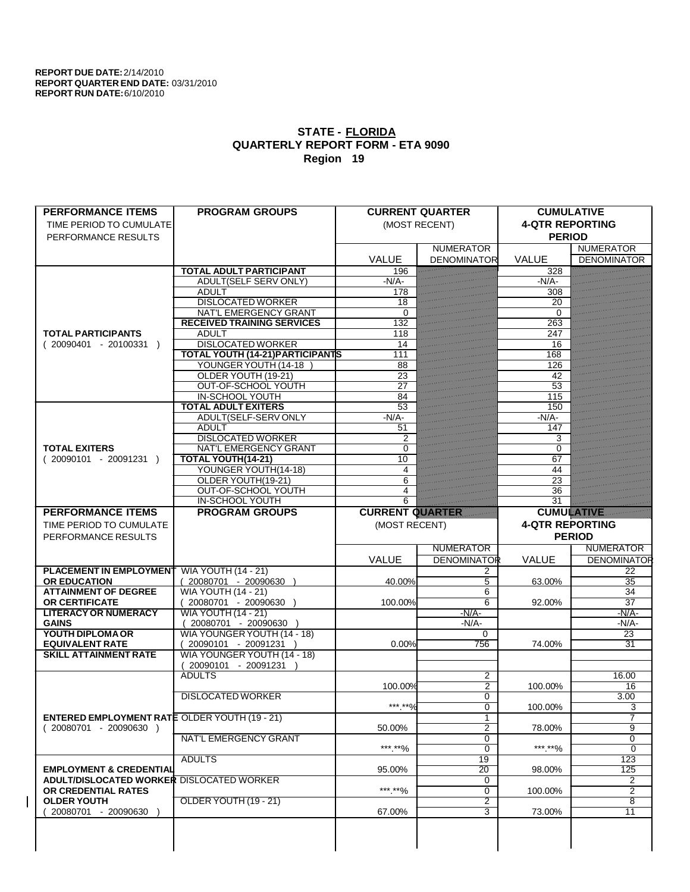**REPORT DUE DATE:** 2/14/2010
**REPORT QUARTER END DATE:** 03/31/2010
**REPORT RUN DATE:** 6/10/2010

## STATE - FLORIDA
## QUARTERLY REPORT FORM - ETA 9090
## Region 19

| PERFORMANCE ITEMS<br>TIME PERIOD TO CUMULATE PERFORMANCE RESULTS | PROGRAM GROUPS | CURRENT QUARTER (MOST RECENT) VALUE | NUMERATOR DENOMINATOR | CUMULATIVE 4-QTR REPORTING PERIOD VALUE | NUMERATOR DENOMINATOR |
|---|---|---|---|---|---|
| **TOTAL PARTICIPANTS** ( 20090401 - 20100331 ) | **TOTAL ADULT PARTICIPANT** | 196 | | 328 | |
| | ADULT(SELF SERV ONLY) | -N/A- | | -N/A- | |
| | ADULT | 178 | | 308 | |
| | DISLOCATED WORKER | 18 | | 20 | |
| | NAT'L EMERGENCY GRANT | 0 | | 0 | |
| | **RECEIVED TRAINING SERVICES** | 132 | | 263 | |
| | ADULT | 118 | | 247 | |
| | DISLOCATED WORKER | 14 | | 16 | |
| | **TOTAL YOUTH (14-21)PARTICIPANTS** | 111 | | 168 | |
| | YOUNGER YOUTH (14-18 ) | 88 | | 126 | |
| | OLDER YOUTH (19-21) | 23 | | 42 | |
| | OUT-OF-SCHOOL YOUTH | 27 | | 53 | |
| | IN-SCHOOL YOUTH | 84 | | 115 | |
| **TOTAL EXITERS** ( 20090101 - 20091231 ) | **TOTAL ADULT EXITERS** | 53 | | 150 | |
| | ADULT(SELF-SERV ONLY | -N/A- | | -N/A- | |
| | ADULT | 51 | | 147 | |
| | DISLOCATED WORKER | 2 | | 3 | |
| | NAT'L EMERGENCY GRANT | 0 | | 0 | |
| | **TOTAL YOUTH(14-21)** | 10 | | 67 | |
| | YOUNGER YOUTH(14-18) | 4 | | 44 | |
| | OLDER YOUTH(19-21) | 6 | | 23 | |
| | OUT-OF-SCHOOL YOUTH | 4 | | 36 | |
| | IN-SCHOOL YOUTH | 6 | | 31 | |

| PERFORMANCE ITEMS<br>TIME PERIOD TO CUMULATE PERFORMANCE RESULTS | PROGRAM GROUPS | CURRENT QUARTER (MOST RECENT) VALUE | NUMERATOR DENOMINATOR | CUMULATIVE 4-QTR REPORTING PERIOD VALUE | NUMERATOR DENOMINATOR |
|---|---|---|---|---|---|
| **PLACEMENT IN EMPLOYMENT OR EDUCATION** | WIA YOUTH (14 - 21) ( 20080701 - 20090630 ) | 40.00% | 2<br>5 | 63.00% | 22<br>35 |
| **ATTAINMENT OF DEGREE OR CERTIFICATE** | WIA YOUTH (14 - 21) ( 20080701 - 20090630 ) | 100.00% | 6<br>6 | 92.00% | 34<br>37 |
| **LITERACY OR NUMERACY GAINS** | WIA YOUTH (14 - 21) ( 20080701 - 20090630 ) | | -N/A-<br>-N/A- | | -N/A-<br>-N/A- |
| **YOUTH DIPLOMA OR EQUIVALENT RATE** | WIA YOUNGER YOUTH (14 - 18) ( 20090101 - 20091231 ) | 0.00% | 0<br>756 | 74.00% | 23<br>31 |
| **SKILL ATTAINMENT RATE** | WIA YOUNGER YOUTH (14 - 18) ( 20090101 - 20091231 ) | | | | |
| **ENTERED EMPLOYMENT RATE** ( 20080701 - 20090630 ) | ADULTS | 100.00% | 2<br>2 | 100.00% | 16.00<br>16 |
| | DISLOCATED WORKER | \*\*\*.\*\*% | 0<br>0 | 100.00% | 3.00<br>3 |
| | OLDER YOUTH (19 - 21) | 50.00% | 1<br>2 | 78.00% | 7<br>9 |
| | NAT'L EMERGENCY GRANT | \*\*\*.\*\*% | 0<br>0 | \*\*\*.\*\*% | 0<br>0 |
| **EMPLOYMENT & CREDENTIAL ADULT/DISLOCATED WORKER OR CREDENTIAL RATES OLDER YOUTH** ( 20080701 - 20090630 ) | ADULTS | 95.00% | 19<br>20 | 98.00% | 123<br>125 |
| | DISLOCATED WORKER | \*\*\*.\*\*% | 0<br>0 | 100.00% | 2<br>2 |
| | OLDER YOUTH (19 - 21) | 67.00% | 2<br>3 | 73.00% | 8<br>11 |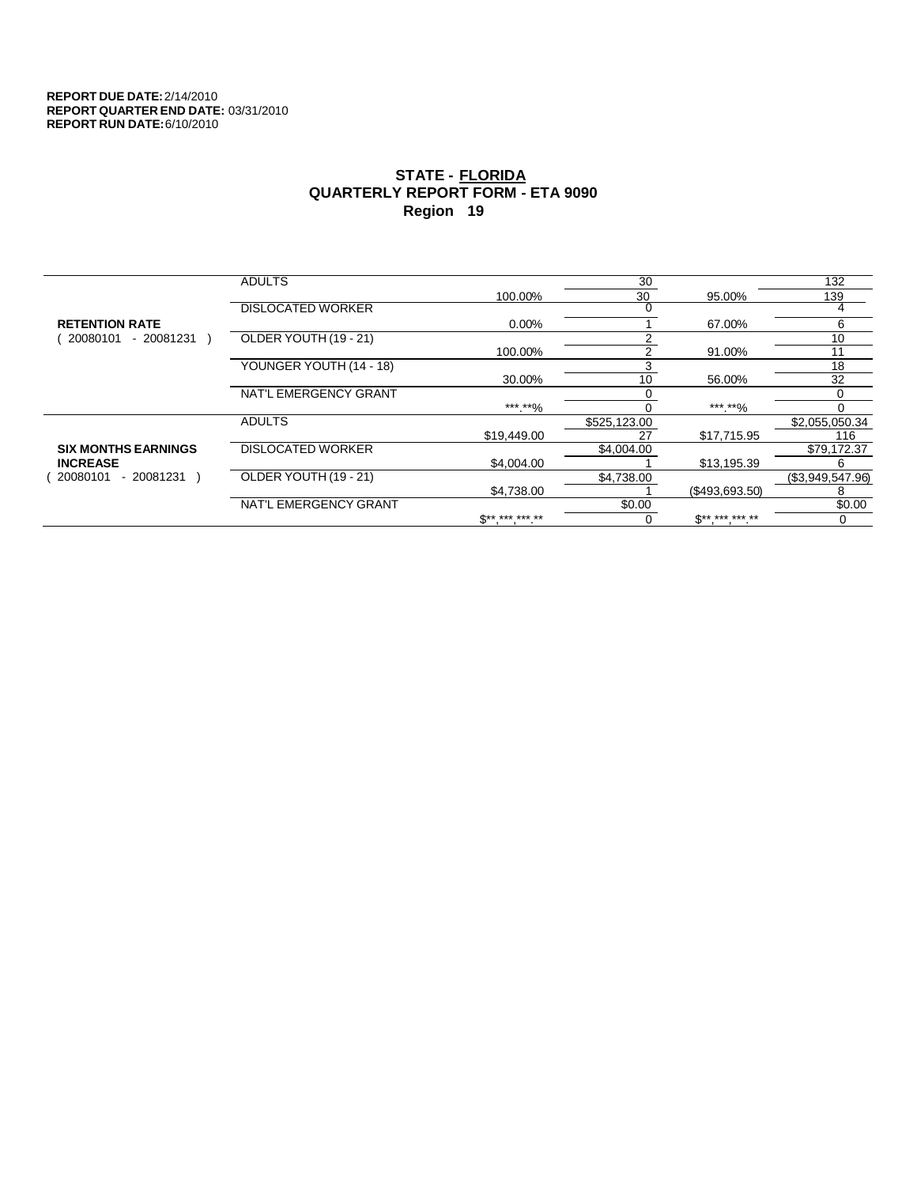**REPORT DUE DATE:** 2/14/2010
**REPORT QUARTER END DATE:** 03/31/2010
**REPORT RUN DATE:** 6/10/2010

# STATE - FLORIDA
## QUARTERLY REPORT FORM - ETA 9090
## Region 19

| | | | | | |
|---|---|---|---|---|---|
| **RETENTION RATE** ( 20080101 - 20081231 ) | ADULTS | | 30 | | 132 |
| | | 100.00% | 30 | 95.00% | 139 |
| | DISLOCATED WORKER | | 0 | | 4 |
| | | 0.00% | 1 | 67.00% | 6 |
| | OLDER YOUTH (19 - 21) | | 2 | | 10 |
| | | 100.00% | 2 | 91.00% | 11 |
| | YOUNGER YOUTH (14 - 18) | | 3 | | 18 |
| | | 30.00% | 10 | 56.00% | 32 |
| | NAT'L EMERGENCY GRANT | | 0 | | 0 |
| | | ***.**% | 0 | ***.**% | 0 |
| **SIX MONTHS EARNINGS INCREASE** ( 20080101 - 20081231 ) | ADULTS | | $525,123.00 | | $2,055,050.34 |
| | | $19,449.00 | 27 | $17,715.95 | 116 |
| | DISLOCATED WORKER | | $4,004.00 | | $79,172.37 |
| | | $4,004.00 | 1 | $13,195.39 | 6 |
| | OLDER YOUTH (19 - 21) | | $4,738.00 | | ($3,949,547.96) |
| | | $4,738.00 | 1 | ($493,693.50) | 8 |
| | NAT'L EMERGENCY GRANT | | $0.00 | | $0.00 |
| | | $**,***,***.** | 0 | $**,***,***.** | 0 |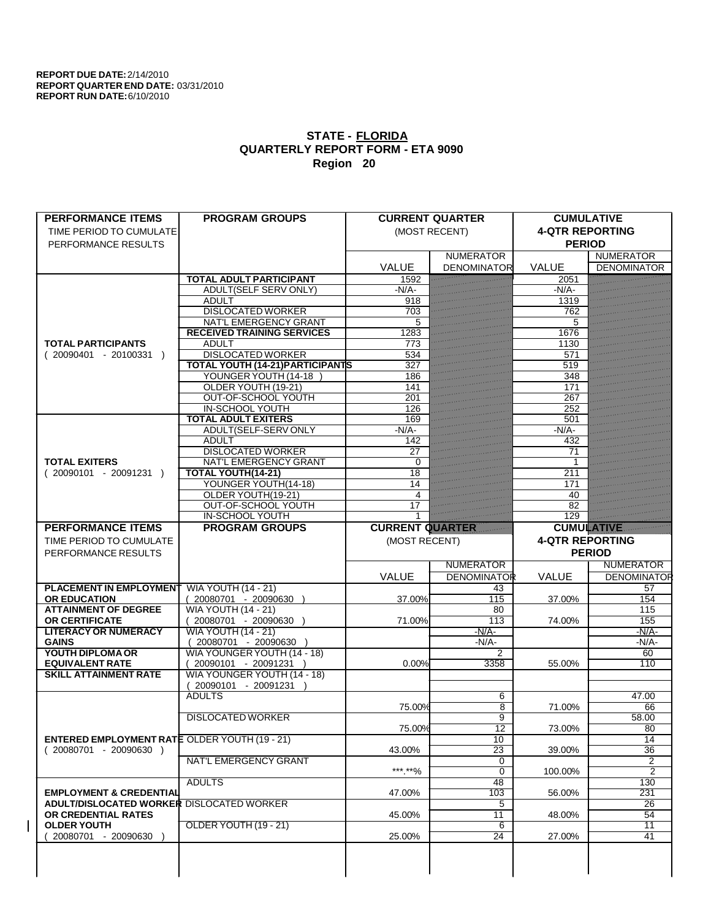**REPORT DUE DATE:** 2/14/2010
**REPORT QUARTER END DATE:** 03/31/2010
**REPORT RUN DATE:** 6/10/2010

## STATE - FLORIDA
## QUARTERLY REPORT FORM - ETA 9090
## Region 20

| PERFORMANCE ITEMS<br>TIME PERIOD TO CUMULATE PERFORMANCE RESULTS | PROGRAM GROUPS | CURRENT QUARTER (MOST RECENT) VALUE | NUMERATOR / DENOMINATOR | CUMULATIVE 4-QTR REPORTING PERIOD VALUE | NUMERATOR / DENOMINATOR |
|---|---|---|---|---|---|
| **TOTAL PARTICIPANTS** ( 20090401 - 20100331 ) | **TOTAL ADULT PARTICIPANT** | 1592 | | 2051 | |
| | ADULT(SELF SERV ONLY) | -N/A- | | -N/A- | |
| | ADULT | 918 | | 1319 | |
| | DISLOCATED WORKER | 703 | | 762 | |
| | NAT'L EMERGENCY GRANT | 5 | | 5 | |
| | **RECEIVED TRAINING SERVICES** | 1283 | | 1676 | |
| | ADULT | 773 | | 1130 | |
| | DISLOCATED WORKER | 534 | | 571 | |
| | **TOTAL YOUTH (14-21)PARTICIPANTS** | 327 | | 519 | |
| | YOUNGER YOUTH (14-18 ) | 186 | | 348 | |
| | OLDER YOUTH (19-21) | 141 | | 171 | |
| | OUT-OF-SCHOOL YOUTH | 201 | | 267 | |
| | IN-SCHOOL YOUTH | 126 | | 252 | |
| **TOTAL EXITERS** ( 20090101 - 20091231 ) | **TOTAL ADULT EXITERS** | 169 | | 501 | |
| | ADULT(SELF-SERV ONLY | -N/A- | | -N/A- | |
| | ADULT | 142 | | 432 | |
| | DISLOCATED WORKER | 27 | | 71 | |
| | NAT'L EMERGENCY GRANT | 0 | | 1 | |
| | **TOTAL YOUTH(14-21)** | 18 | | 211 | |
| | YOUNGER YOUTH(14-18) | 14 | | 171 | |
| | OLDER YOUTH(19-21) | 4 | | 40 | |
| | OUT-OF-SCHOOL YOUTH | 17 | | 82 | |
| | IN-SCHOOL YOUTH | 1 | | 129 | |

| PERFORMANCE ITEMS<br>TIME PERIOD TO CUMULATE PERFORMANCE RESULTS | PROGRAM GROUPS | CURRENT QUARTER (MOST RECENT) VALUE | NUMERATOR / DENOMINATOR | CUMULATIVE 4-QTR REPORTING PERIOD VALUE | NUMERATOR / DENOMINATOR |
|---|---|---|---|---|---|
| **PLACEMENT IN EMPLOYMENT OR EDUCATION** | WIA YOUTH (14 - 21) ( 20080701 - 20090630 ) | 37.00% | 43 / 115 | 37.00% | 57 / 154 |
| **ATTAINMENT OF DEGREE OR CERTIFICATE** | WIA YOUTH (14 - 21) ( 20080701 - 20090630 ) | 71.00% | 80 / 113 | 74.00% | 115 / 155 |
| **LITERACY OR NUMERACY GAINS** | WIA YOUTH (14 - 21) ( 20080701 - 20090630 ) | | -N/A- / -N/A- | | -N/A- / -N/A- |
| **YOUTH DIPLOMA OR EQUIVALENT RATE** | WIA YOUNGER YOUTH (14 - 18) ( 20090101 - 20091231 ) | 0.00% | 2 / 3358 | 55.00% | 60 / 110 |
| **SKILL ATTAINMENT RATE** | WIA YOUNGER YOUTH (14 - 18) ( 20090101 - 20091231 ) | | | | |
| **ENTERED EMPLOYMENT RATE** ( 20080701 - 20090630 ) | ADULTS | 75.00% | 6 / 8 | 71.00% | 47.00 / 66 |
| | DISLOCATED WORKER | 75.00% | 9 / 12 | 73.00% | 58.00 / 80 |
| | OLDER YOUTH (19 - 21) | 43.00% | 10 / 23 | 39.00% | 14 / 36 |
| | NAT'L EMERGENCY GRANT | ***.**% | 0 / 0 | 100.00% | 2 / 2 |
| **EMPLOYMENT & CREDENTIAL ADULT/DISLOCATED WORKER OR CREDENTIAL RATES OLDER YOUTH** ( 20080701 - 20090630 ) | ADULTS | 47.00% | 48 / 103 | 56.00% | 130 / 231 |
| | DISLOCATED WORKER | 45.00% | 5 / 11 | 48.00% | 26 / 54 |
| | OLDER YOUTH (19 - 21) | 25.00% | 6 / 24 | 27.00% | 11 / 41 |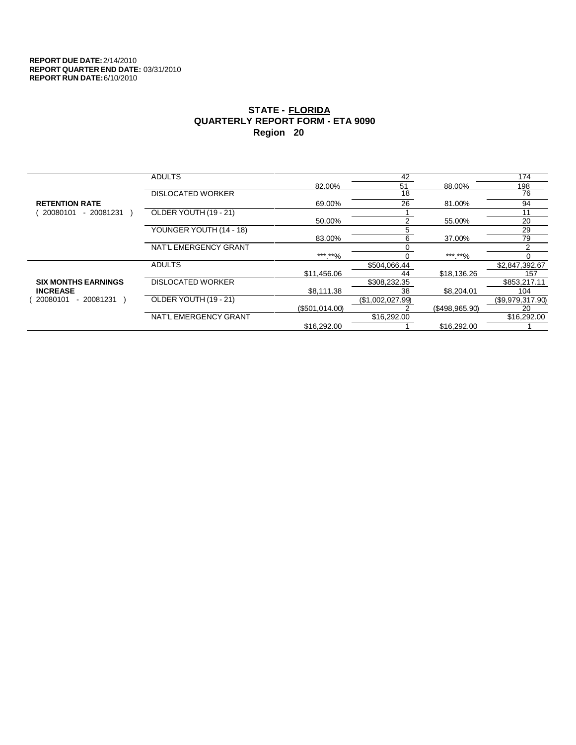**REPORT DUE DATE:** 2/14/2010
**REPORT QUARTER END DATE:** 03/31/2010
**REPORT RUN DATE:** 6/10/2010

## STATE - FLORIDA
## QUARTERLY REPORT FORM - ETA 9090
## Region 20

| | | | | | |
|---|---|---|---|---|---|
| **RETENTION RATE** ( 20080101 - 20081231 ) | ADULTS | | 42 | | 174 |
| | | 82.00% | 51 | 88.00% | 198 |
| | DISLOCATED WORKER | | 18 | | 76 |
| | | 69.00% | 26 | 81.00% | 94 |
| | OLDER YOUTH (19 - 21) | | 1 | | 11 |
| | | 50.00% | 2 | 55.00% | 20 |
| | YOUNGER YOUTH (14 - 18) | | 5 | | 29 |
| | | 83.00% | 6 | 37.00% | 79 |
| | NAT'L EMERGENCY GRANT | | 0 | | 2 |
| | | ***.**% | 0 | ***.**% | 0 |
| **SIX MONTHS EARNINGS INCREASE** ( 20080101 - 20081231 ) | ADULTS | | $504,066.44 | | $2,847,392.67 |
| | | $11,456.06 | 44 | $18,136.26 | 157 |
| | DISLOCATED WORKER | | $308,232.35 | | $853,217.11 |
| | | $8,111.38 | 38 | $8,204.01 | 104 |
| | OLDER YOUTH (19 - 21) | | ($1,002,027.99) | | ($9,979,317.90) |
| | | ($501,014.00) | 2 | ($498,965.90) | 20 |
| | NAT'L EMERGENCY GRANT | | $16,292.00 | | $16,292.00 |
| | | $16,292.00 | 1 | $16,292.00 | 1 |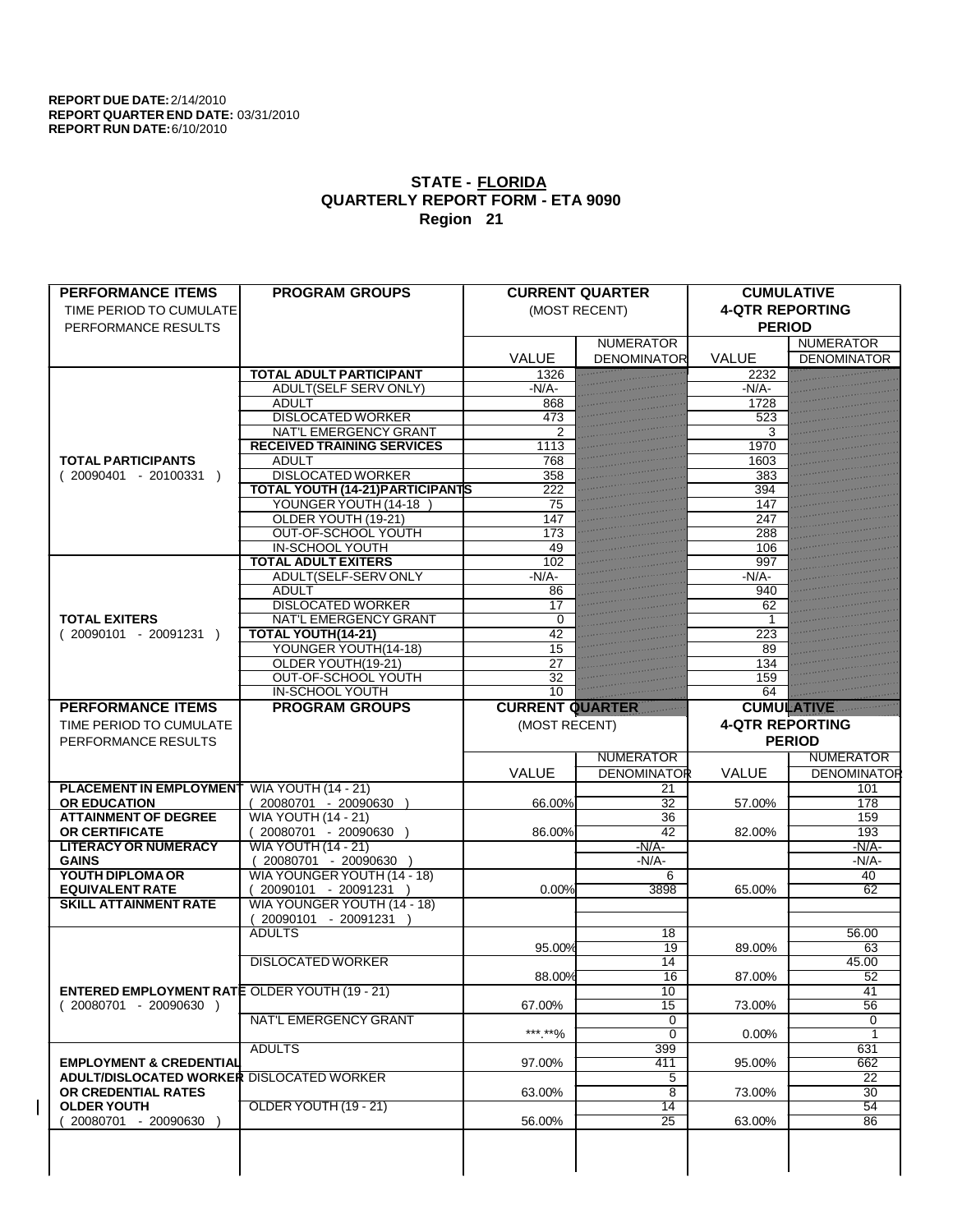**REPORT DUE DATE:** 2/14/2010
**REPORT QUARTER END DATE:** 03/31/2010
**REPORT RUN DATE:** 6/10/2010

## STATE - FLORIDA
## QUARTERLY REPORT FORM - ETA 9090
## Region 21

| PERFORMANCE ITEMS<br>TIME PERIOD TO CUMULATE PERFORMANCE RESULTS | PROGRAM GROUPS | CURRENT QUARTER (MOST RECENT) VALUE | NUMERATOR DENOMINATOR | CUMULATIVE 4-QTR REPORTING PERIOD VALUE | NUMERATOR DENOMINATOR |
|---|---|---|---|---|---|
| **TOTAL PARTICIPANTS** ( 20090401 - 20100331 ) | **TOTAL ADULT PARTICIPANT** | 1326 | | 2232 | |
| | ADULT(SELF SERV ONLY) | -N/A- | | -N/A- | |
| | ADULT | 868 | | 1728 | |
| | DISLOCATED WORKER | 473 | | 523 | |
| | NAT'L EMERGENCY GRANT | 2 | | 3 | |
| | **RECEIVED TRAINING SERVICES** | 1113 | | 1970 | |
| | ADULT | 768 | | 1603 | |
| | DISLOCATED WORKER | 358 | | 383 | |
| | **TOTAL YOUTH (14-21)PARTICIPANTS** | 222 | | 394 | |
| | YOUNGER YOUTH (14-18 ) | 75 | | 147 | |
| | OLDER YOUTH (19-21) | 147 | | 247 | |
| | OUT-OF-SCHOOL YOUTH | 173 | | 288 | |
| | IN-SCHOOL YOUTH | 49 | | 106 | |
| **TOTAL EXITERS** ( 20090101 - 20091231 ) | **TOTAL ADULT EXITERS** | 102 | | 997 | |
| | ADULT(SELF-SERV ONLY | -N/A- | | -N/A- | |
| | ADULT | 86 | | 940 | |
| | DISLOCATED WORKER | 17 | | 62 | |
| | NAT'L EMERGENCY GRANT | 0 | | 1 | |
| | **TOTAL YOUTH(14-21)** | 42 | | 223 | |
| | YOUNGER YOUTH(14-18) | 15 | | 89 | |
| | OLDER YOUTH(19-21) | 27 | | 134 | |
| | OUT-OF-SCHOOL YOUTH | 32 | | 159 | |
| | IN-SCHOOL YOUTH | 10 | | 64 | |

| PERFORMANCE ITEMS<br>TIME PERIOD TO CUMULATE PERFORMANCE RESULTS | PROGRAM GROUPS | CURRENT QUARTER (MOST RECENT) VALUE | NUMERATOR DENOMINATOR | CUMULATIVE 4-QTR REPORTING PERIOD VALUE | NUMERATOR DENOMINATOR |
|---|---|---|---|---|---|
| **PLACEMENT IN EMPLOYMENT OR EDUCATION** | WIA YOUTH (14 - 21) ( 20080701 - 20090630 ) | 66.00% | 21<br>32 | 57.00% | 101<br>178 |
| **ATTAINMENT OF DEGREE OR CERTIFICATE** | WIA YOUTH (14 - 21) ( 20080701 - 20090630 ) | 86.00% | 36<br>42 | 82.00% | 159<br>193 |
| **LITERACY OR NUMERACY GAINS** | WIA YOUTH (14 - 21) ( 20080701 - 20090630 ) | | -N/A-<br>-N/A- | | -N/A-<br>-N/A- |
| **YOUTH DIPLOMA OR EQUIVALENT RATE** | WIA YOUNGER YOUTH (14 - 18) ( 20090101 - 20091231 ) | 0.00% | 6<br>3898 | 65.00% | 40<br>62 |
| **SKILL ATTAINMENT RATE** | WIA YOUNGER YOUTH (14 - 18) ( 20090101 - 20091231 ) | | | | |
| **ENTERED EMPLOYMENT RATE** ( 20080701 - 20090630 ) | ADULTS | 95.00% | 18<br>19 | 89.00% | 56.00<br>63 |
| | DISLOCATED WORKER | 88.00% | 14<br>16 | 87.00% | 45.00<br>52 |
| | OLDER YOUTH (19 - 21) | 67.00% | 10<br>15 | 73.00% | 41<br>56 |
| | NAT'L EMERGENCY GRANT | \*\*\*.\*\*% | 0<br>0 | 0.00% | 0<br>1 |
| **EMPLOYMENT & CREDENTIAL ADULT/DISLOCATED WORKER OR CREDENTIAL RATES OLDER YOUTH** ( 20080701 - 20090630 ) | ADULTS | 97.00% | 399<br>411 | 95.00% | 631<br>662 |
| | DISLOCATED WORKER | 63.00% | 5<br>8 | 73.00% | 22<br>30 |
| | OLDER YOUTH (19 - 21) | 56.00% | 14<br>25 | 63.00% | 54<br>86 |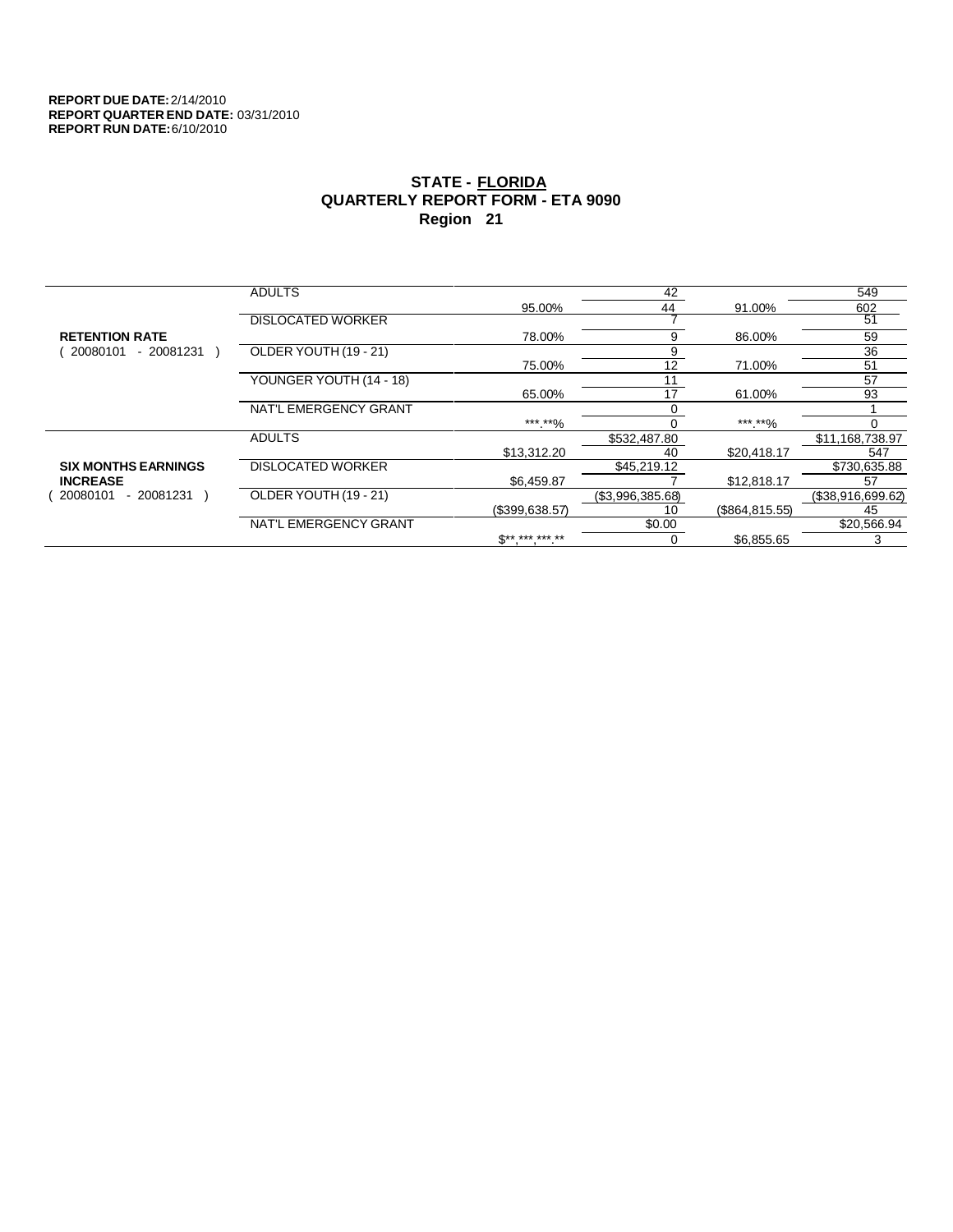**REPORT DUE DATE:** 2/14/2010
**REPORT QUARTER END DATE:** 03/31/2010
**REPORT RUN DATE:** 6/10/2010

## STATE - FLORIDA
## QUARTERLY REPORT FORM - ETA 9090
## Region 21

| | | | | | |
|---|---|---|---|---|---|
| **RETENTION RATE** ( 20080101 - 20081231 ) | ADULTS | | 42 | | 549 |
| | | 95.00% | 44 | 91.00% | 602 |
| | DISLOCATED WORKER | | 7 | | 51 |
| | | 78.00% | 9 | 86.00% | 59 |
| | OLDER YOUTH (19 - 21) | | 9 | | 36 |
| | | 75.00% | 12 | 71.00% | 51 |
| | YOUNGER YOUTH (14 - 18) | | 11 | | 57 |
| | | 65.00% | 17 | 61.00% | 93 |
| | NAT'L EMERGENCY GRANT | | 0 | | 1 |
| | | ***.**% | 0 | ***.**% | 0 |
| **SIX MONTHS EARNINGS INCREASE** ( 20080101 - 20081231 ) | ADULTS | | $532,487.80 | | $11,168,738.97 |
| | | $13,312.20 | 40 | $20,418.17 | 547 |
| | DISLOCATED WORKER | | $45,219.12 | | $730,635.88 |
| | | $6,459.87 | 7 | $12,818.17 | 57 |
| | OLDER YOUTH (19 - 21) | | ($3,996,385.68) | | ($38,916,699.62) |
| | | ($399,638.57) | 10 | ($864,815.55) | 45 |
| | NAT'L EMERGENCY GRANT | | $0.00 | | $20,566.94 |
| | | $**,***,***.** | 0 | $6,855.65 | 3 |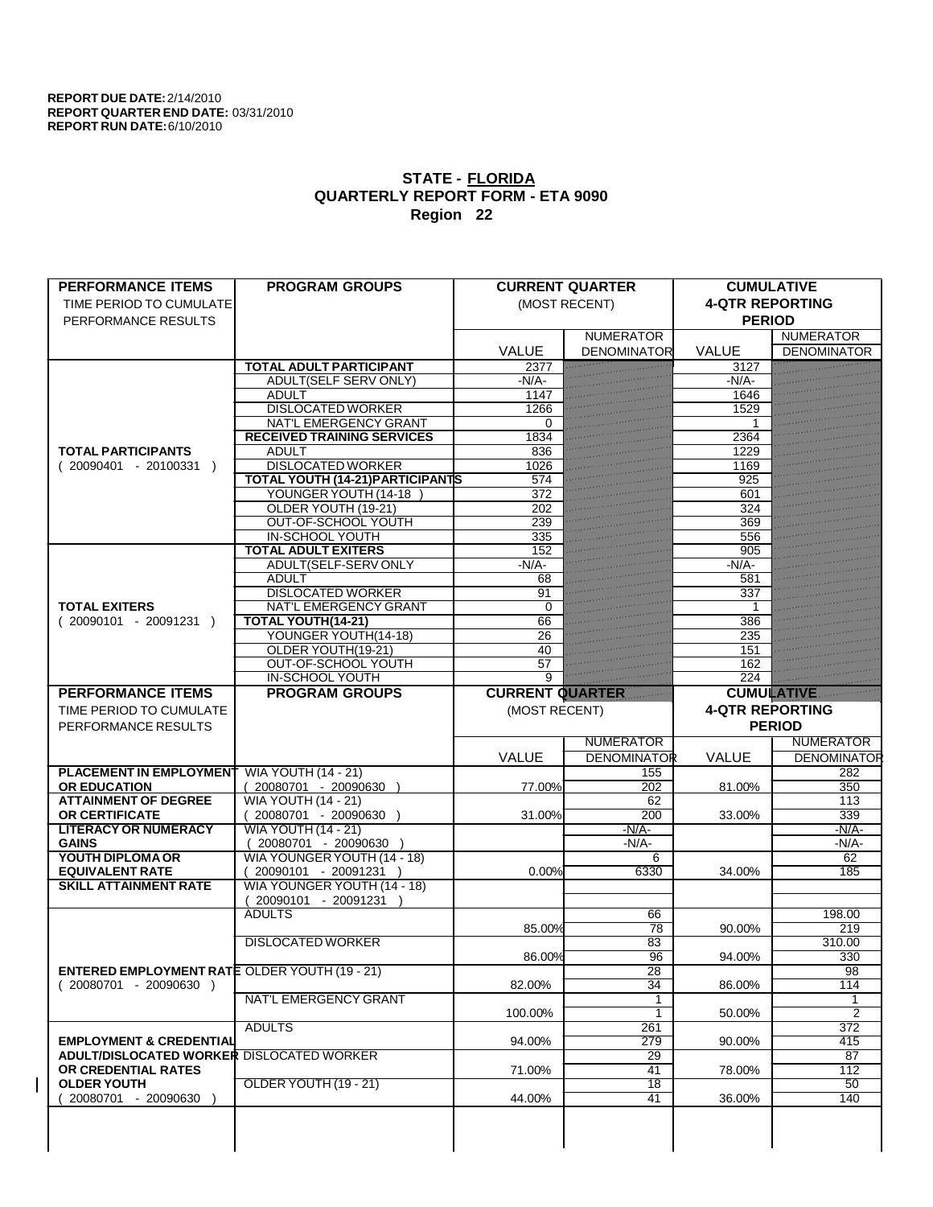**REPORT DUE DATE:** 2/14/2010
**REPORT QUARTER END DATE:** 03/31/2010
**REPORT RUN DATE:** 6/10/2010

# STATE - FLORIDA
## QUARTERLY REPORT FORM - ETA 9090
## Region 22

| PERFORMANCE ITEMS<br>TIME PERIOD TO CUMULATE PERFORMANCE RESULTS | PROGRAM GROUPS | CURRENT QUARTER (MOST RECENT) VALUE | CURRENT QUARTER NUMERATOR DENOMINATOR | CUMULATIVE 4-QTR REPORTING PERIOD VALUE | CUMULATIVE NUMERATOR DENOMINATOR |
|---|---|---|---|---|---|
| **TOTAL PARTICIPANTS** ( 20090401 - 20100331 ) | **TOTAL ADULT PARTICIPANT** | 2377 | | 3127 | |
| | ADULT(SELF SERV ONLY) | -N/A- | | -N/A- | |
| | ADULT | 1147 | | 1646 | |
| | DISLOCATED WORKER | 1266 | | 1529 | |
| | NAT'L EMERGENCY GRANT | 0 | | 1 | |
| | **RECEIVED TRAINING SERVICES** | 1834 | | 2364 | |
| | ADULT | 836 | | 1229 | |
| | DISLOCATED WORKER | 1026 | | 1169 | |
| | **TOTAL YOUTH (14-21)PARTICIPANTS** | 574 | | 925 | |
| | YOUNGER YOUTH (14-18 ) | 372 | | 601 | |
| | OLDER YOUTH (19-21) | 202 | | 324 | |
| | OUT-OF-SCHOOL YOUTH | 239 | | 369 | |
| | IN-SCHOOL YOUTH | 335 | | 556 | |
| **TOTAL EXITERS** ( 20090101 - 20091231 ) | **TOTAL ADULT EXITERS** | 152 | | 905 | |
| | ADULT(SELF-SERV ONLY | -N/A- | | -N/A- | |
| | ADULT | 68 | | 581 | |
| | DISLOCATED WORKER | 91 | | 337 | |
| | NAT'L EMERGENCY GRANT | 0 | | 1 | |
| | **TOTAL YOUTH(14-21)** | 66 | | 386 | |
| | YOUNGER YOUTH(14-18) | 26 | | 235 | |
| | OLDER YOUTH(19-21) | 40 | | 151 | |
| | OUT-OF-SCHOOL YOUTH | 57 | | 162 | |
| | IN-SCHOOL YOUTH | 9 | | 224 | |

| PERFORMANCE ITEMS<br>TIME PERIOD TO CUMULATE PERFORMANCE RESULTS | PROGRAM GROUPS | CURRENT QUARTER (MOST RECENT) VALUE | CURRENT QUARTER NUMERATOR / DENOMINATOR | CUMULATIVE 4-QTR REPORTING PERIOD VALUE | CUMULATIVE NUMERATOR / DENOMINATOR |
|---|---|---|---|---|---|
| **PLACEMENT IN EMPLOYMENT OR EDUCATION** | WIA YOUTH (14 - 21) ( 20080701 - 20090630 ) | 77.00% | 155 / 202 | 81.00% | 282 / 350 |
| **ATTAINMENT OF DEGREE OR CERTIFICATE** | WIA YOUTH (14 - 21) ( 20080701 - 20090630 ) | 31.00% | 62 / 200 | 33.00% | 113 / 339 |
| **LITERACY OR NUMERACY GAINS** | WIA YOUTH (14 - 21) ( 20080701 - 20090630 ) | | -N/A- / -N/A- | | -N/A- / -N/A- |
| **YOUTH DIPLOMA OR EQUIVALENT RATE** | WIA YOUNGER YOUTH (14 - 18) ( 20090101 - 20091231 ) | 0.00% | 6 / 6330 | 34.00% | 62 / 185 |
| **SKILL ATTAINMENT RATE** | WIA YOUNGER YOUTH (14 - 18) ( 20090101 - 20091231 ) | | | | |
| **ENTERED EMPLOYMENT RATE** ( 20080701 - 20090630 ) | ADULTS | 85.00% | 66 / 78 | 90.00% | 198.00 / 219 |
| | DISLOCATED WORKER | 86.00% | 83 / 96 | 94.00% | 310.00 / 330 |
| | OLDER YOUTH (19 - 21) | 82.00% | 28 / 34 | 86.00% | 98 / 114 |
| | NAT'L EMERGENCY GRANT | 100.00% | 1 / 1 | 50.00% | 1 / 2 |
| **EMPLOYMENT & CREDENTIAL ADULT/DISLOCATED WORKER OR CREDENTIAL RATES OLDER YOUTH** ( 20080701 - 20090630 ) | ADULTS | 94.00% | 261 / 279 | 90.00% | 372 / 415 |
| | DISLOCATED WORKER | 71.00% | 29 / 41 | 78.00% | 87 / 112 |
| | OLDER YOUTH (19 - 21) | 44.00% | 18 / 41 | 36.00% | 50 / 140 |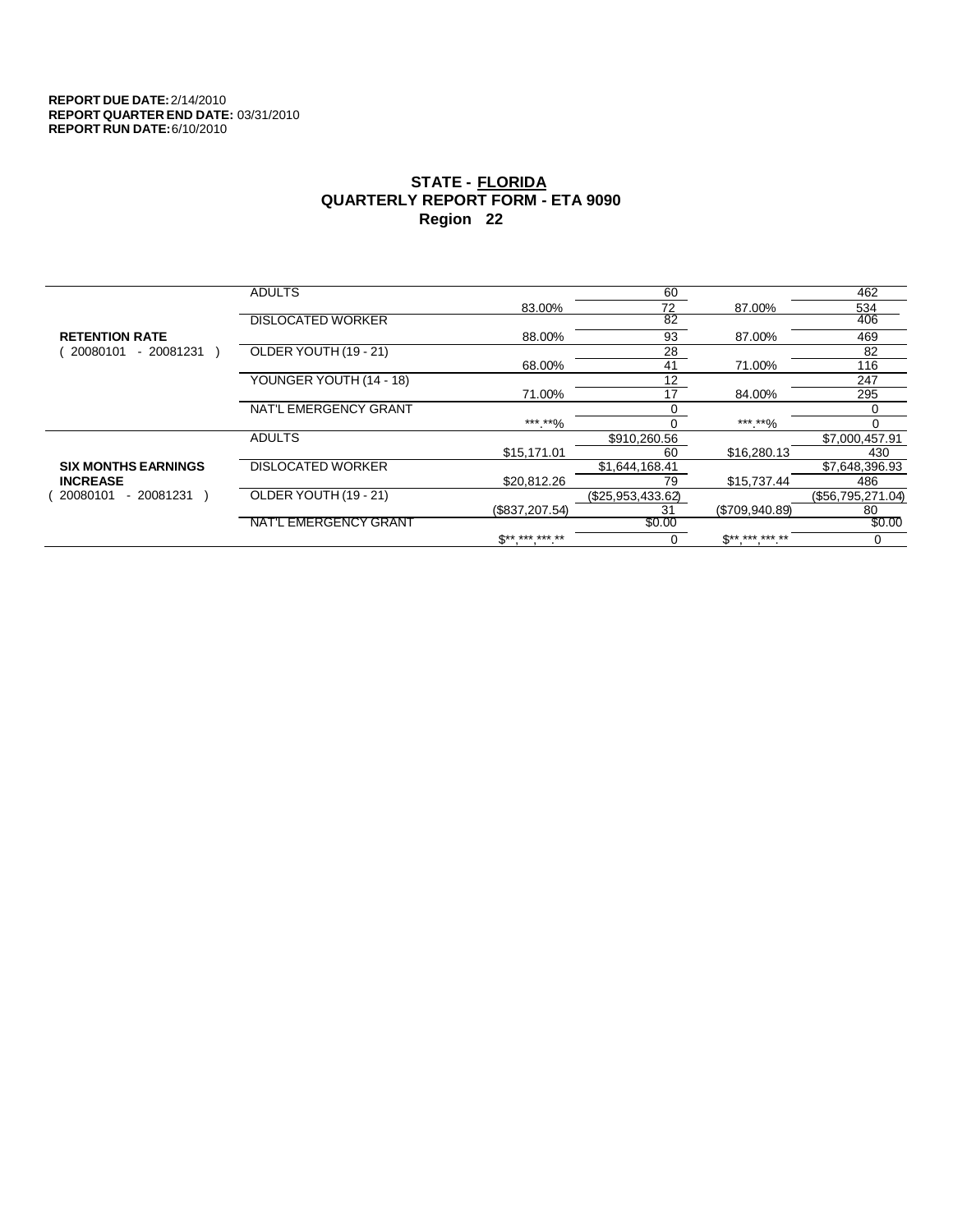**REPORT DUE DATE:** 2/14/2010
**REPORT QUARTER END DATE:** 03/31/2010
**REPORT RUN DATE:** 6/10/2010

## STATE - FLORIDA
## QUARTERLY REPORT FORM - ETA 9090
## Region 22

| | | | | | |
|---|---|---|---|---|---|
| **RETENTION RATE** ( 20080101 - 20081231 ) | ADULTS | | 60 | | 462 |
| | | 83.00% | 72 | 87.00% | 534 |
| | DISLOCATED WORKER | | 82 | | 406 |
| | | 88.00% | 93 | 87.00% | 469 |
| | OLDER YOUTH (19 - 21) | | 28 | | 82 |
| | | 68.00% | 41 | 71.00% | 116 |
| | YOUNGER YOUTH (14 - 18) | | 12 | | 247 |
| | | 71.00% | 17 | 84.00% | 295 |
| | NAT'L EMERGENCY GRANT | | 0 | | 0 |
| | | ***.**% | 0 | ***.**% | 0 |
| **SIX MONTHS EARNINGS INCREASE** ( 20080101 - 20081231 ) | ADULTS | | $910,260.56 | | $7,000,457.91 |
| | | $15,171.01 | 60 | $16,280.13 | 430 |
| | DISLOCATED WORKER | | $1,644,168.41 | | $7,648,396.93 |
| | | $20,812.26 | 79 | $15,737.44 | 486 |
| | OLDER YOUTH (19 - 21) | | ($25,953,433.62) | | ($56,795,271.04) |
| | | ($837,207.54) | 31 | ($709,940.89) | 80 |
| | NAT'L EMERGENCY GRANT | | $0.00 | | $0.00 |
| | | $**,***,***.** | 0 | $**,***,***.** | 0 |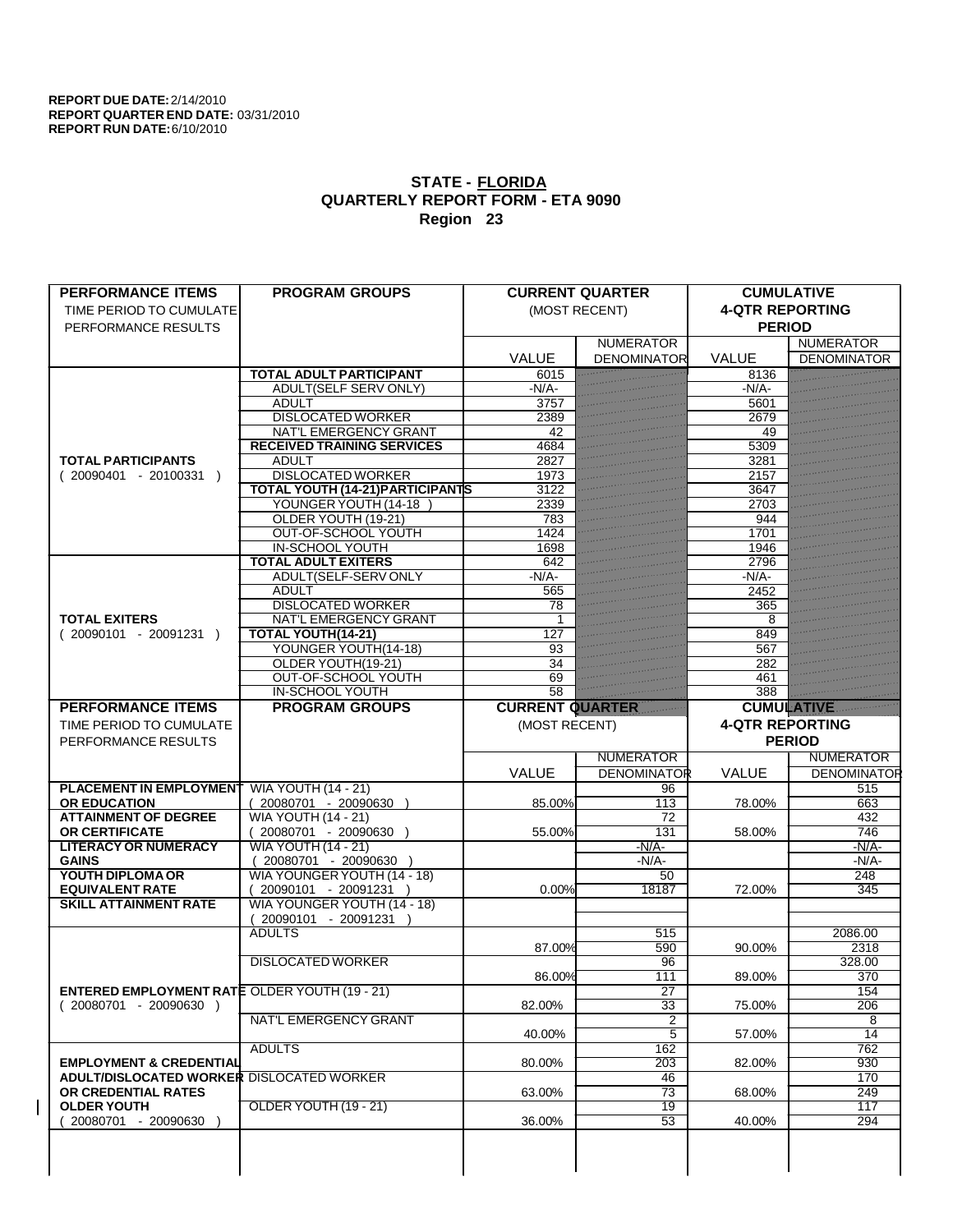**REPORT DUE DATE:** 2/14/2010
**REPORT QUARTER END DATE:** 03/31/2010
**REPORT RUN DATE:** 6/10/2010

## STATE - FLORIDA
## QUARTERLY REPORT FORM - ETA 9090
## Region 23

| PERFORMANCE ITEMS<br>TIME PERIOD TO CUMULATE PERFORMANCE RESULTS | PROGRAM GROUPS | CURRENT QUARTER (MOST RECENT) VALUE | CURRENT QUARTER NUMERATOR DENOMINATOR | CUMULATIVE 4-QTR REPORTING PERIOD VALUE | CUMULATIVE NUMERATOR DENOMINATOR |
|---|---|---|---|---|---|
| **TOTAL PARTICIPANTS** ( 20090401 - 20100331 ) | **TOTAL ADULT PARTICIPANT** | 6015 | | 8136 | |
| | ADULT(SELF SERV ONLY) | -N/A- | | -N/A- | |
| | ADULT | 3757 | | 5601 | |
| | DISLOCATED WORKER | 2389 | | 2679 | |
| | NAT'L EMERGENCY GRANT | 42 | | 49 | |
| | **RECEIVED TRAINING SERVICES** | 4684 | | 5309 | |
| | ADULT | 2827 | | 3281 | |
| | DISLOCATED WORKER | 1973 | | 2157 | |
| | **TOTAL YOUTH (14-21)PARTICIPANTS** | 3122 | | 3647 | |
| | YOUNGER YOUTH (14-18 ) | 2339 | | 2703 | |
| | OLDER YOUTH (19-21) | 783 | | 944 | |
| | OUT-OF-SCHOOL YOUTH | 1424 | | 1701 | |
| | IN-SCHOOL YOUTH | 1698 | | 1946 | |
| **TOTAL EXITERS** ( 20090101 - 20091231 ) | **TOTAL ADULT EXITERS** | 642 | | 2796 | |
| | ADULT(SELF-SERV ONLY | -N/A- | | -N/A- | |
| | ADULT | 565 | | 2452 | |
| | DISLOCATED WORKER | 78 | | 365 | |
| | NAT'L EMERGENCY GRANT | 1 | | 8 | |
| | **TOTAL YOUTH(14-21)** | 127 | | 849 | |
| | YOUNGER YOUTH(14-18) | 93 | | 567 | |
| | OLDER YOUTH(19-21) | 34 | | 282 | |
| | OUT-OF-SCHOOL YOUTH | 69 | | 461 | |
| | IN-SCHOOL YOUTH | 58 | | 388 | |

| PERFORMANCE ITEMS<br>TIME PERIOD TO CUMULATE PERFORMANCE RESULTS | PROGRAM GROUPS | CURRENT QUARTER (MOST RECENT) VALUE | CURRENT QUARTER NUMERATOR / DENOMINATOR | CUMULATIVE 4-QTR REPORTING PERIOD VALUE | CUMULATIVE NUMERATOR / DENOMINATOR |
|---|---|---|---|---|---|
| **PLACEMENT IN EMPLOYMENT OR EDUCATION** | WIA YOUTH (14 - 21) ( 20080701 - 20090630 ) | 85.00% | 96 / 113 | 78.00% | 515 / 663 |
| **ATTAINMENT OF DEGREE OR CERTIFICATE** | WIA YOUTH (14 - 21) ( 20080701 - 20090630 ) | 55.00% | 72 / 131 | 58.00% | 432 / 746 |
| **LITERACY OR NUMERACY GAINS** | WIA YOUTH (14 - 21) ( 20080701 - 20090630 ) | | -N/A- / -N/A- | | -N/A- / -N/A- |
| **YOUTH DIPLOMA OR EQUIVALENT RATE** | WIA YOUNGER YOUTH (14 - 18) ( 20090101 - 20091231 ) | 0.00% | 50 / 18187 | 72.00% | 248 / 345 |
| **SKILL ATTAINMENT RATE** | WIA YOUNGER YOUTH (14 - 18) ( 20090101 - 20091231 ) | | | | |
| **ENTERED EMPLOYMENT RATE** ( 20080701 - 20090630 ) | ADULTS | 87.00% | 515 / 590 | 90.00% | 2086.00 / 2318 |
| | DISLOCATED WORKER | 86.00% | 96 / 111 | 89.00% | 328.00 / 370 |
| | OLDER YOUTH (19 - 21) | 82.00% | 27 / 33 | 75.00% | 154 / 206 |
| | NAT'L EMERGENCY GRANT | 40.00% | 2 / 5 | 57.00% | 8 / 14 |
| **EMPLOYMENT & CREDENTIAL ADULT/DISLOCATED WORKER OR CREDENTIAL RATES OLDER YOUTH** ( 20080701 - 20090630 ) | ADULTS | 80.00% | 162 / 203 | 82.00% | 762 / 930 |
| | DISLOCATED WORKER | 63.00% | 46 / 73 | 68.00% | 170 / 249 |
| | OLDER YOUTH (19 - 21) | 36.00% | 19 / 53 | 40.00% | 117 / 294 |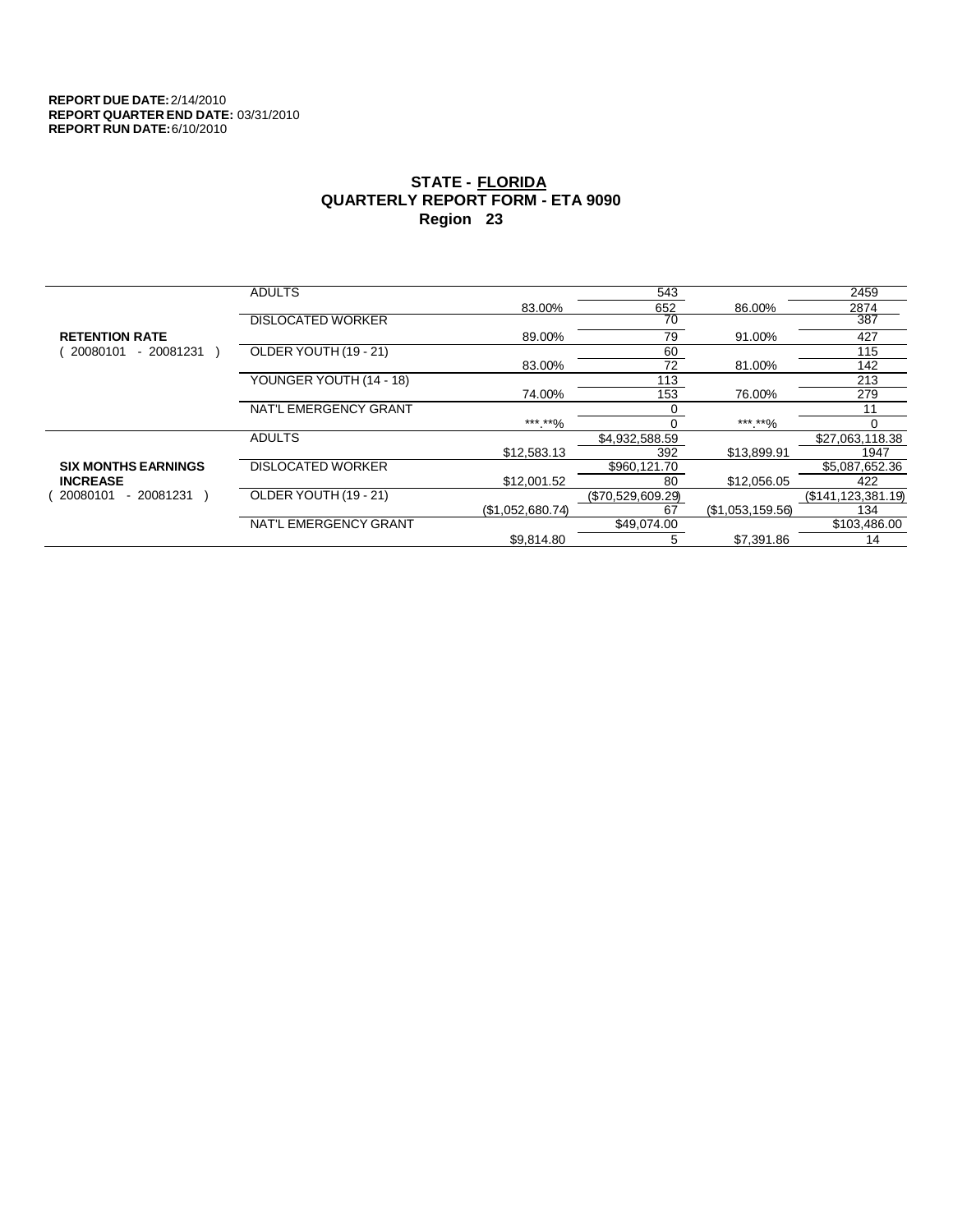**REPORT DUE DATE:** 2/14/2010
**REPORT QUARTER END DATE:** 03/31/2010
**REPORT RUN DATE:** 6/10/2010

# STATE - FLORIDA
## QUARTERLY REPORT FORM - ETA 9090
### Region 23

| | | | | | |
|---|---|---|---|---|---|
| **RETENTION RATE** ( 20080101 - 20081231 ) | ADULTS | | 543 | | 2459 |
| | | 83.00% | 652 | 86.00% | 2874 |
| | DISLOCATED WORKER | | 70 | | 387 |
| | | 89.00% | 79 | 91.00% | 427 |
| | OLDER YOUTH (19 - 21) | | 60 | | 115 |
| | | 83.00% | 72 | 81.00% | 142 |
| | YOUNGER YOUTH (14 - 18) | | 113 | | 213 |
| | | 74.00% | 153 | 76.00% | 279 |
| | NAT'L EMERGENCY GRANT | | 0 | | 11 |
| | | ***.**% | 0 | ***.**% | 0 |
| **SIX MONTHS EARNINGS INCREASE** ( 20080101 - 20081231 ) | ADULTS | | $4,932,588.59 | | $27,063,118.38 |
| | | $12,583.13 | 392 | $13,899.91 | 1947 |
| | DISLOCATED WORKER | | $960,121.70 | | $5,087,652.36 |
| | | $12,001.52 | 80 | $12,056.05 | 422 |
| | OLDER YOUTH (19 - 21) | | ($70,529,609.29) | | ($141,123,381.19) |
| | | ($1,052,680.74) | 67 | ($1,053,159.56) | 134 |
| | NAT'L EMERGENCY GRANT | | $49,074.00 | | $103,486.00 |
| | | $9,814.80 | 5 | $7,391.86 | 14 |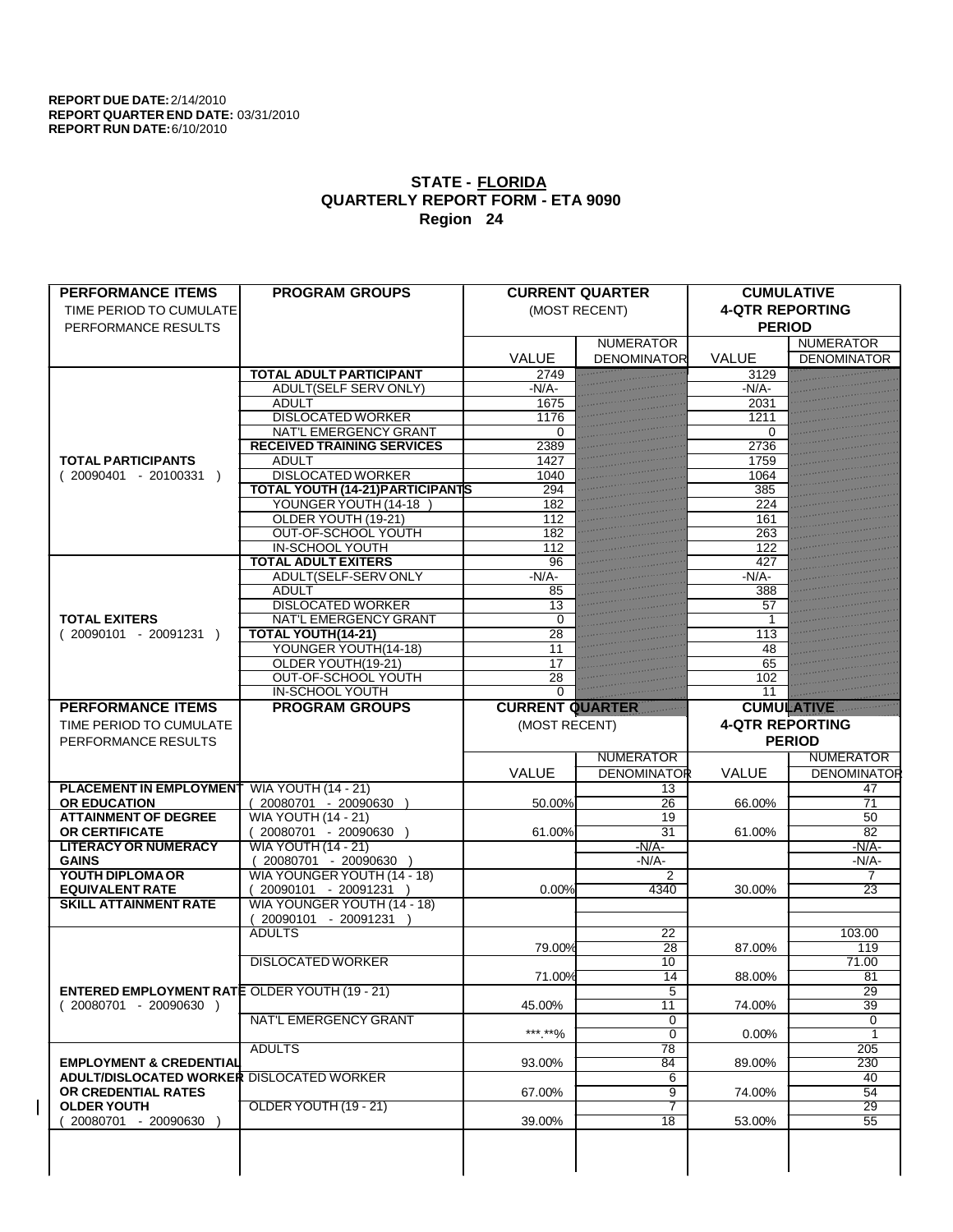**REPORT DUE DATE:** 2/14/2010
**REPORT QUARTER END DATE:** 03/31/2010
**REPORT RUN DATE:** 6/10/2010

## STATE - FLORIDA
## QUARTERLY REPORT FORM - ETA 9090
## Region 24

| PERFORMANCE ITEMS<br>TIME PERIOD TO CUMULATE PERFORMANCE RESULTS | PROGRAM GROUPS | CURRENT QUARTER (MOST RECENT) VALUE | NUMERATOR / DENOMINATOR | CUMULATIVE 4-QTR REPORTING PERIOD VALUE | NUMERATOR / DENOMINATOR |
|---|---|---|---|---|---|
| **TOTAL PARTICIPANTS** ( 20090401 - 20100331 ) | **TOTAL ADULT PARTICIPANT** | 2749 | | 3129 | |
| | ADULT(SELF SERV ONLY) | -N/A- | | -N/A- | |
| | ADULT | 1675 | | 2031 | |
| | DISLOCATED WORKER | 1176 | | 1211 | |
| | NAT'L EMERGENCY GRANT | 0 | | 0 | |
| | **RECEIVED TRAINING SERVICES** | 2389 | | 2736 | |
| | ADULT | 1427 | | 1759 | |
| | DISLOCATED WORKER | 1040 | | 1064 | |
| | **TOTAL YOUTH (14-21)PARTICIPANTS** | 294 | | 385 | |
| | YOUNGER YOUTH (14-18 ) | 182 | | 224 | |
| | OLDER YOUTH (19-21) | 112 | | 161 | |
| | OUT-OF-SCHOOL YOUTH | 182 | | 263 | |
| | IN-SCHOOL YOUTH | 112 | | 122 | |
| **TOTAL EXITERS** ( 20090101 - 20091231 ) | **TOTAL ADULT EXITERS** | 96 | | 427 | |
| | ADULT(SELF-SERV ONLY | -N/A- | | -N/A- | |
| | ADULT | 85 | | 388 | |
| | DISLOCATED WORKER | 13 | | 57 | |
| | NAT'L EMERGENCY GRANT | 0 | | 1 | |
| | **TOTAL YOUTH(14-21)** | 28 | | 113 | |
| | YOUNGER YOUTH(14-18) | 11 | | 48 | |
| | OLDER YOUTH(19-21) | 17 | | 65 | |
| | OUT-OF-SCHOOL YOUTH | 28 | | 102 | |
| | IN-SCHOOL YOUTH | 0 | | 11 | |
| **PLACEMENT IN EMPLOYMENT OR EDUCATION** | WIA YOUTH (14 - 21) ( 20080701 - 20090630 ) | 50.00% | 13 / 26 | 66.00% | 47 / 71 |
| **ATTAINMENT OF DEGREE OR CERTIFICATE** | WIA YOUTH (14 - 21) ( 20080701 - 20090630 ) | 61.00% | 19 / 31 | 61.00% | 50 / 82 |
| **LITERACY OR NUMERACY GAINS** | WIA YOUTH (14 - 21) ( 20080701 - 20090630 ) | | -N/A- / -N/A- | | -N/A- / -N/A- |
| **YOUTH DIPLOMA OR EQUIVALENT RATE** | WIA YOUNGER YOUTH (14 - 18) ( 20090101 - 20091231 ) | 0.00% | 2 / 4340 | 30.00% | 7 / 23 |
| **SKILL ATTAINMENT RATE** | WIA YOUNGER YOUTH (14 - 18) ( 20090101 - 20091231 ) | | | | |
| **ENTERED EMPLOYMENT RATE** ( 20080701 - 20090630 ) | ADULTS | 79.00% | 22 / 28 | 87.00% | 103.00 / 119 |
| | DISLOCATED WORKER | 71.00% | 10 / 14 | 88.00% | 71.00 / 81 |
| | OLDER YOUTH (19 - 21) | 45.00% | 5 / 11 | 74.00% | 29 / 39 |
| | NAT'L EMERGENCY GRANT | \*\*\*.\*\*% | 0 / 0 | 0.00% | 0 / 1 |
| **EMPLOYMENT & CREDENTIAL ADULT/DISLOCATED WORKER OR CREDENTIAL RATES OLDER YOUTH** ( 20080701 - 20090630 ) | ADULTS | 93.00% | 78 / 84 | 89.00% | 205 / 230 |
| | DISLOCATED WORKER | 67.00% | 6 / 9 | 74.00% | 40 / 54 |
| | OLDER YOUTH (19 - 21) | 39.00% | 7 / 18 | 53.00% | 29 / 55 |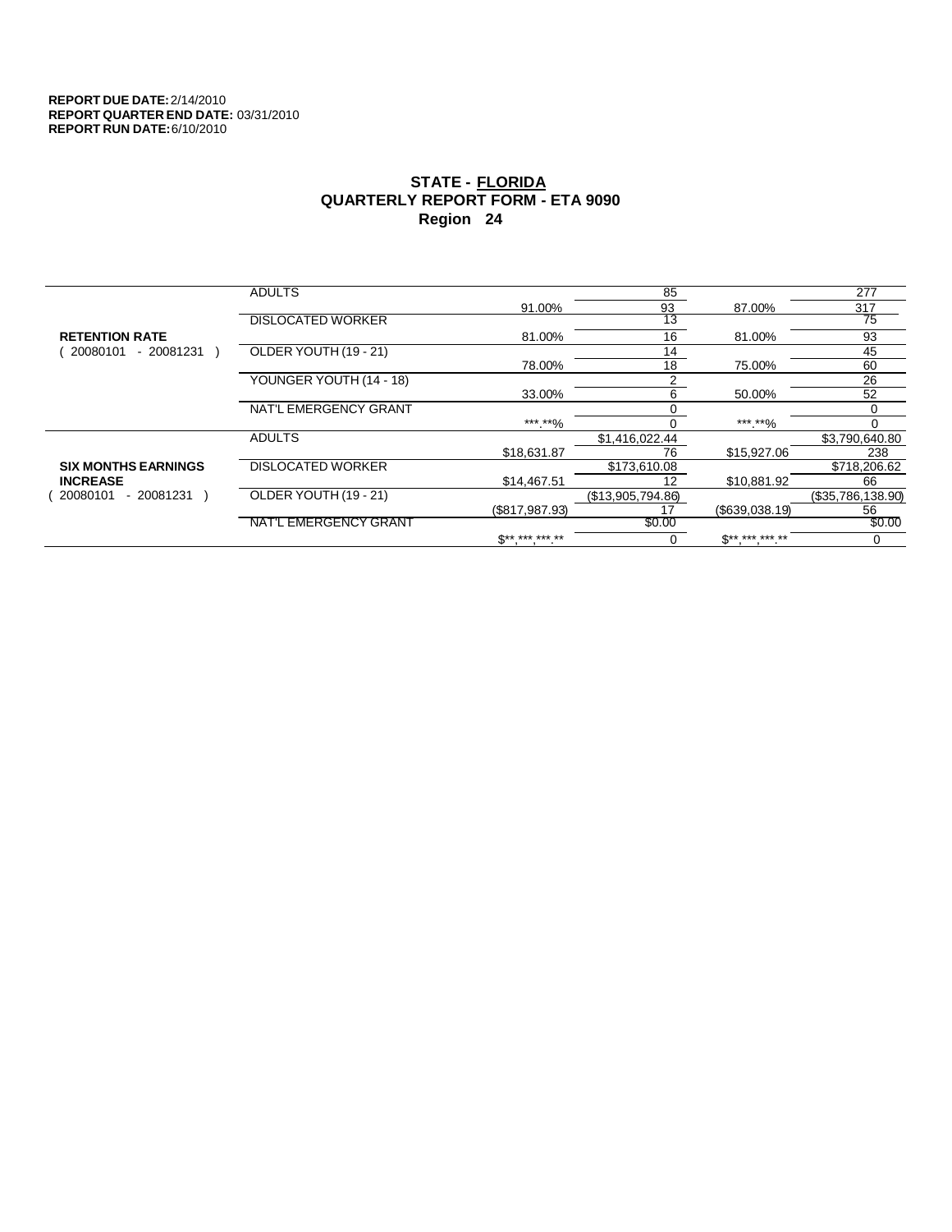**REPORT DUE DATE:** 2/14/2010
**REPORT QUARTER END DATE:** 03/31/2010
**REPORT RUN DATE:** 6/10/2010

## STATE - FLORIDA
## QUARTERLY REPORT FORM - ETA 9090
## Region 24

| | | | | | |
|---|---|---|---|---|---|
| **RETENTION RATE** ( 20080101 - 20081231 ) | ADULTS | | 85 | | 277 |
| | | 91.00% | 93 | 87.00% | 317 |
| | DISLOCATED WORKER | | 13 | | 75 |
| | | 81.00% | 16 | 81.00% | 93 |
| | OLDER YOUTH (19 - 21) | | 14 | | 45 |
| | | 78.00% | 18 | 75.00% | 60 |
| | YOUNGER YOUTH (14 - 18) | | 2 | | 26 |
| | | 33.00% | 6 | 50.00% | 52 |
| | NAT'L EMERGENCY GRANT | | 0 | | 0 |
| | | ***.**% | 0 | ***.**% | 0 |
| **SIX MONTHS EARNINGS INCREASE** ( 20080101 - 20081231 ) | ADULTS | | $1,416,022.44 | | $3,790,640.80 |
| | | $18,631.87 | 76 | $15,927.06 | 238 |
| | DISLOCATED WORKER | | $173,610.08 | | $718,206.62 |
| | | $14,467.51 | 12 | $10,881.92 | 66 |
| | OLDER YOUTH (19 - 21) | | ($13,905,794.86) | | ($35,786,138.90) |
| | | ($817,987.93) | 17 | ($639,038.19) | 56 |
| | NAT'L EMERGENCY GRANT | | $0.00 | | $0.00 |
| | | $**,***,***.** | 0 | $**,***,***.** | 0 |